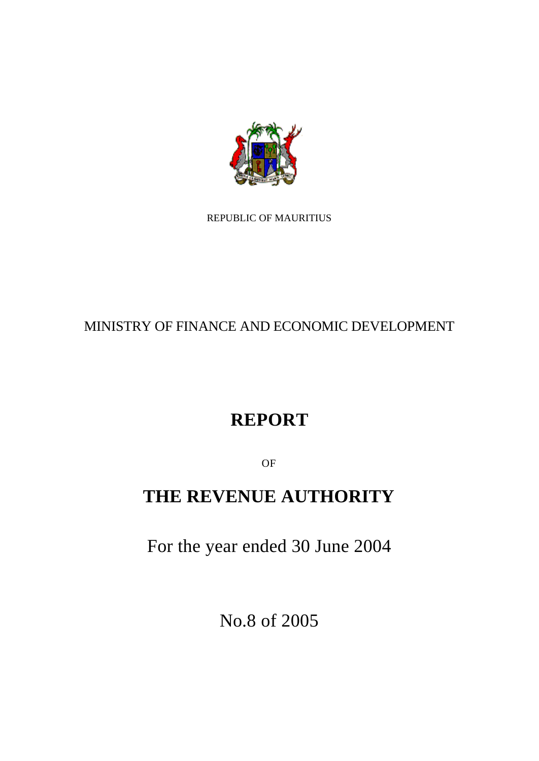REPUBLIC OF MAURITIUS

MINISTRY OF FINANCE AND ECONOMIC DEVELOPMENT

# REPORT

OF

# THE REVENUE AUTHORITY

For the year ended 30 June 2004

No.8 of 2005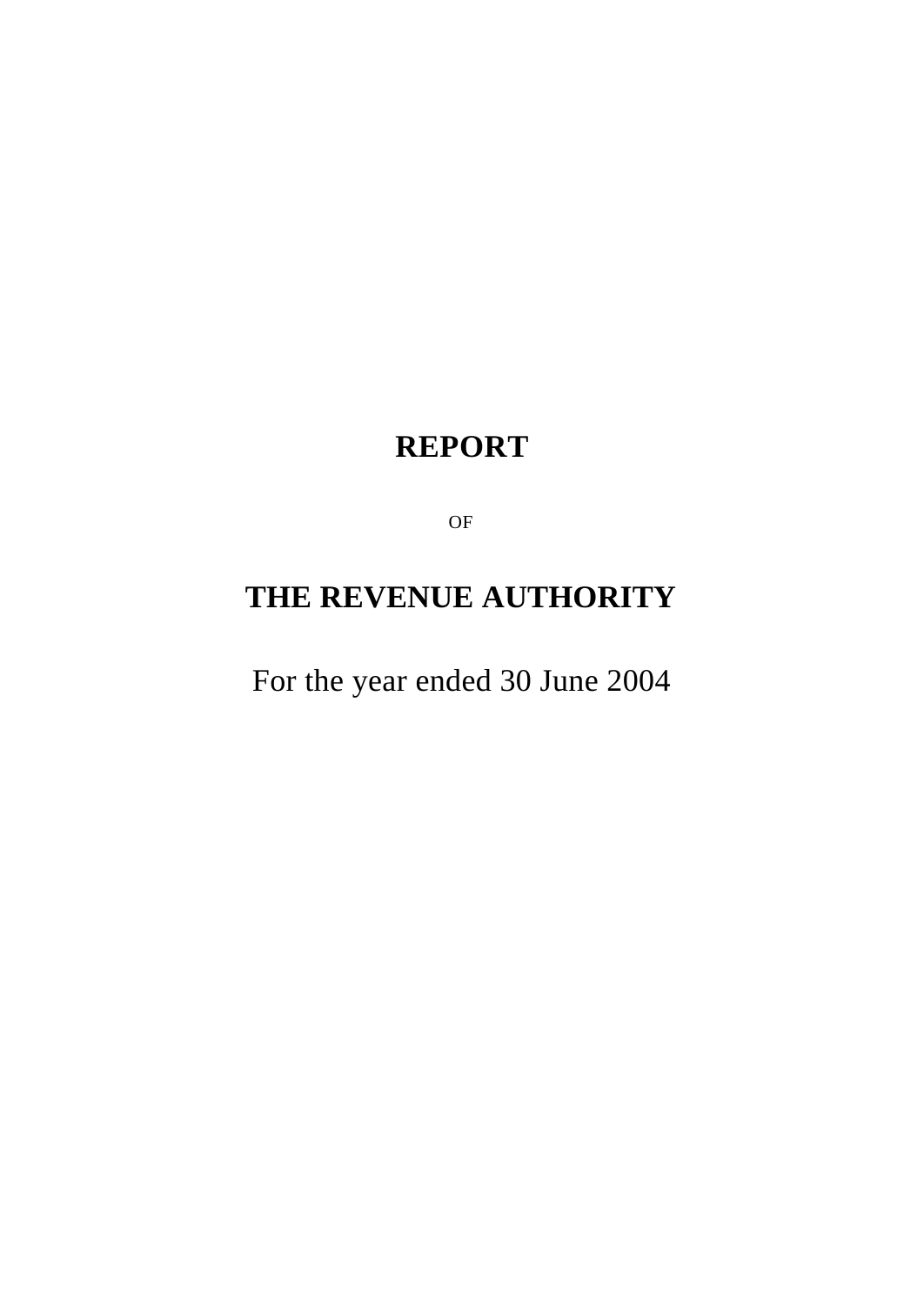# REPORT

OF

# THE REVENUE AUTHORITY

For the year ended 30 June 2004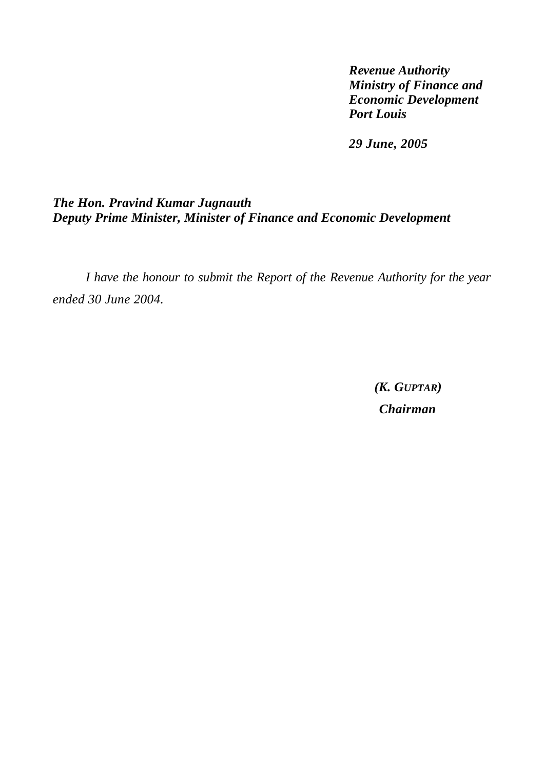***Revenue Authority***
***Ministry of Finance and***
***Economic Development***
***Port Louis***

***29 June, 2005***

***The Hon. Pravind Kumar Jugnauth***
***Deputy Prime Minister, Minister of Finance and Economic Development***

*I have the honour to submit the Report of the Revenue Authority for the year ended 30 June 2004.*

***(K. GUPTAR)***
***Chairman***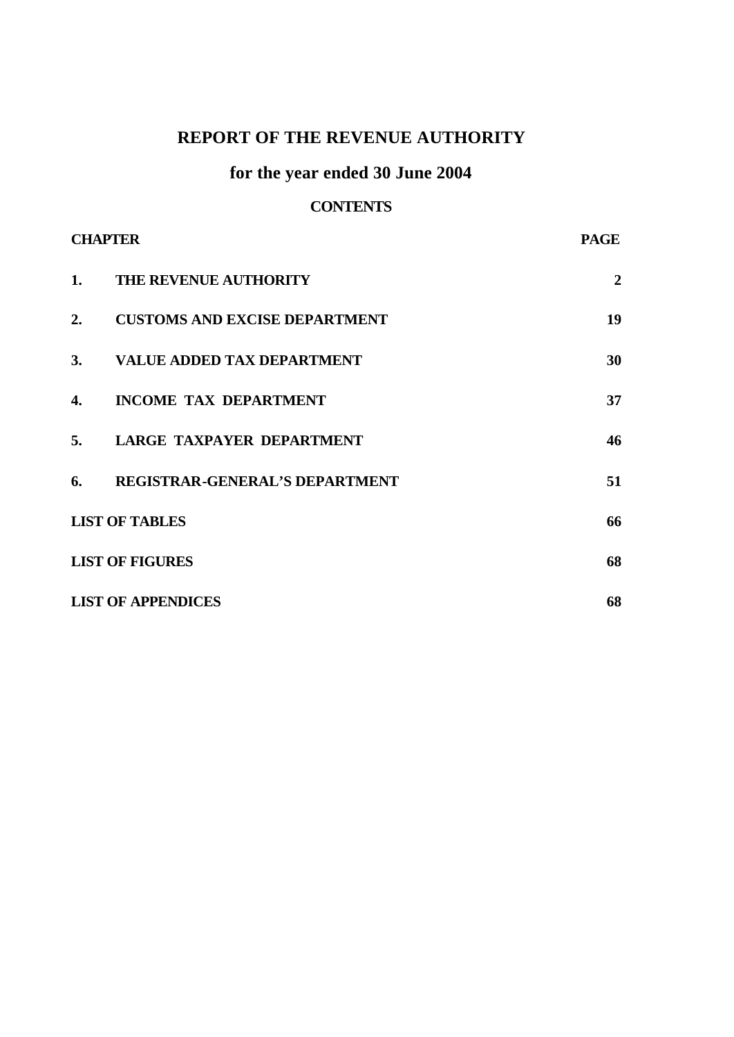# REPORT OF THE REVENUE AUTHORITY

## for the year ended 30 June 2004

### CONTENTS

| CHAPTER | | PAGE |
|---|---|---|
| **1.** | **THE REVENUE AUTHORITY** | **2** |
| **2.** | **CUSTOMS AND EXCISE DEPARTMENT** | **19** |
| **3.** | **VALUE ADDED TAX DEPARTMENT** | **30** |
| **4.** | **INCOME TAX DEPARTMENT** | **37** |
| **5.** | **LARGE TAXPAYER DEPARTMENT** | **46** |
| **6.** | **REGISTRAR-GENERAL'S DEPARTMENT** | **51** |
| **LIST OF TABLES** | | **66** |
| **LIST OF FIGURES** | | **68** |
| **LIST OF APPENDICES** | | **68** |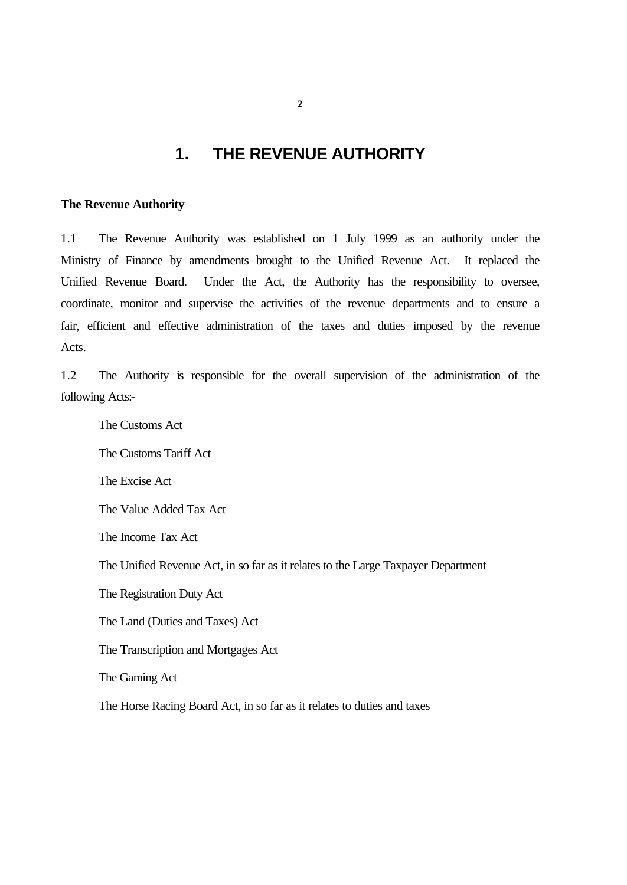# 1. THE REVENUE AUTHORITY

**The Revenue Authority**

1.1 The Revenue Authority was established on 1 July 1999 as an authority under the Ministry of Finance by amendments brought to the Unified Revenue Act. It replaced the Unified Revenue Board. Under the Act, the Authority has the responsibility to oversee, coordinate, monitor and supervise the activities of the revenue departments and to ensure a fair, efficient and effective administration of the taxes and duties imposed by the revenue Acts.

1.2 The Authority is responsible for the overall supervision of the administration of the following Acts:-

The Customs Act

The Customs Tariff Act

The Excise Act

The Value Added Tax Act

The Income Tax Act

The Unified Revenue Act, in so far as it relates to the Large Taxpayer Department

The Registration Duty Act

The Land (Duties and Taxes) Act

The Transcription and Mortgages Act

The Gaming Act

The Horse Racing Board Act, in so far as it relates to duties and taxes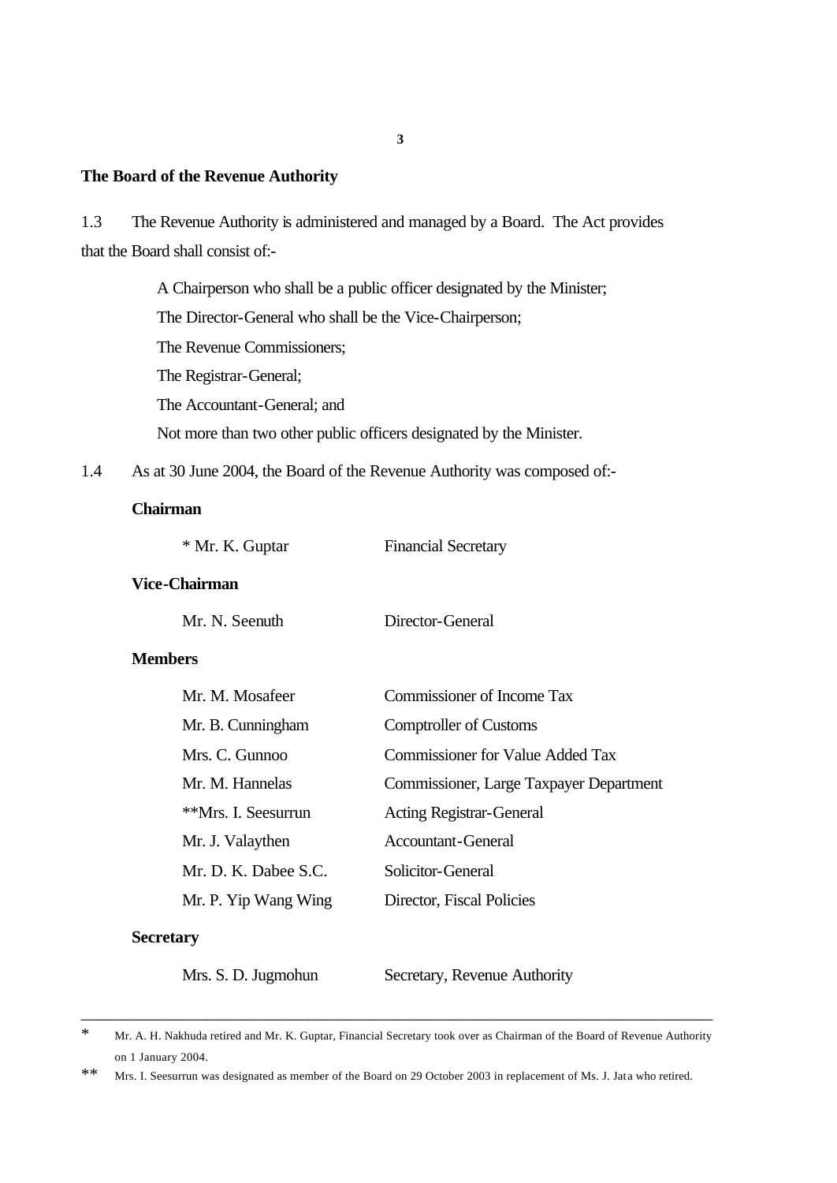## The Board of the Revenue Authority

1.3 The Revenue Authority is administered and managed by a Board. The Act provides that the Board shall consist of:-

A Chairperson who shall be a public officer designated by the Minister;

The Director-General who shall be the Vice-Chairperson;

The Revenue Commissioners;

The Registrar-General;

The Accountant-General; and

Not more than two other public officers designated by the Minister.

1.4 As at 30 June 2004, the Board of the Revenue Authority was composed of:-

**Chairman**

| | |
|---|---|
| * Mr. K. Guptar | Financial Secretary |

**Vice-Chairman**

| | |
|---|---|
| Mr. N. Seenuth | Director-General |

**Members**

| | |
|---|---|
| Mr. M. Mosafeer | Commissioner of Income Tax |
| Mr. B. Cunningham | Comptroller of Customs |
| Mrs. C. Gunnoo | Commissioner for Value Added Tax |
| Mr. M. Hannelas | Commissioner, Large Taxpayer Department |
| **Mrs. I. Seesurrun | Acting Registrar-General |
| Mr. J. Valaythen | Accountant-General |
| Mr. D. K. Dabee S.C. | Solicitor-General |
| Mr. P. Yip Wang Wing | Director, Fiscal Policies |

**Secretary**

| | |
|---|---|
| Mrs. S. D. Jugmohun | Secretary, Revenue Authority |

---

\* Mr. A. H. Nakhuda retired and Mr. K. Guptar, Financial Secretary took over as Chairman of the Board of Revenue Authority on 1 January 2004.

** Mrs. I. Seesurrun was designated as member of the Board on 29 October 2003 in replacement of Ms. J. Jata who retired.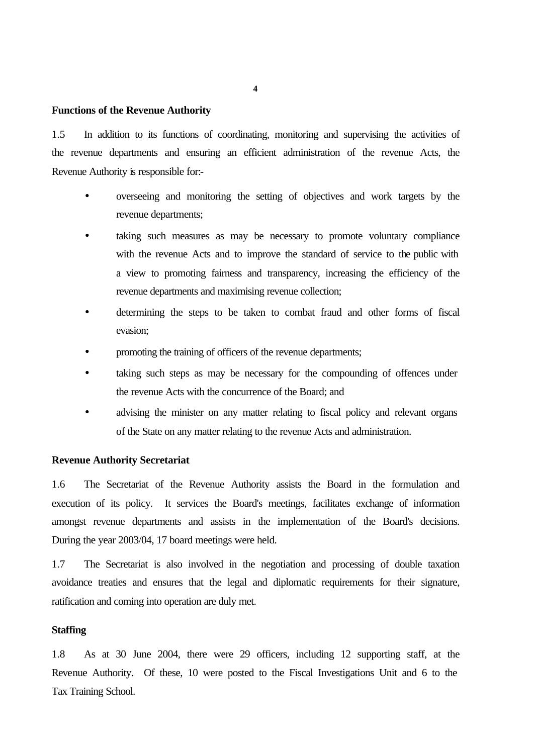## Functions of the Revenue Authority

1.5 In addition to its functions of coordinating, monitoring and supervising the activities of the revenue departments and ensuring an efficient administration of the revenue Acts, the Revenue Authority is responsible for:-

- overseeing and monitoring the setting of objectives and work targets by the revenue departments;
- taking such measures as may be necessary to promote voluntary compliance with the revenue Acts and to improve the standard of service to the public with a view to promoting fairness and transparency, increasing the efficiency of the revenue departments and maximising revenue collection;
- determining the steps to be taken to combat fraud and other forms of fiscal evasion;
- promoting the training of officers of the revenue departments;
- taking such steps as may be necessary for the compounding of offences under the revenue Acts with the concurrence of the Board; and
- advising the minister on any matter relating to fiscal policy and relevant organs of the State on any matter relating to the revenue Acts and administration.

## Revenue Authority Secretariat

1.6 The Secretariat of the Revenue Authority assists the Board in the formulation and execution of its policy. It services the Board's meetings, facilitates exchange of information amongst revenue departments and assists in the implementation of the Board's decisions. During the year 2003/04, 17 board meetings were held.

1.7 The Secretariat is also involved in the negotiation and processing of double taxation avoidance treaties and ensures that the legal and diplomatic requirements for their signature, ratification and coming into operation are duly met.

## Staffing

1.8 As at 30 June 2004, there were 29 officers, including 12 supporting staff, at the Revenue Authority. Of these, 10 were posted to the Fiscal Investigations Unit and 6 to the Tax Training School.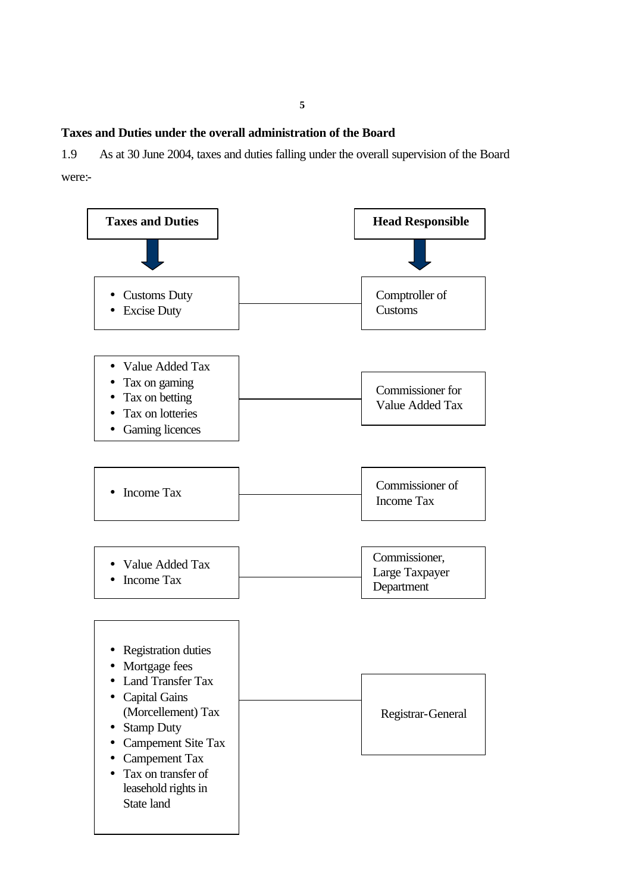**Taxes and Duties under the overall administration of the Board**

1.9 As at 30 June 2004, taxes and duties falling under the overall supervision of the Board were:-

| Taxes and Duties | Head Responsible |
| --- | --- |
| • Customs Duty<br>• Excise Duty | Comptroller of Customs |
| • Value Added Tax<br>• Tax on gaming<br>• Tax on betting<br>• Tax on lotteries<br>• Gaming licences | Commissioner for Value Added Tax |
| • Income Tax | Commissioner of Income Tax |
| • Value Added Tax<br>• Income Tax | Commissioner, Large Taxpayer Department |
| • Registration duties<br>• Mortgage fees<br>• Land Transfer Tax<br>• Capital Gains (Morcellement) Tax<br>• Stamp Duty<br>• Campement Site Tax<br>• Campement Tax<br>• Tax on transfer of leasehold rights in State land | Registrar-General |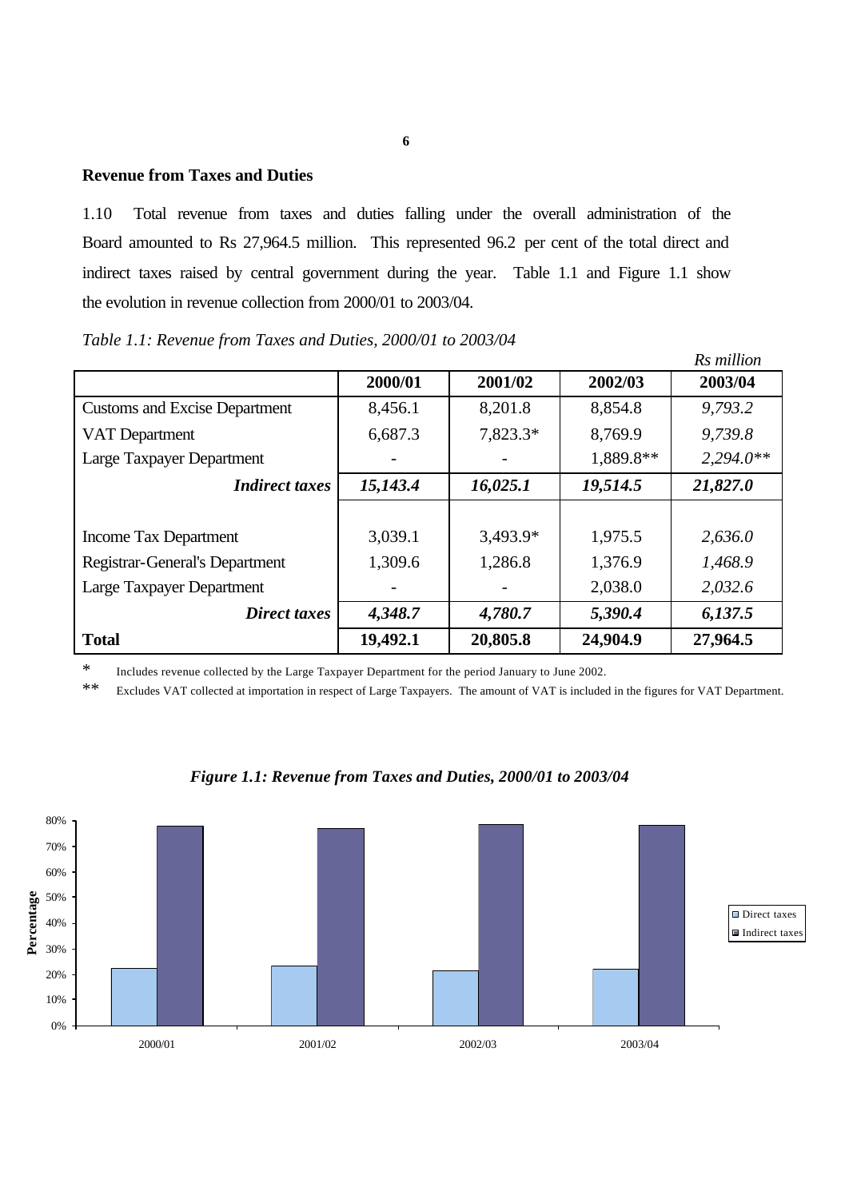## Revenue from Taxes and Duties

1.10 Total revenue from taxes and duties falling under the overall administration of the Board amounted to Rs 27,964.5 million. This represented 96.2 per cent of the total direct and indirect taxes raised by central government during the year. Table 1.1 and Figure 1.1 show the evolution in revenue collection from 2000/01 to 2003/04.

*Table 1.1: Revenue from Taxes and Duties, 2000/01 to 2003/04*

*Rs million*

| | 2000/01 | 2001/02 | 2002/03 | 2003/04 |
|---|---|---|---|---|
| Customs and Excise Department | 8,456.1 | 8,201.8 | 8,854.8 | *9,793.2* |
| VAT Department | 6,687.3 | 7,823.3* | 8,769.9 | *9,739.8* |
| Large Taxpayer Department | - | - | 1,889.8** | *2,294.0*** |
| ***Indirect taxes*** | ***15,143.4*** | ***16,025.1*** | ***19,514.5*** | ***21,827.0*** |
| | | | | |
| Income Tax Department | 3,039.1 | 3,493.9* | 1,975.5 | *2,636.0* |
| Registrar-General's Department | 1,309.6 | 1,286.8 | 1,376.9 | *1,468.9* |
| Large Taxpayer Department | - | - | 2,038.0 | *2,032.6* |
| ***Direct taxes*** | ***4,348.7*** | ***4,780.7*** | ***5,390.4*** | ***6,137.5*** |
| **Total** | **19,492.1** | **20,805.8** | **24,904.9** | **27,964.5** |

\* Includes revenue collected by the Large Taxpayer Department for the period January to June 2002.

\*\* Excludes VAT collected at importation in respect of Large Taxpayers. The amount of VAT is included in the figures for VAT Department.

***Figure 1.1: Revenue from Taxes and Duties, 2000/01 to 2003/04***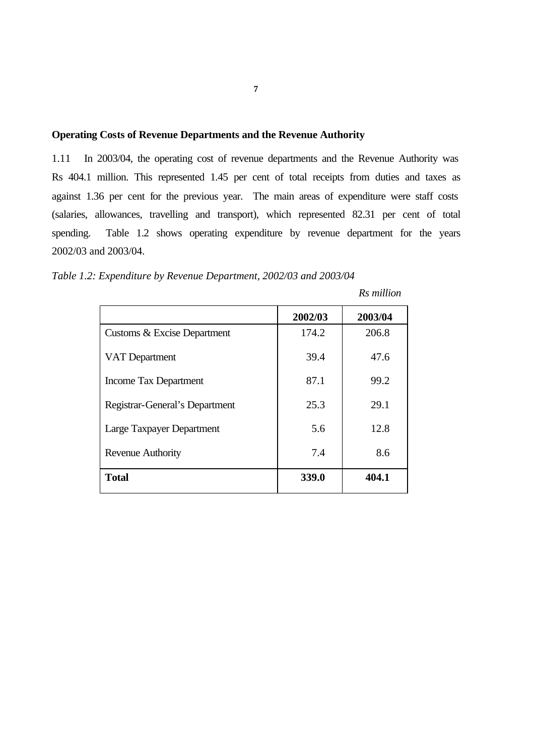**Operating Costs of Revenue Departments and the Revenue Authority**

1.11 In 2003/04, the operating cost of revenue departments and the Revenue Authority was Rs 404.1 million. This represented 1.45 per cent of total receipts from duties and taxes as against 1.36 per cent for the previous year. The main areas of expenditure were staff costs (salaries, allowances, travelling and transport), which represented 82.31 per cent of total spending. Table 1.2 shows operating expenditure by revenue department for the years 2002/03 and 2003/04.

*Table 1.2: Expenditure by Revenue Department, 2002/03 and 2003/04*

*Rs million*

| | **2002/03** | **2003/04** |
|---|---|---|
| Customs & Excise Department | 174.2 | 206.8 |
| VAT Department | 39.4 | 47.6 |
| Income Tax Department | 87.1 | 99.2 |
| Registrar-General's Department | 25.3 | 29.1 |
| Large Taxpayer Department | 5.6 | 12.8 |
| Revenue Authority | 7.4 | 8.6 |
| **Total** | **339.0** | **404.1** |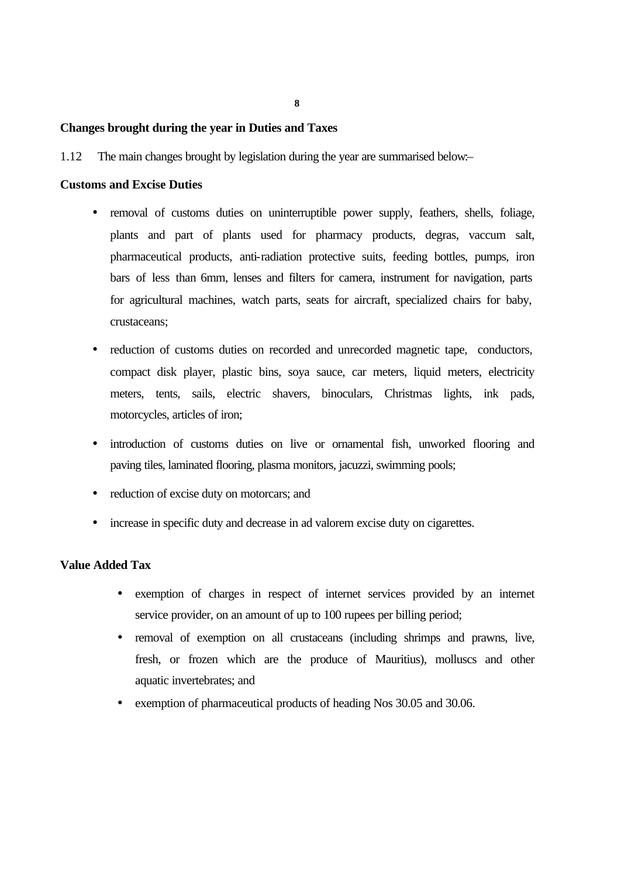## Changes brought during the year in Duties and Taxes

1.12 The main changes brought by legislation during the year are summarised below:–

### Customs and Excise Duties

- removal of customs duties on uninterruptible power supply, feathers, shells, foliage, plants and part of plants used for pharmacy products, degras, vaccum salt, pharmaceutical products, anti-radiation protective suits, feeding bottles, pumps, iron bars of less than 6mm, lenses and filters for camera, instrument for navigation, parts for agricultural machines, watch parts, seats for aircraft, specialized chairs for baby, crustaceans;
- reduction of customs duties on recorded and unrecorded magnetic tape, conductors, compact disk player, plastic bins, soya sauce, car meters, liquid meters, electricity meters, tents, sails, electric shavers, binoculars, Christmas lights, ink pads, motorcycles, articles of iron;
- introduction of customs duties on live or ornamental fish, unworked flooring and paving tiles, laminated flooring, plasma monitors, jacuzzi, swimming pools;
- reduction of excise duty on motorcars; and
- increase in specific duty and decrease in ad valorem excise duty on cigarettes.

### Value Added Tax

- exemption of charges in respect of internet services provided by an internet service provider, on an amount of up to 100 rupees per billing period;
- removal of exemption on all crustaceans (including shrimps and prawns, live, fresh, or frozen which are the produce of Mauritius), molluscs and other aquatic invertebrates; and
- exemption of pharmaceutical products of heading Nos 30.05 and 30.06.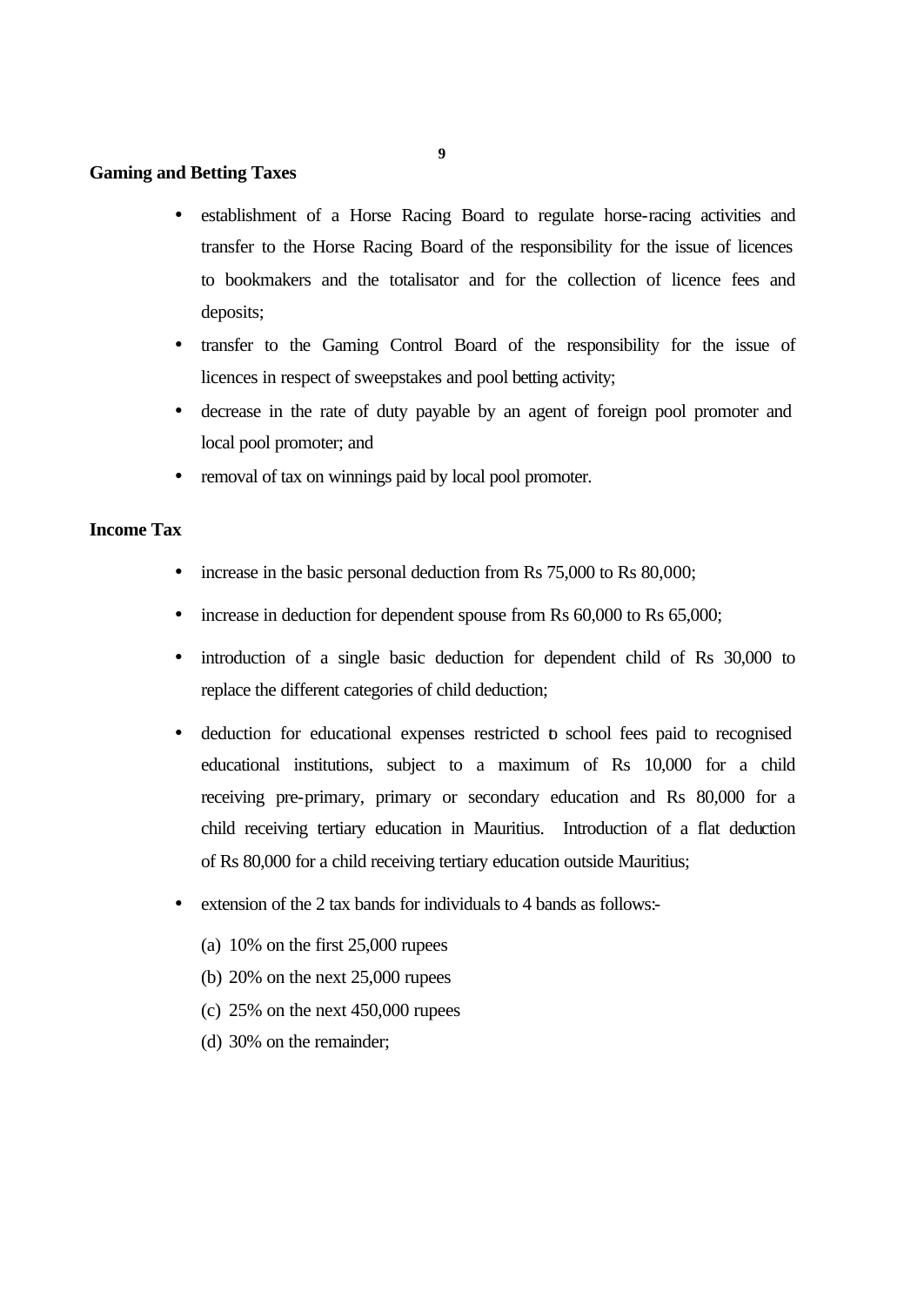**Gaming and Betting Taxes**

- establishment of a Horse Racing Board to regulate horse-racing activities and transfer to the Horse Racing Board of the responsibility for the issue of licences to bookmakers and the totalisator and for the collection of licence fees and deposits;
- transfer to the Gaming Control Board of the responsibility for the issue of licences in respect of sweepstakes and pool betting activity;
- decrease in the rate of duty payable by an agent of foreign pool promoter and local pool promoter; and
- removal of tax on winnings paid by local pool promoter.

**Income Tax**

- increase in the basic personal deduction from Rs 75,000 to Rs 80,000;
- increase in deduction for dependent spouse from Rs 60,000 to Rs 65,000;
- introduction of a single basic deduction for dependent child of Rs 30,000 to replace the different categories of child deduction;
- deduction for educational expenses restricted to school fees paid to recognised educational institutions, subject to a maximum of Rs 10,000 for a child receiving pre-primary, primary or secondary education and Rs 80,000 for a child receiving tertiary education in Mauritius. Introduction of a flat deduction of Rs 80,000 for a child receiving tertiary education outside Mauritius;
- extension of the 2 tax bands for individuals to 4 bands as follows:-

  (a) 10% on the first 25,000 rupees

  (b) 20% on the next 25,000 rupees

  (c) 25% on the next 450,000 rupees

  (d) 30% on the remainder;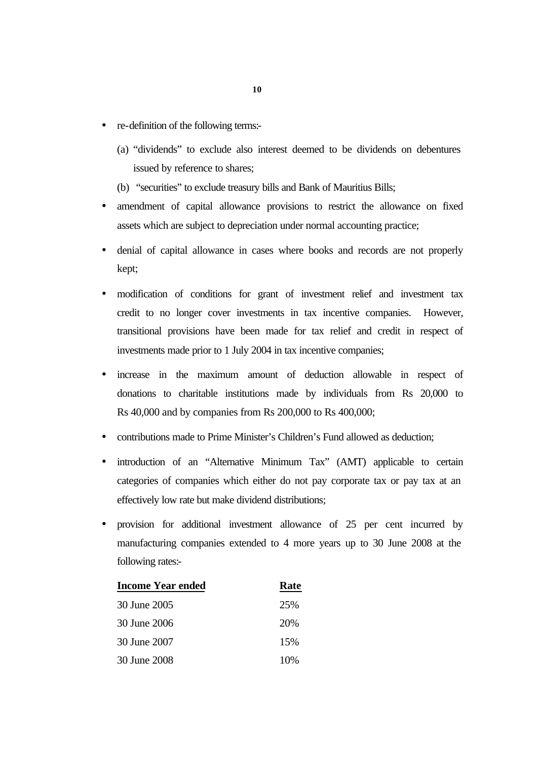- re-definition of the following terms:-

  (a) "dividends" to exclude also interest deemed to be dividends on debentures issued by reference to shares;

  (b) "securities" to exclude treasury bills and Bank of Mauritius Bills;

- amendment of capital allowance provisions to restrict the allowance on fixed assets which are subject to depreciation under normal accounting practice;

- denial of capital allowance in cases where books and records are not properly kept;

- modification of conditions for grant of investment relief and investment tax credit to no longer cover investments in tax incentive companies. However, transitional provisions have been made for tax relief and credit in respect of investments made prior to 1 July 2004 in tax incentive companies;

- increase in the maximum amount of deduction allowable in respect of donations to charitable institutions made by individuals from Rs 20,000 to Rs 40,000 and by companies from Rs 200,000 to Rs 400,000;

- contributions made to Prime Minister's Children's Fund allowed as deduction;

- introduction of an "Alternative Minimum Tax" (AMT) applicable to certain categories of companies which either do not pay corporate tax or pay tax at an effectively low rate but make dividend distributions;

- provision for additional investment allowance of 25 per cent incurred by manufacturing companies extended to 4 more years up to 30 June 2008 at the following rates:-

| **Income Year ended** | **Rate** |
| --- | --- |
| 30 June 2005 | 25% |
| 30 June 2006 | 20% |
| 30 June 2007 | 15% |
| 30 June 2008 | 10% |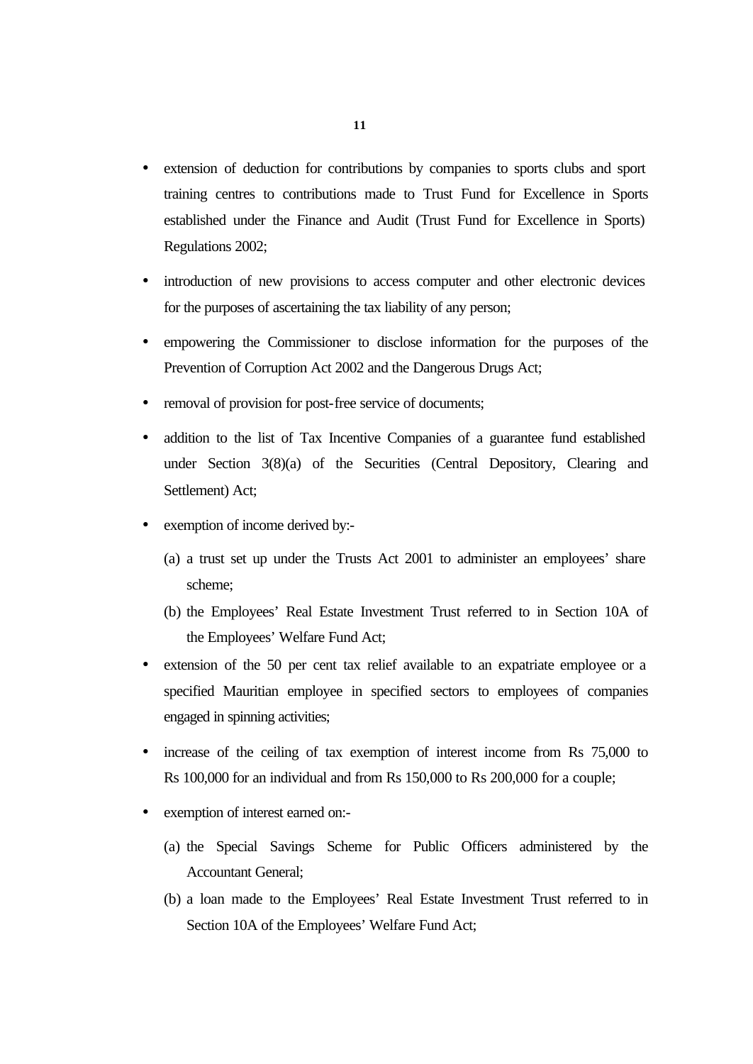- extension of deduction for contributions by companies to sports clubs and sport training centres to contributions made to Trust Fund for Excellence in Sports established under the Finance and Audit (Trust Fund for Excellence in Sports) Regulations 2002;

- introduction of new provisions to access computer and other electronic devices for the purposes of ascertaining the tax liability of any person;

- empowering the Commissioner to disclose information for the purposes of the Prevention of Corruption Act 2002 and the Dangerous Drugs Act;

- removal of provision for post-free service of documents;

- addition to the list of Tax Incentive Companies of a guarantee fund established under Section 3(8)(a) of the Securities (Central Depository, Clearing and Settlement) Act;

- exemption of income derived by:-

  (a) a trust set up under the Trusts Act 2001 to administer an employees' share scheme;

  (b) the Employees' Real Estate Investment Trust referred to in Section 10A of the Employees' Welfare Fund Act;

- extension of the 50 per cent tax relief available to an expatriate employee or a specified Mauritian employee in specified sectors to employees of companies engaged in spinning activities;

- increase of the ceiling of tax exemption of interest income from Rs 75,000 to Rs 100,000 for an individual and from Rs 150,000 to Rs 200,000 for a couple;

- exemption of interest earned on:-

  (a) the Special Savings Scheme for Public Officers administered by the Accountant General;

  (b) a loan made to the Employees' Real Estate Investment Trust referred to in Section 10A of the Employees' Welfare Fund Act;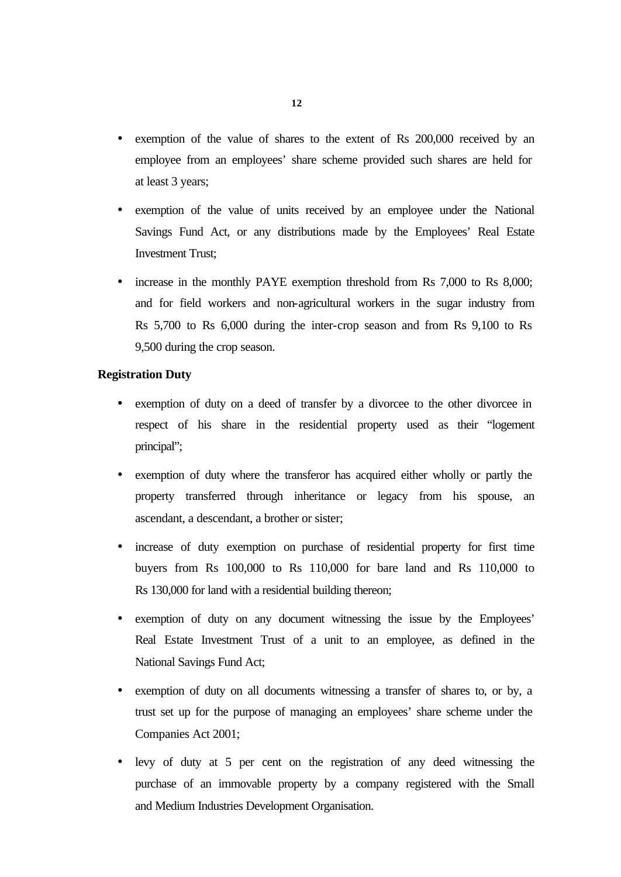- exemption of the value of shares to the extent of Rs 200,000 received by an employee from an employees' share scheme provided such shares are held for at least 3 years;
- exemption of the value of units received by an employee under the National Savings Fund Act, or any distributions made by the Employees' Real Estate Investment Trust;
- increase in the monthly PAYE exemption threshold from Rs 7,000 to Rs 8,000; and for field workers and non-agricultural workers in the sugar industry from Rs 5,700 to Rs 6,000 during the inter-crop season and from Rs 9,100 to Rs 9,500 during the crop season.

**Registration Duty**

- exemption of duty on a deed of transfer by a divorcee to the other divorcee in respect of his share in the residential property used as their "logement principal";
- exemption of duty where the transferor has acquired either wholly or partly the property transferred through inheritance or legacy from his spouse, an ascendant, a descendant, a brother or sister;
- increase of duty exemption on purchase of residential property for first time buyers from Rs 100,000 to Rs 110,000 for bare land and Rs 110,000 to Rs 130,000 for land with a residential building thereon;
- exemption of duty on any document witnessing the issue by the Employees' Real Estate Investment Trust of a unit to an employee, as defined in the National Savings Fund Act;
- exemption of duty on all documents witnessing a transfer of shares to, or by, a trust set up for the purpose of managing an employees' share scheme under the Companies Act 2001;
- levy of duty at 5 per cent on the registration of any deed witnessing the purchase of an immovable property by a company registered with the Small and Medium Industries Development Organisation.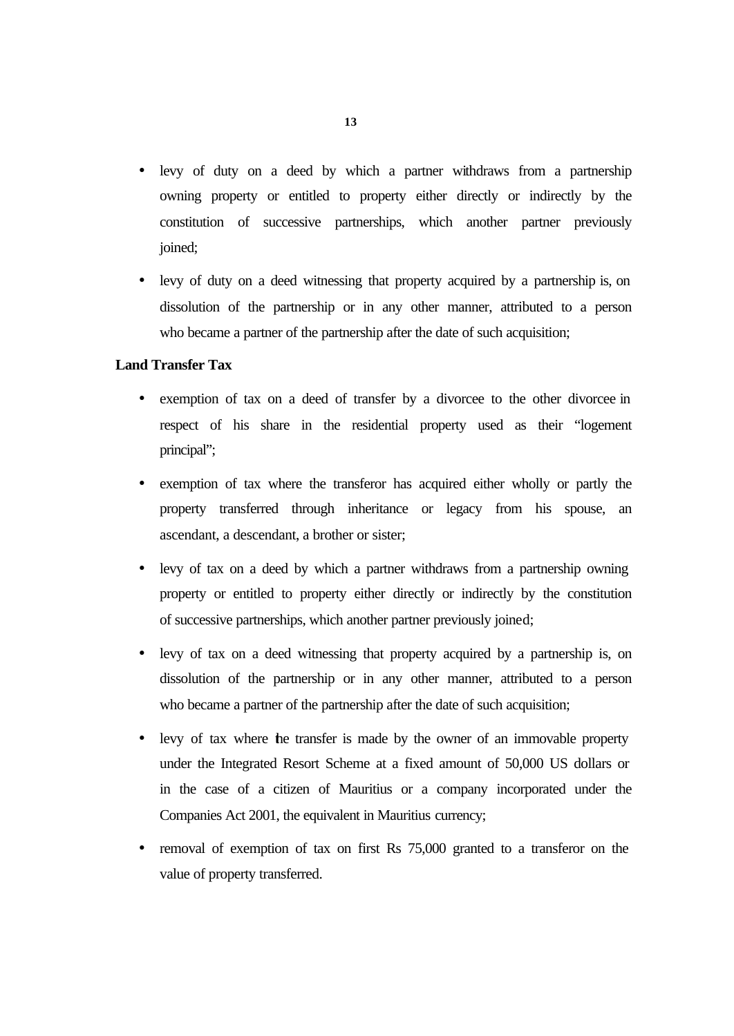- levy of duty on a deed by which a partner withdraws from a partnership owning property or entitled to property either directly or indirectly by the constitution of successive partnerships, which another partner previously joined;
- levy of duty on a deed witnessing that property acquired by a partnership is, on dissolution of the partnership or in any other manner, attributed to a person who became a partner of the partnership after the date of such acquisition;

**Land Transfer Tax**

- exemption of tax on a deed of transfer by a divorcee to the other divorcee in respect of his share in the residential property used as their "logement principal";
- exemption of tax where the transferor has acquired either wholly or partly the property transferred through inheritance or legacy from his spouse, an ascendant, a descendant, a brother or sister;
- levy of tax on a deed by which a partner withdraws from a partnership owning property or entitled to property either directly or indirectly by the constitution of successive partnerships, which another partner previously joined;
- levy of tax on a deed witnessing that property acquired by a partnership is, on dissolution of the partnership or in any other manner, attributed to a person who became a partner of the partnership after the date of such acquisition;
- levy of tax where the transfer is made by the owner of an immovable property under the Integrated Resort Scheme at a fixed amount of 50,000 US dollars or in the case of a citizen of Mauritius or a company incorporated under the Companies Act 2001, the equivalent in Mauritius currency;
- removal of exemption of tax on first Rs 75,000 granted to a transferor on the value of property transferred.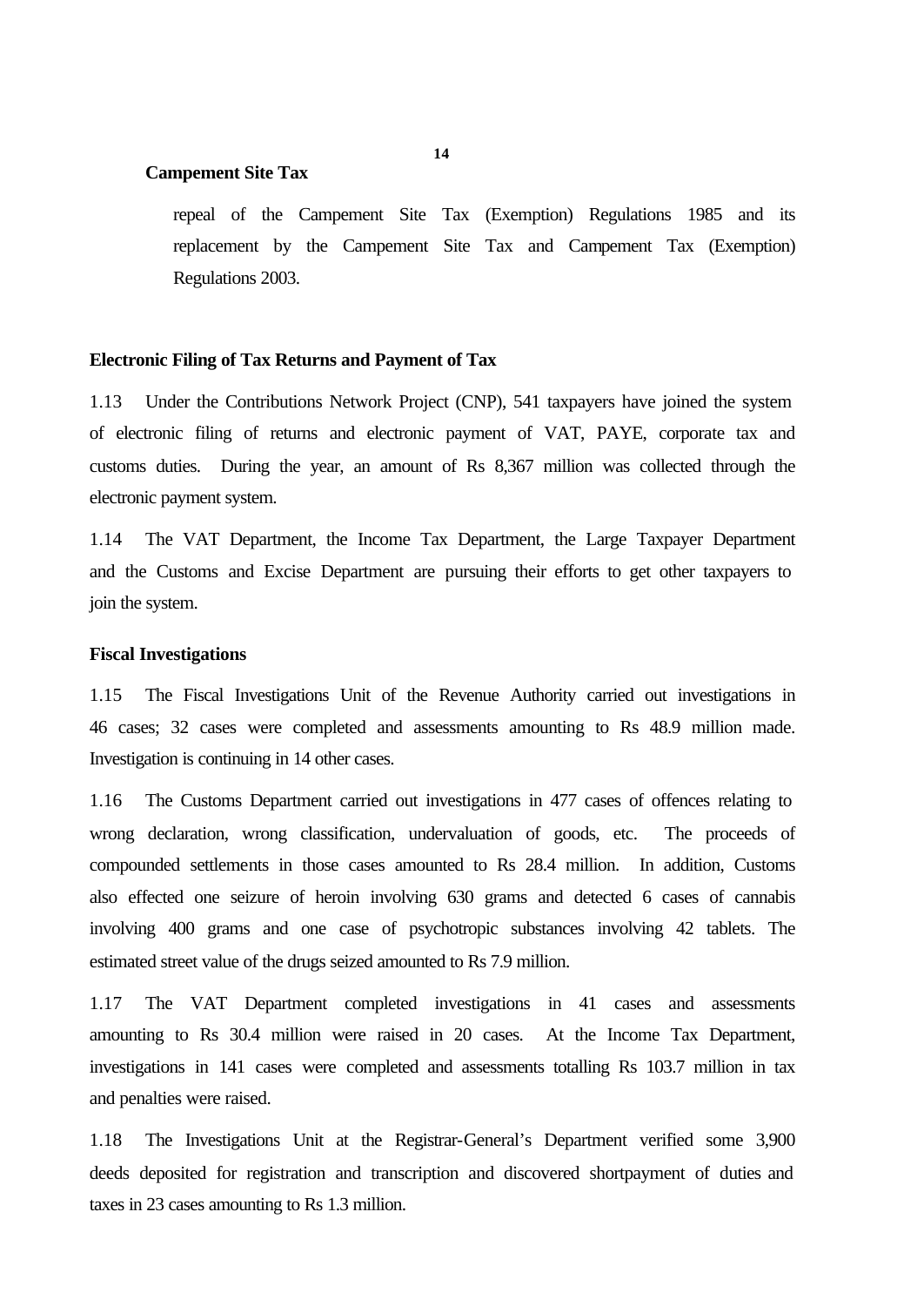**Campement Site Tax**

repeal of the Campement Site Tax (Exemption) Regulations 1985 and its replacement by the Campement Site Tax and Campement Tax (Exemption) Regulations 2003.

**Electronic Filing of Tax Returns and Payment of Tax**

1.13 Under the Contributions Network Project (CNP), 541 taxpayers have joined the system of electronic filing of returns and electronic payment of VAT, PAYE, corporate tax and customs duties. During the year, an amount of Rs 8,367 million was collected through the electronic payment system.

1.14 The VAT Department, the Income Tax Department, the Large Taxpayer Department and the Customs and Excise Department are pursuing their efforts to get other taxpayers to join the system.

**Fiscal Investigations**

1.15 The Fiscal Investigations Unit of the Revenue Authority carried out investigations in 46 cases; 32 cases were completed and assessments amounting to Rs 48.9 million made. Investigation is continuing in 14 other cases.

1.16 The Customs Department carried out investigations in 477 cases of offences relating to wrong declaration, wrong classification, undervaluation of goods, etc. The proceeds of compounded settlements in those cases amounted to Rs 28.4 million. In addition, Customs also effected one seizure of heroin involving 630 grams and detected 6 cases of cannabis involving 400 grams and one case of psychotropic substances involving 42 tablets. The estimated street value of the drugs seized amounted to Rs 7.9 million.

1.17 The VAT Department completed investigations in 41 cases and assessments amounting to Rs 30.4 million were raised in 20 cases. At the Income Tax Department, investigations in 141 cases were completed and assessments totalling Rs 103.7 million in tax and penalties were raised.

1.18 The Investigations Unit at the Registrar-General's Department verified some 3,900 deeds deposited for registration and transcription and discovered shortpayment of duties and taxes in 23 cases amounting to Rs 1.3 million.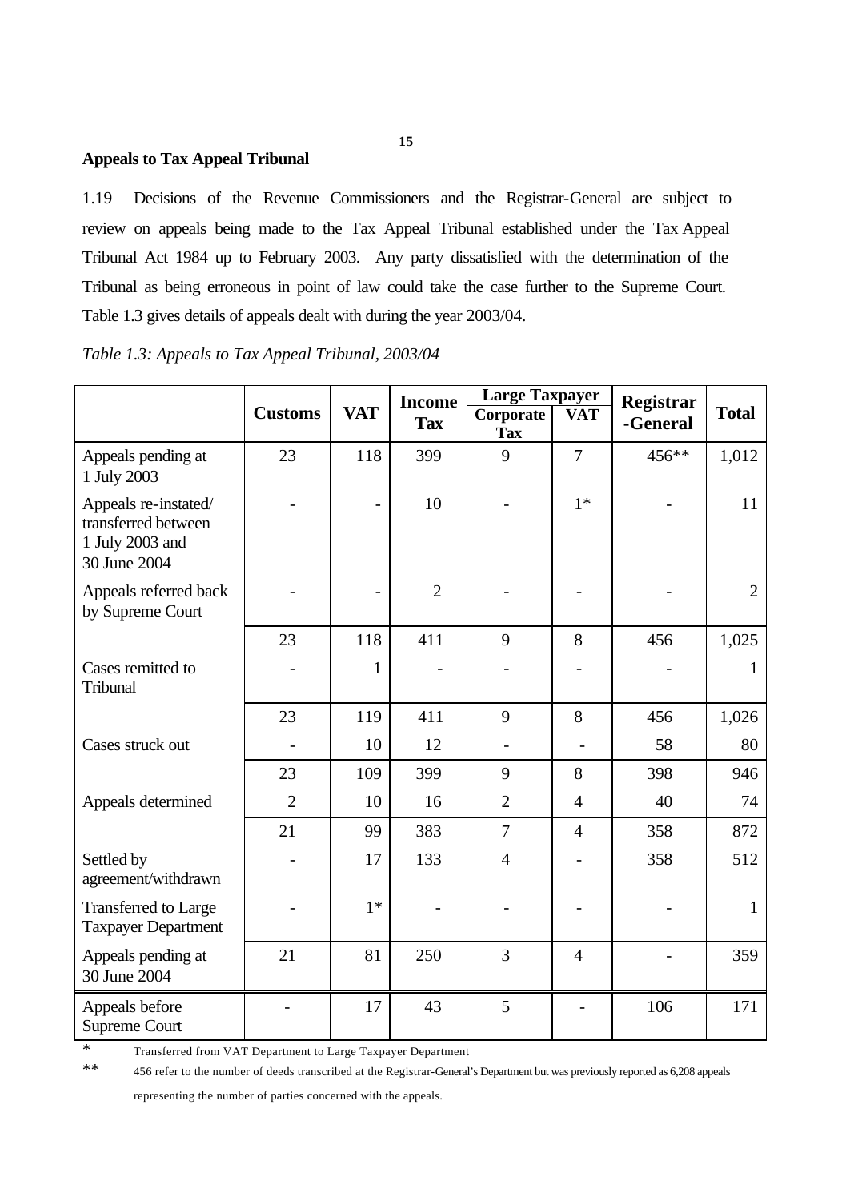## Appeals to Tax Appeal Tribunal

1.19 Decisions of the Revenue Commissioners and the Registrar-General are subject to review on appeals being made to the Tax Appeal Tribunal established under the Tax Appeal Tribunal Act 1984 up to February 2003. Any party dissatisfied with the determination of the Tribunal as being erroneous in point of law could take the case further to the Supreme Court. Table 1.3 gives details of appeals dealt with during the year 2003/04.

*Table 1.3: Appeals to Tax Appeal Tribunal, 2003/04*

| | Customs | VAT | Income Tax | Large Taxpayer | | Registrar -General | Total |
|---|---|---|---|---|---|---|---|
| | | | | Corporate Tax | VAT | | |
| Appeals pending at 1 July 2003 | 23 | 118 | 399 | 9 | 7 | 456** | 1,012 |
| Appeals re-instated/ transferred between 1 July 2003 and 30 June 2004 | - | - | 10 | - | 1* | - | 11 |
| Appeals referred back by Supreme Court | - | - | 2 | - | - | - | 2 |
| | 23 | 118 | 411 | 9 | 8 | 456 | 1,025 |
| Cases remitted to Tribunal | - | 1 | - | - | - | - | 1 |
| | 23 | 119 | 411 | 9 | 8 | 456 | 1,026 |
| Cases struck out | - | 10 | 12 | - | - | 58 | 80 |
| | 23 | 109 | 399 | 9 | 8 | 398 | 946 |
| Appeals determined | 2 | 10 | 16 | 2 | 4 | 40 | 74 |
| | 21 | 99 | 383 | 7 | 4 | 358 | 872 |
| Settled by agreement/withdrawn | - | 17 | 133 | 4 | - | 358 | 512 |
| Transferred to Large Taxpayer Department | - | 1* | - | - | - | - | 1 |
| Appeals pending at 30 June 2004 | 21 | 81 | 250 | 3 | 4 | - | 359 |
| Appeals before Supreme Court | - | 17 | 43 | 5 | - | 106 | 171 |

\* Transferred from VAT Department to Large Taxpayer Department

\*\* 456 refer to the number of deeds transcribed at the Registrar-General's Department but was previously reported as 6,208 appeals representing the number of parties concerned with the appeals.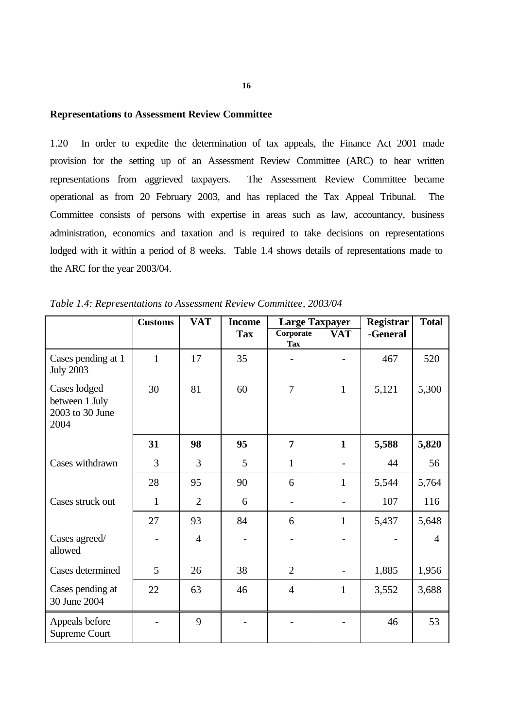## Representations to Assessment Review Committee

1.20 In order to expedite the determination of tax appeals, the Finance Act 2001 made provision for the setting up of an Assessment Review Committee (ARC) to hear written representations from aggrieved taxpayers. The Assessment Review Committee became operational as from 20 February 2003, and has replaced the Tax Appeal Tribunal. The Committee consists of persons with expertise in areas such as law, accountancy, business administration, economics and taxation and is required to take decisions on representations lodged with it within a period of 8 weeks. Table 1.4 shows details of representations made to the ARC for the year 2003/04.

*Table 1.4: Representations to Assessment Review Committee, 2003/04*

| | **Customs** | **VAT** | **Income Tax** | **Large Taxpayer** | | **Registrar-General** | **Total** |
|---|---|---|---|---|---|---|---|
| | | | | **Corporate Tax** | **VAT** | | |
| Cases pending at 1 July 2003 | 1 | 17 | 35 | - | - | 467 | 520 |
| Cases lodged between 1 July 2003 to 30 June 2004 | 30 | 81 | 60 | 7 | 1 | 5,121 | 5,300 |
| | **31** | **98** | **95** | **7** | **1** | **5,588** | **5,820** |
| Cases withdrawn | 3 | 3 | 5 | 1 | - | 44 | 56 |
| | 28 | 95 | 90 | 6 | 1 | 5,544 | 5,764 |
| Cases struck out | 1 | 2 | 6 | - | - | 107 | 116 |
| | 27 | 93 | 84 | 6 | 1 | 5,437 | 5,648 |
| Cases agreed/ allowed | - | 4 | - | - | - | - | 4 |
| Cases determined | 5 | 26 | 38 | 2 | - | 1,885 | 1,956 |
| Cases pending at 30 June 2004 | 22 | 63 | 46 | 4 | 1 | 3,552 | 3,688 |
| Appeals before Supreme Court | - | 9 | - | - | - | 46 | 53 |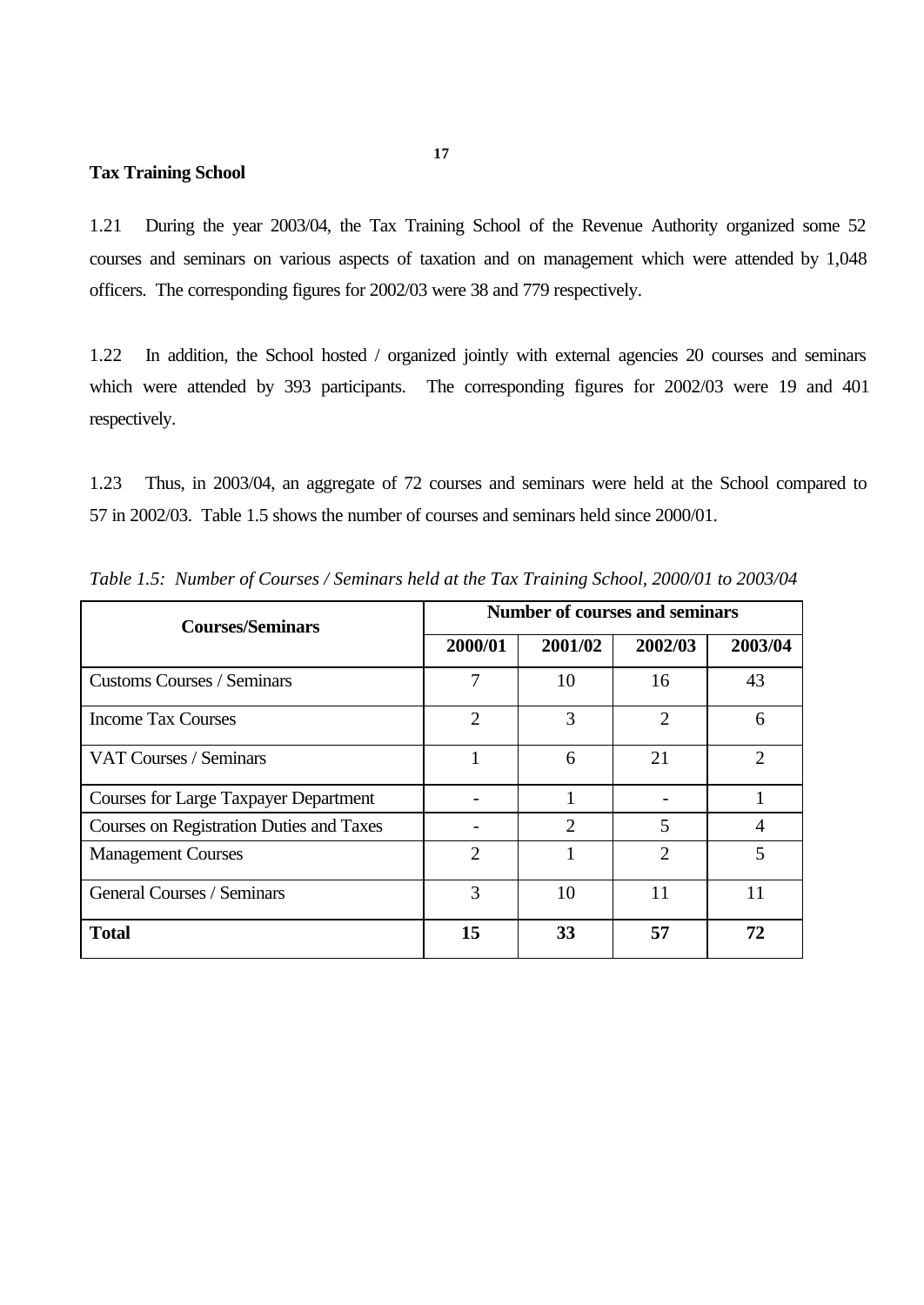## Tax Training School

1.21 During the year 2003/04, the Tax Training School of the Revenue Authority organized some 52 courses and seminars on various aspects of taxation and on management which were attended by 1,048 officers. The corresponding figures for 2002/03 were 38 and 779 respectively.

1.22 In addition, the School hosted / organized jointly with external agencies 20 courses and seminars which were attended by 393 participants. The corresponding figures for 2002/03 were 19 and 401 respectively.

1.23 Thus, in 2003/04, an aggregate of 72 courses and seminars were held at the School compared to 57 in 2002/03. Table 1.5 shows the number of courses and seminars held since 2000/01.

*Table 1.5: Number of Courses / Seminars held at the Tax Training School, 2000/01 to 2003/04*

| Courses/Seminars | Number of courses and seminars | | | |
|---|---|---|---|---|
| | 2000/01 | 2001/02 | 2002/03 | 2003/04 |
| Customs Courses / Seminars | 7 | 10 | 16 | 43 |
| Income Tax Courses | 2 | 3 | 2 | 6 |
| VAT Courses / Seminars | 1 | 6 | 21 | 2 |
| Courses for Large Taxpayer Department | - | 1 | - | 1 |
| Courses on Registration Duties and Taxes | - | 2 | 5 | 4 |
| Management Courses | 2 | 1 | 2 | 5 |
| General Courses / Seminars | 3 | 10 | 11 | 11 |
| **Total** | **15** | **33** | **57** | **72** |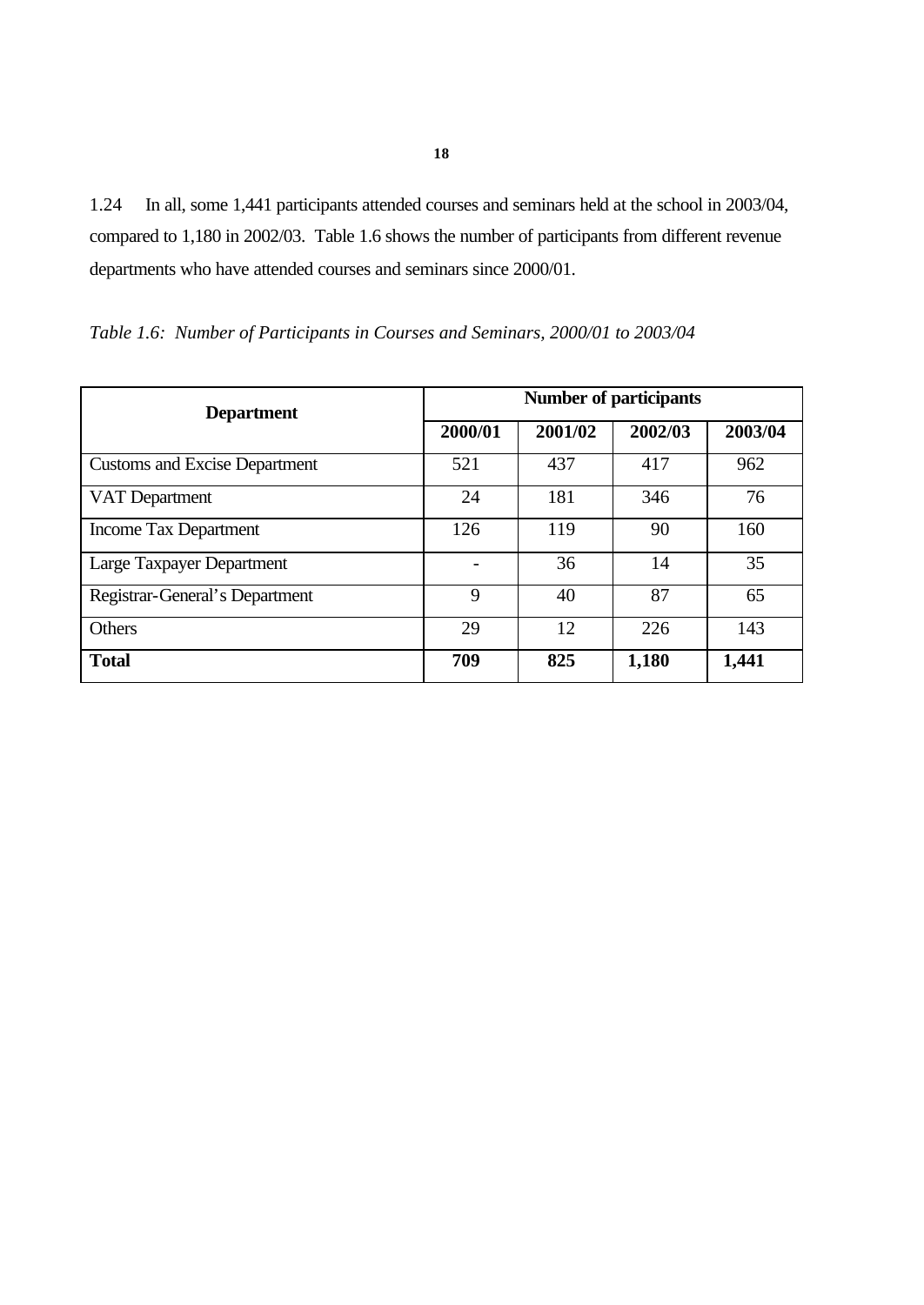1.24 In all, some 1,441 participants attended courses and seminars held at the school in 2003/04, compared to 1,180 in 2002/03. Table 1.6 shows the number of participants from different revenue departments who have attended courses and seminars since 2000/01.

*Table 1.6: Number of Participants in Courses and Seminars, 2000/01 to 2003/04*

| **Department** | **Number of participants** | | | |
|---|---|---|---|---|
| | **2000/01** | **2001/02** | **2002/03** | **2003/04** |
| Customs and Excise Department | 521 | 437 | 417 | 962 |
| VAT Department | 24 | 181 | 346 | 76 |
| Income Tax Department | 126 | 119 | 90 | 160 |
| Large Taxpayer Department | - | 36 | 14 | 35 |
| Registrar-General's Department | 9 | 40 | 87 | 65 |
| Others | 29 | 12 | 226 | 143 |
| **Total** | **709** | **825** | **1,180** | **1,441** |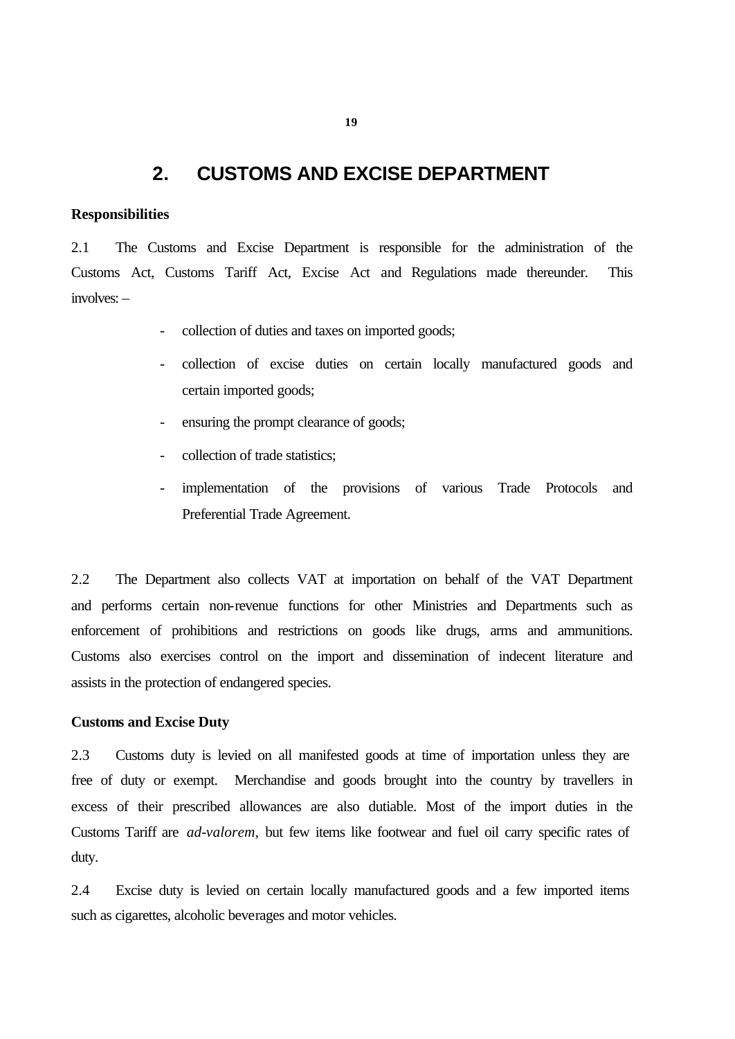# 2. CUSTOMS AND EXCISE DEPARTMENT

**Responsibilities**

2.1 The Customs and Excise Department is responsible for the administration of the Customs Act, Customs Tariff Act, Excise Act and Regulations made thereunder. This involves: –

- collection of duties and taxes on imported goods;
- collection of excise duties on certain locally manufactured goods and certain imported goods;
- ensuring the prompt clearance of goods;
- collection of trade statistics;
- implementation of the provisions of various Trade Protocols and Preferential Trade Agreement.

2.2 The Department also collects VAT at importation on behalf of the VAT Department and performs certain non-revenue functions for other Ministries and Departments such as enforcement of prohibitions and restrictions on goods like drugs, arms and ammunitions. Customs also exercises control on the import and dissemination of indecent literature and assists in the protection of endangered species.

**Customs and Excise Duty**

2.3 Customs duty is levied on all manifested goods at time of importation unless they are free of duty or exempt. Merchandise and goods brought into the country by travellers in excess of their prescribed allowances are also dutiable. Most of the import duties in the Customs Tariff are *ad-valorem*, but few items like footwear and fuel oil carry specific rates of duty.

2.4 Excise duty is levied on certain locally manufactured goods and a few imported items such as cigarettes, alcoholic beverages and motor vehicles.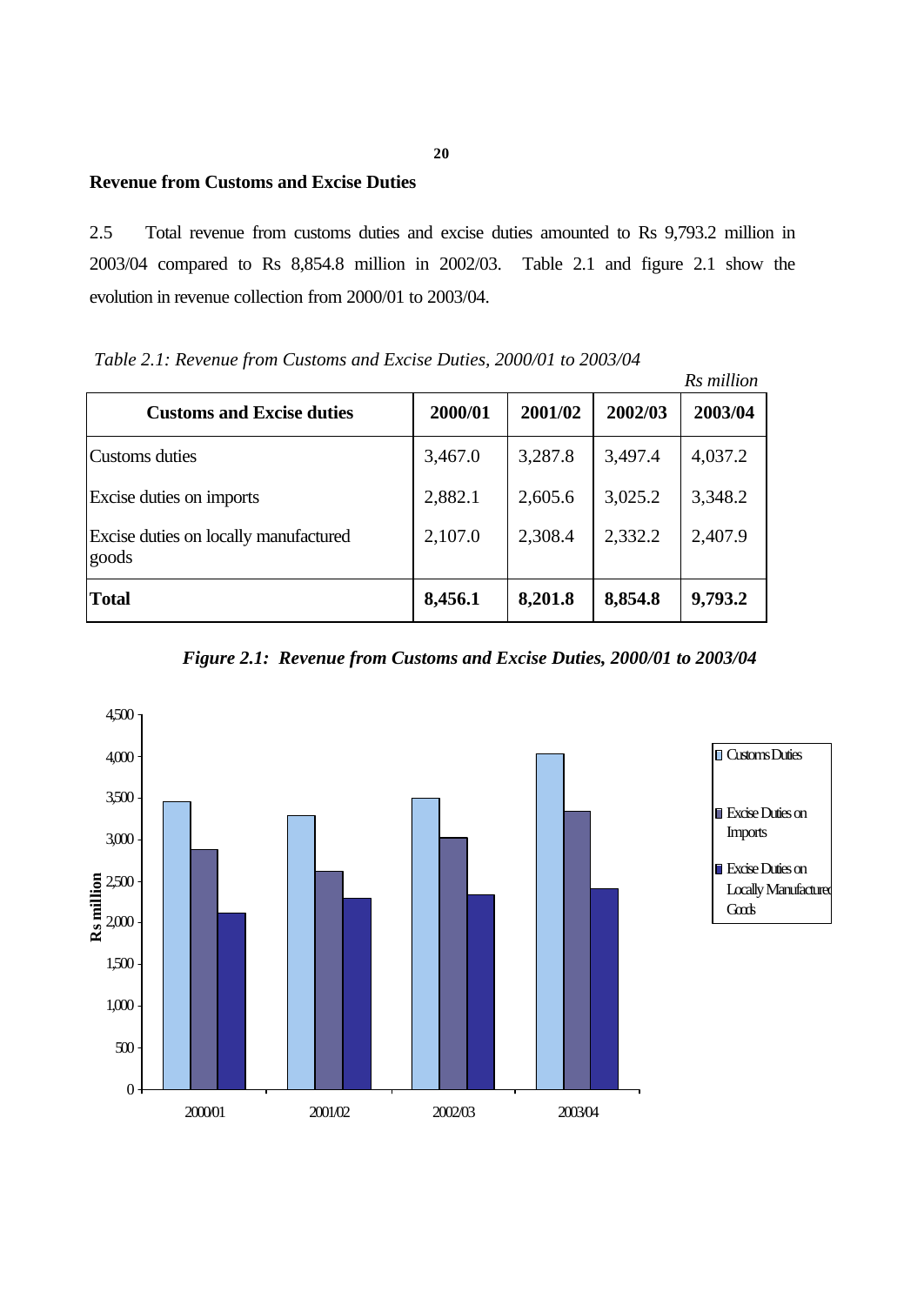## Revenue from Customs and Excise Duties

2.5 Total revenue from customs duties and excise duties amounted to Rs 9,793.2 million in 2003/04 compared to Rs 8,854.8 million in 2002/03. Table 2.1 and figure 2.1 show the evolution in revenue collection from 2000/01 to 2003/04.

*Table 2.1: Revenue from Customs and Excise Duties, 2000/01 to 2003/04*

*Rs million*

| Customs and Excise duties | 2000/01 | 2001/02 | 2002/03 | 2003/04 |
|---|---|---|---|---|
| Customs duties | 3,467.0 | 3,287.8 | 3,497.4 | 4,037.2 |
| Excise duties on imports | 2,882.1 | 2,605.6 | 3,025.2 | 3,348.2 |
| Excise duties on locally manufactured goods | 2,107.0 | 2,308.4 | 2,332.2 | 2,407.9 |
| **Total** | **8,456.1** | **8,201.8** | **8,854.8** | **9,793.2** |

***Figure 2.1: Revenue from Customs and Excise Duties, 2000/01 to 2003/04***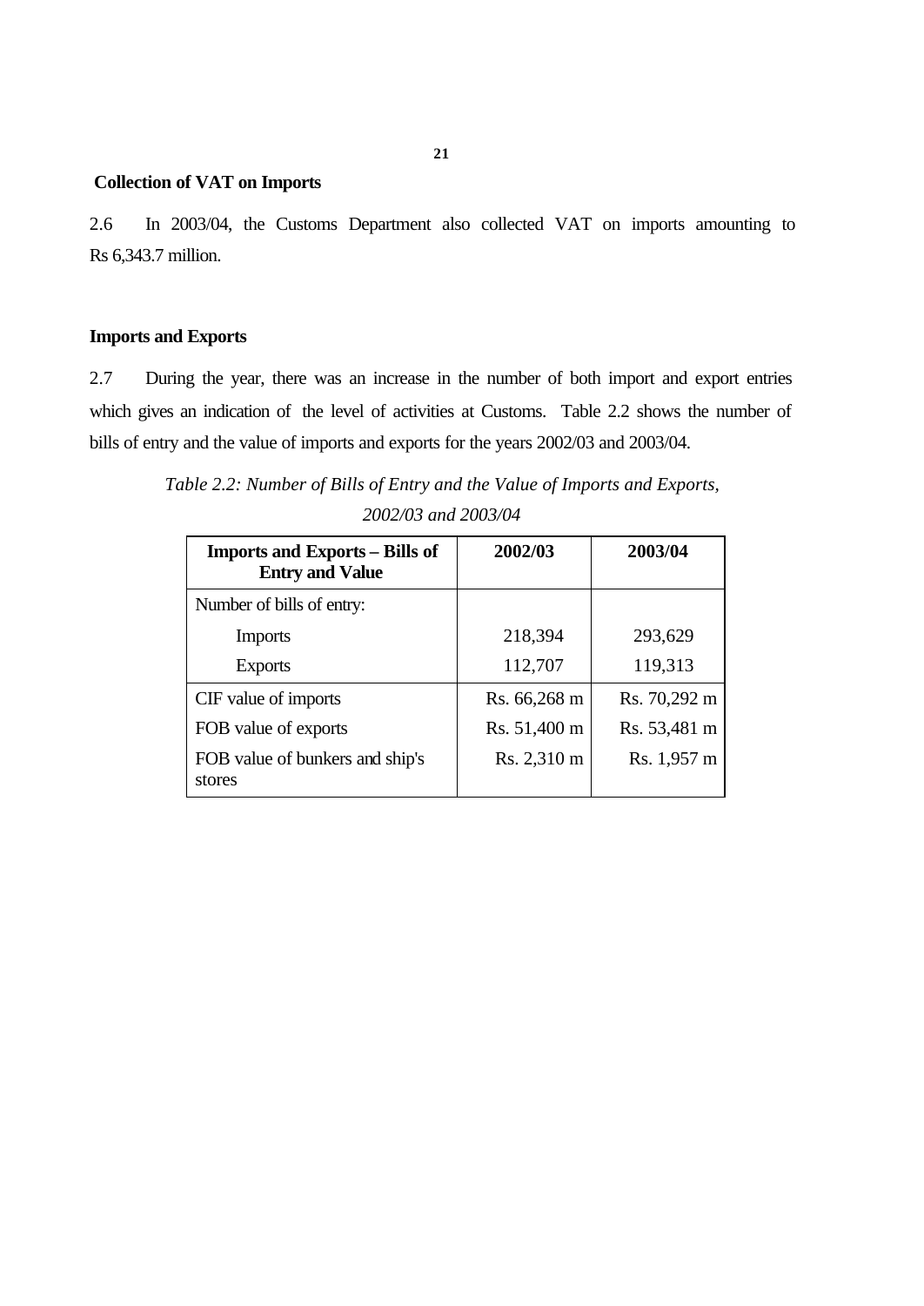**Collection of VAT on Imports**

2.6 In 2003/04, the Customs Department also collected VAT on imports amounting to Rs 6,343.7 million.

**Imports and Exports**

2.7 During the year, there was an increase in the number of both import and export entries which gives an indication of the level of activities at Customs. Table 2.2 shows the number of bills of entry and the value of imports and exports for the years 2002/03 and 2003/04.

*Table 2.2: Number of Bills of Entry and the Value of Imports and Exports, 2002/03 and 2003/04*

| Imports and Exports – Bills of Entry and Value | 2002/03 | 2003/04 |
|---|---|---|
| Number of bills of entry: | | |
| Imports | 218,394 | 293,629 |
| Exports | 112,707 | 119,313 |
| CIF value of imports | Rs. 66,268 m | Rs. 70,292 m |
| FOB value of exports | Rs. 51,400 m | Rs. 53,481 m |
| FOB value of bunkers and ship's stores | Rs. 2,310 m | Rs. 1,957 m |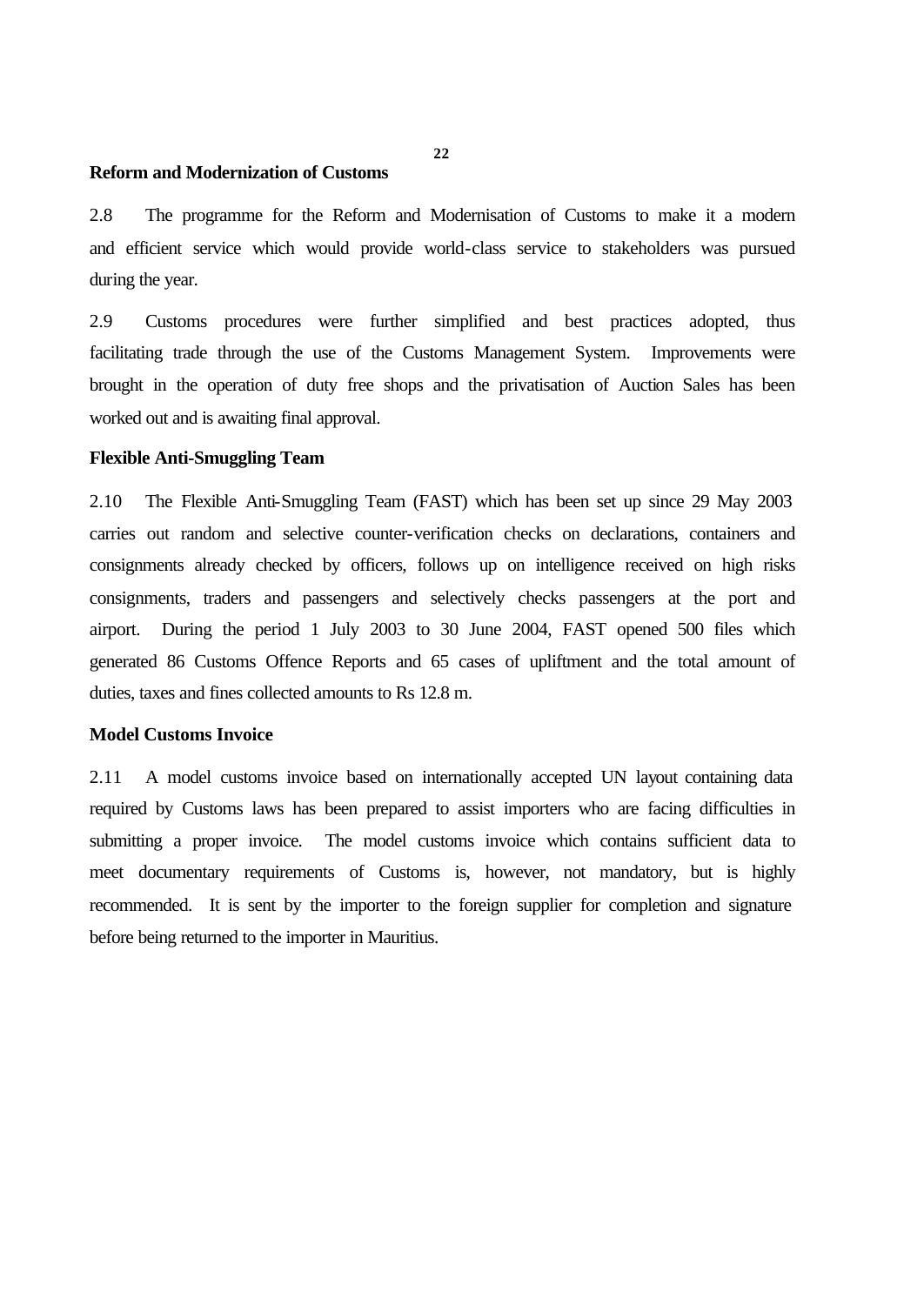**Reform and Modernization of Customs**

2.8 The programme for the Reform and Modernisation of Customs to make it a modern and efficient service which would provide world-class service to stakeholders was pursued during the year.

2.9 Customs procedures were further simplified and best practices adopted, thus facilitating trade through the use of the Customs Management System. Improvements were brought in the operation of duty free shops and the privatisation of Auction Sales has been worked out and is awaiting final approval.

**Flexible Anti-Smuggling Team**

2.10 The Flexible Anti-Smuggling Team (FAST) which has been set up since 29 May 2003 carries out random and selective counter-verification checks on declarations, containers and consignments already checked by officers, follows up on intelligence received on high risks consignments, traders and passengers and selectively checks passengers at the port and airport. During the period 1 July 2003 to 30 June 2004, FAST opened 500 files which generated 86 Customs Offence Reports and 65 cases of upliftment and the total amount of duties, taxes and fines collected amounts to Rs 12.8 m.

**Model Customs Invoice**

2.11 A model customs invoice based on internationally accepted UN layout containing data required by Customs laws has been prepared to assist importers who are facing difficulties in submitting a proper invoice. The model customs invoice which contains sufficient data to meet documentary requirements of Customs is, however, not mandatory, but is highly recommended. It is sent by the importer to the foreign supplier for completion and signature before being returned to the importer in Mauritius.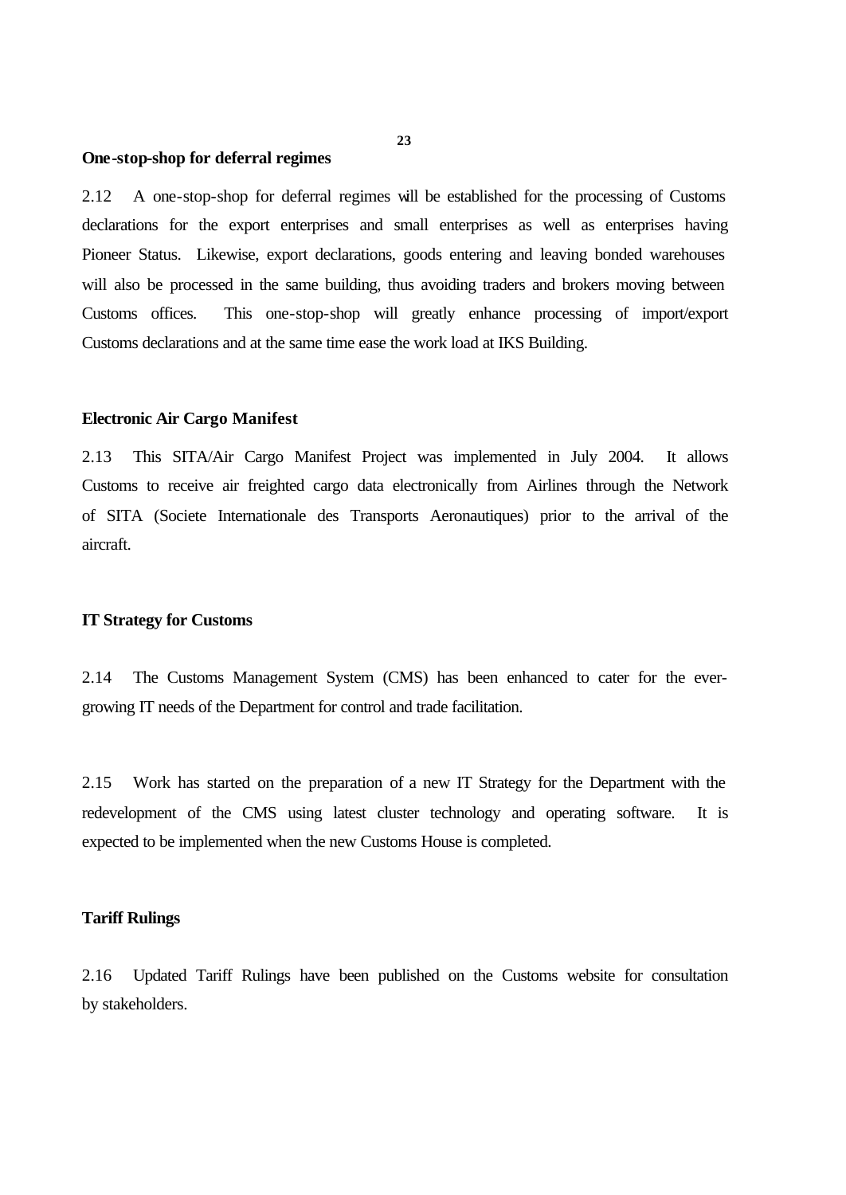**One-stop-shop for deferral regimes**

2.12 A one-stop-shop for deferral regimes will be established for the processing of Customs declarations for the export enterprises and small enterprises as well as enterprises having Pioneer Status. Likewise, export declarations, goods entering and leaving bonded warehouses will also be processed in the same building, thus avoiding traders and brokers moving between Customs offices. This one-stop-shop will greatly enhance processing of import/export Customs declarations and at the same time ease the work load at IKS Building.

**Electronic Air Cargo Manifest**

2.13 This SITA/Air Cargo Manifest Project was implemented in July 2004. It allows Customs to receive air freighted cargo data electronically from Airlines through the Network of SITA (Societe Internationale des Transports Aeronautiques) prior to the arrival of the aircraft.

**IT Strategy for Customs**

2.14 The Customs Management System (CMS) has been enhanced to cater for the ever-growing IT needs of the Department for control and trade facilitation.

2.15 Work has started on the preparation of a new IT Strategy for the Department with the redevelopment of the CMS using latest cluster technology and operating software. It is expected to be implemented when the new Customs House is completed.

**Tariff Rulings**

2.16 Updated Tariff Rulings have been published on the Customs website for consultation by stakeholders.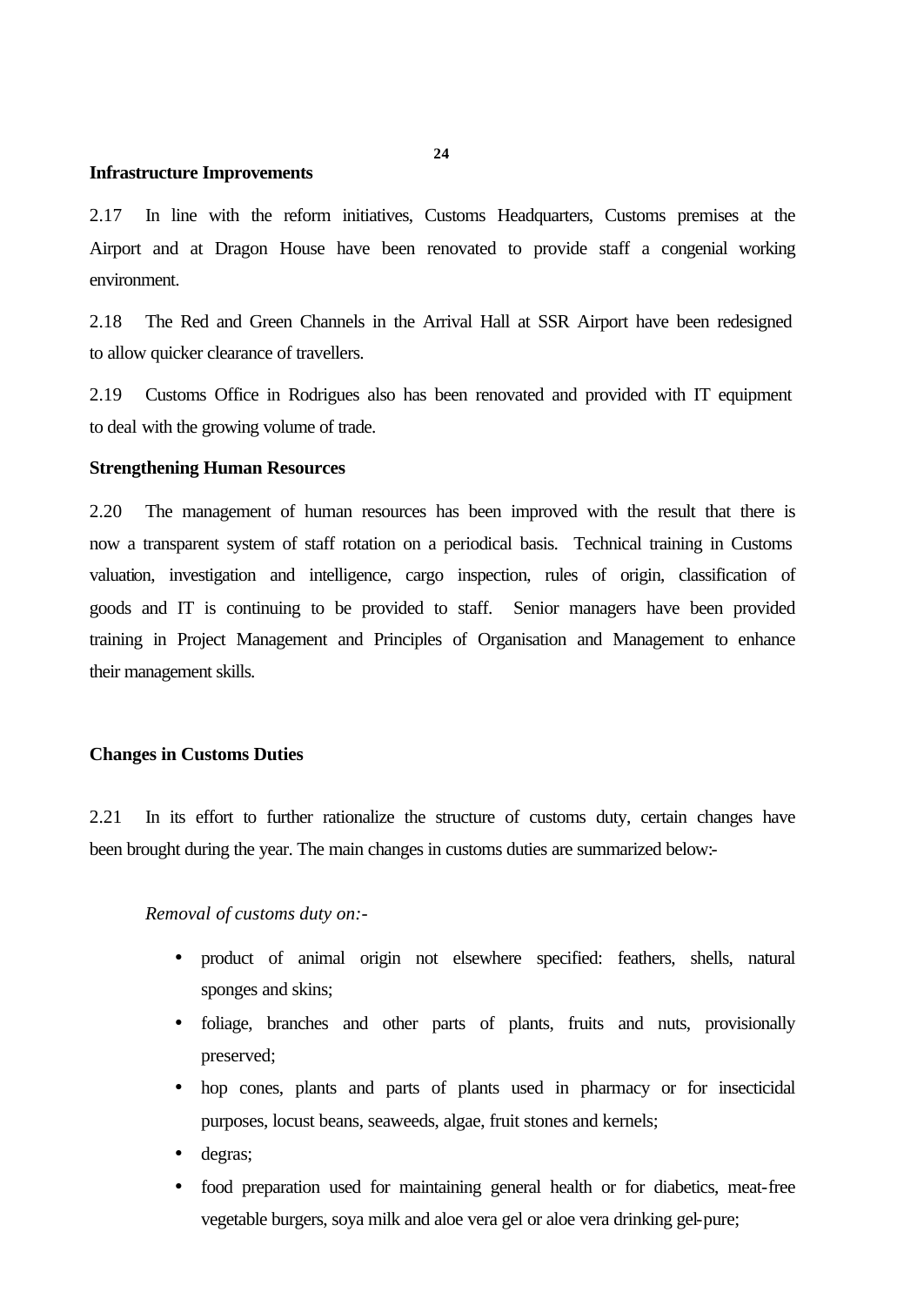**Infrastructure Improvements**

2.17 In line with the reform initiatives, Customs Headquarters, Customs premises at the Airport and at Dragon House have been renovated to provide staff a congenial working environment.

2.18 The Red and Green Channels in the Arrival Hall at SSR Airport have been redesigned to allow quicker clearance of travellers.

2.19 Customs Office in Rodrigues also has been renovated and provided with IT equipment to deal with the growing volume of trade.

**Strengthening Human Resources**

2.20 The management of human resources has been improved with the result that there is now a transparent system of staff rotation on a periodical basis. Technical training in Customs valuation, investigation and intelligence, cargo inspection, rules of origin, classification of goods and IT is continuing to be provided to staff. Senior managers have been provided training in Project Management and Principles of Organisation and Management to enhance their management skills.

**Changes in Customs Duties**

2.21 In its effort to further rationalize the structure of customs duty, certain changes have been brought during the year. The main changes in customs duties are summarized below:-

*Removal of customs duty on:-*

- product of animal origin not elsewhere specified: feathers, shells, natural sponges and skins;
- foliage, branches and other parts of plants, fruits and nuts, provisionally preserved;
- hop cones, plants and parts of plants used in pharmacy or for insecticidal purposes, locust beans, seaweeds, algae, fruit stones and kernels;
- degras;
- food preparation used for maintaining general health or for diabetics, meat-free vegetable burgers, soya milk and aloe vera gel or aloe vera drinking gel-pure;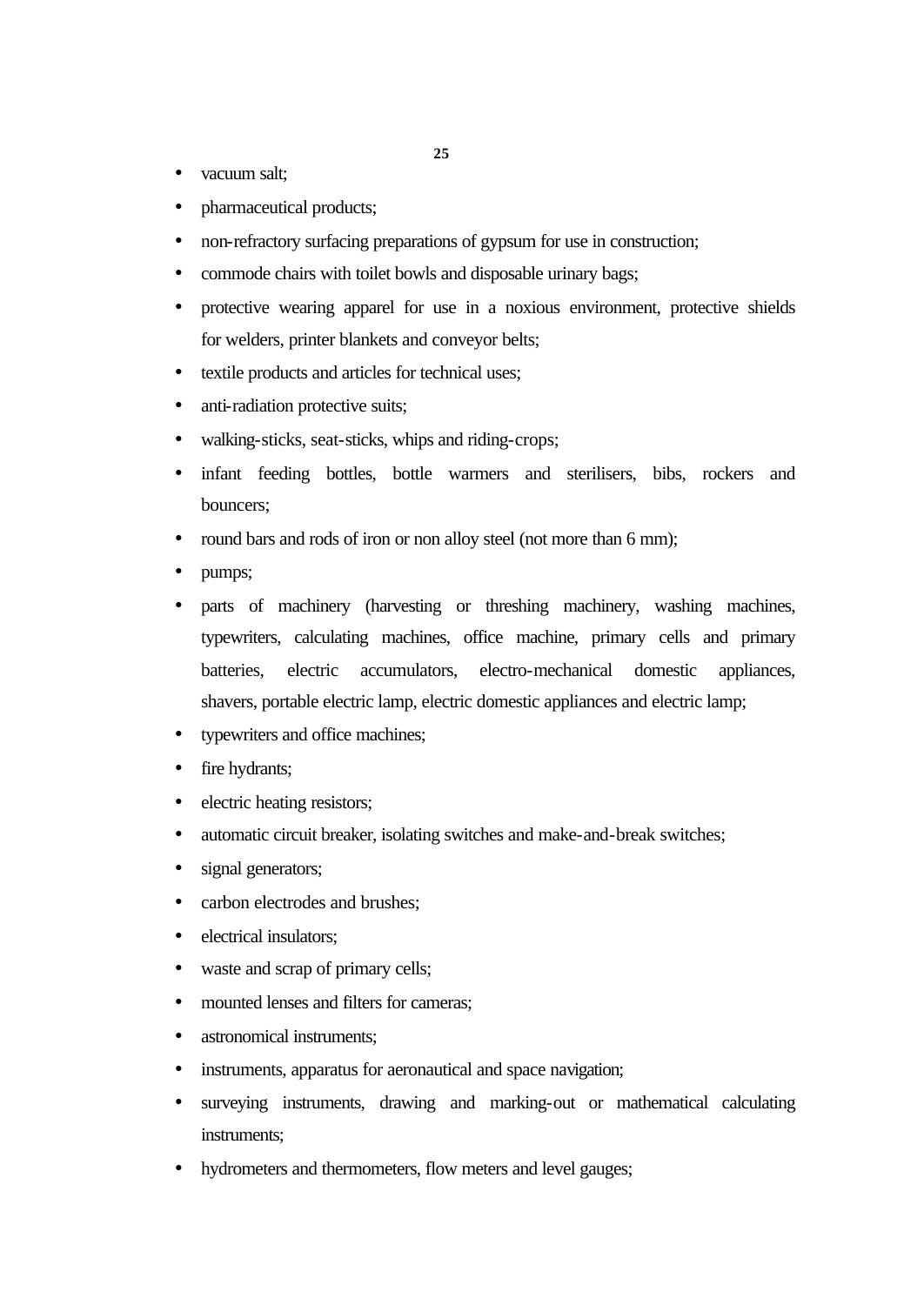- vacuum salt;
- pharmaceutical products;
- non-refractory surfacing preparations of gypsum for use in construction;
- commode chairs with toilet bowls and disposable urinary bags;
- protective wearing apparel for use in a noxious environment, protective shields for welders, printer blankets and conveyor belts;
- textile products and articles for technical uses;
- anti-radiation protective suits;
- walking-sticks, seat-sticks, whips and riding-crops;
- infant feeding bottles, bottle warmers and sterilisers, bibs, rockers and bouncers;
- round bars and rods of iron or non alloy steel (not more than 6 mm);
- pumps;
- parts of machinery (harvesting or threshing machinery, washing machines, typewriters, calculating machines, office machine, primary cells and primary batteries, electric accumulators, electro-mechanical domestic appliances, shavers, portable electric lamp, electric domestic appliances and electric lamp;
- typewriters and office machines;
- fire hydrants;
- electric heating resistors;
- automatic circuit breaker, isolating switches and make-and-break switches;
- signal generators;
- carbon electrodes and brushes;
- electrical insulators;
- waste and scrap of primary cells;
- mounted lenses and filters for cameras;
- astronomical instruments;
- instruments, apparatus for aeronautical and space navigation;
- surveying instruments, drawing and marking-out or mathematical calculating instruments;
- hydrometers and thermometers, flow meters and level gauges;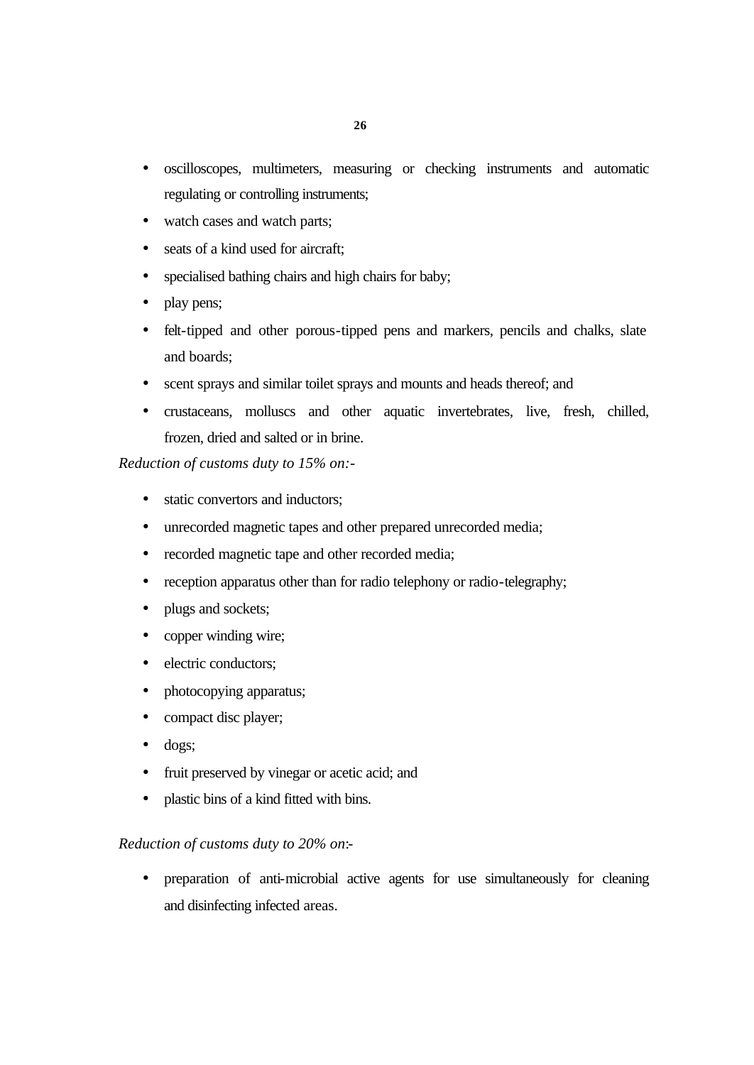- oscilloscopes, multimeters, measuring or checking instruments and automatic regulating or controlling instruments;
- watch cases and watch parts;
- seats of a kind used for aircraft;
- specialised bathing chairs and high chairs for baby;
- play pens;
- felt-tipped and other porous-tipped pens and markers, pencils and chalks, slate and boards;
- scent sprays and similar toilet sprays and mounts and heads thereof; and
- crustaceans, molluscs and other aquatic invertebrates, live, fresh, chilled, frozen, dried and salted or in brine.

*Reduction of customs duty to 15% on:-*

- static convertors and inductors;
- unrecorded magnetic tapes and other prepared unrecorded media;
- recorded magnetic tape and other recorded media;
- reception apparatus other than for radio telephony or radio-telegraphy;
- plugs and sockets;
- copper winding wire;
- electric conductors;
- photocopying apparatus;
- compact disc player;
- dogs;
- fruit preserved by vinegar or acetic acid; and
- plastic bins of a kind fitted with bins.

*Reduction of customs duty to 20% on:-*

- preparation of anti-microbial active agents for use simultaneously for cleaning and disinfecting infected areas.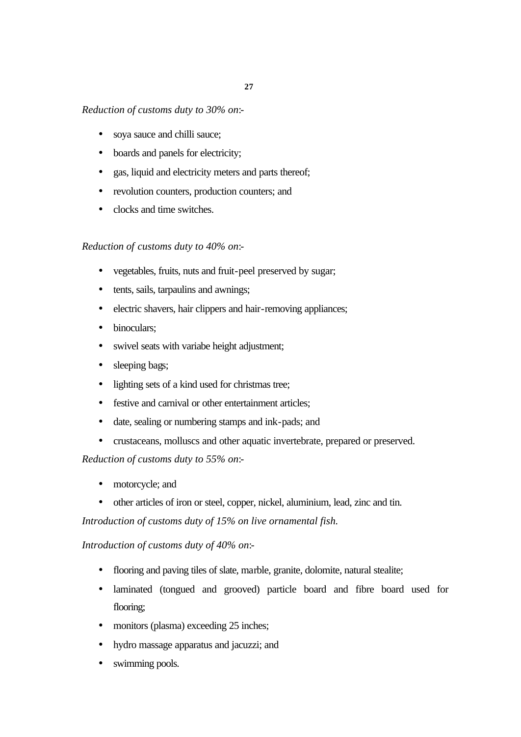*Reduction of customs duty to 30% on*:-

- soya sauce and chilli sauce;
- boards and panels for electricity;
- gas, liquid and electricity meters and parts thereof;
- revolution counters, production counters; and
- clocks and time switches.

*Reduction of customs duty to 40% on*:-

- vegetables, fruits, nuts and fruit-peel preserved by sugar;
- tents, sails, tarpaulins and awnings;
- electric shavers, hair clippers and hair-removing appliances;
- binoculars;
- swivel seats with variabe height adjustment;
- sleeping bags;
- lighting sets of a kind used for christmas tree;
- festive and carnival or other entertainment articles;
- date, sealing or numbering stamps and ink-pads; and
- crustaceans, molluscs and other aquatic invertebrate, prepared or preserved.

*Reduction of customs duty to 55% on*:-

- motorcycle; and
- other articles of iron or steel, copper, nickel, aluminium, lead, zinc and tin.

*Introduction of customs duty of 15% on live ornamental fish.*

*Introduction of customs duty of 40% on*:-

- flooring and paving tiles of slate, marble, granite, dolomite, natural stealite;
- laminated (tongued and grooved) particle board and fibre board used for flooring;
- monitors (plasma) exceeding 25 inches;
- hydro massage apparatus and jacuzzi; and
- swimming pools.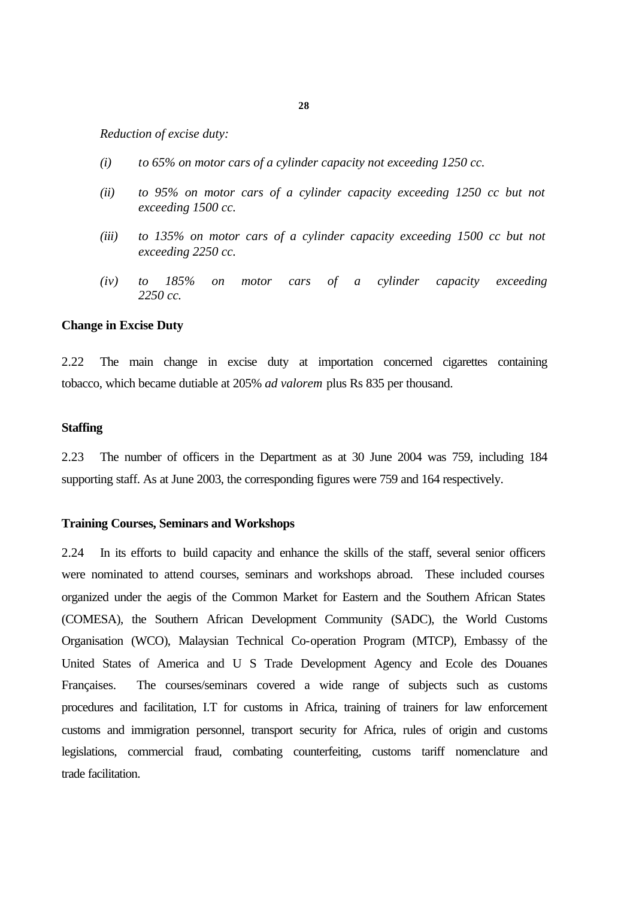*Reduction of excise duty:*

*(i)* *to 65% on motor cars of a cylinder capacity not exceeding 1250 cc.*

*(ii)* *to 95% on motor cars of a cylinder capacity exceeding 1250 cc but not exceeding 1500 cc.*

*(iii)* *to 135% on motor cars of a cylinder capacity exceeding 1500 cc but not exceeding 2250 cc.*

*(iv)* *to 185% on motor cars of a cylinder capacity exceeding 2250 cc.*

**Change in Excise Duty**

2.22 The main change in excise duty at importation concerned cigarettes containing tobacco, which became dutiable at 205% *ad valorem* plus Rs 835 per thousand.

**Staffing**

2.23 The number of officers in the Department as at 30 June 2004 was 759, including 184 supporting staff. As at June 2003, the corresponding figures were 759 and 164 respectively.

**Training Courses, Seminars and Workshops**

2.24 In its efforts to build capacity and enhance the skills of the staff, several senior officers were nominated to attend courses, seminars and workshops abroad. These included courses organized under the aegis of the Common Market for Eastern and the Southern African States (COMESA), the Southern African Development Community (SADC), the World Customs Organisation (WCO), Malaysian Technical Co-operation Program (MTCP), Embassy of the United States of America and U S Trade Development Agency and Ecole des Douanes Françaises. The courses/seminars covered a wide range of subjects such as customs procedures and facilitation, I.T for customs in Africa, training of trainers for law enforcement customs and immigration personnel, transport security for Africa, rules of origin and customs legislations, commercial fraud, combating counterfeiting, customs tariff nomenclature and trade facilitation.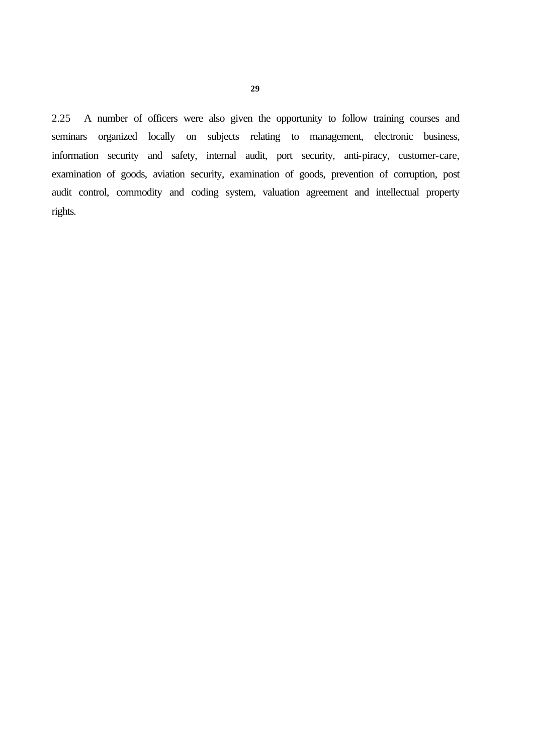2.25 A number of officers were also given the opportunity to follow training courses and seminars organized locally on subjects relating to management, electronic business, information security and safety, internal audit, port security, anti-piracy, customer-care, examination of goods, aviation security, examination of goods, prevention of corruption, post audit control, commodity and coding system, valuation agreement and intellectual property rights.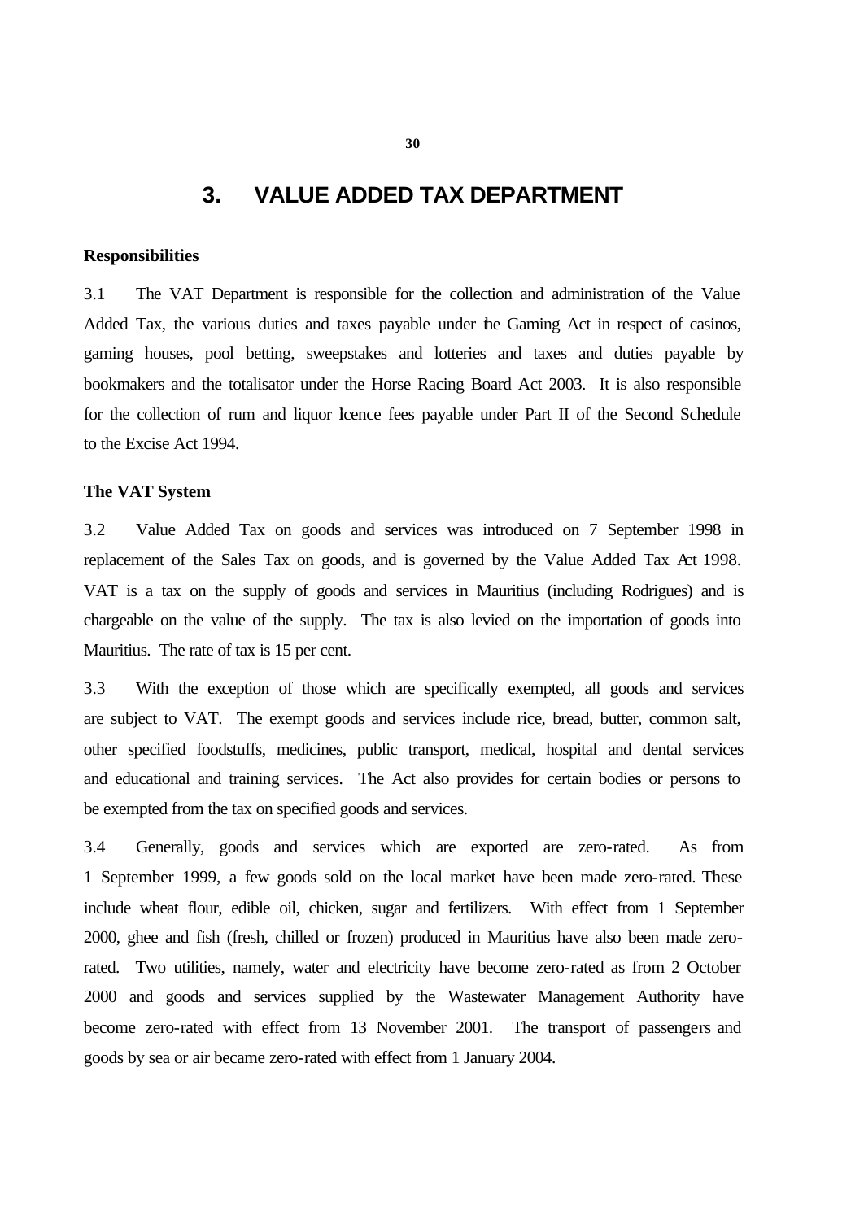# 3. VALUE ADDED TAX DEPARTMENT

**Responsibilities**

3.1 The VAT Department is responsible for the collection and administration of the Value Added Tax, the various duties and taxes payable under the Gaming Act in respect of casinos, gaming houses, pool betting, sweepstakes and lotteries and taxes and duties payable by bookmakers and the totalisator under the Horse Racing Board Act 2003. It is also responsible for the collection of rum and liquor licence fees payable under Part II of the Second Schedule to the Excise Act 1994.

**The VAT System**

3.2 Value Added Tax on goods and services was introduced on 7 September 1998 in replacement of the Sales Tax on goods, and is governed by the Value Added Tax Act 1998. VAT is a tax on the supply of goods and services in Mauritius (including Rodrigues) and is chargeable on the value of the supply. The tax is also levied on the importation of goods into Mauritius. The rate of tax is 15 per cent.

3.3 With the exception of those which are specifically exempted, all goods and services are subject to VAT. The exempt goods and services include rice, bread, butter, common salt, other specified foodstuffs, medicines, public transport, medical, hospital and dental services and educational and training services. The Act also provides for certain bodies or persons to be exempted from the tax on specified goods and services.

3.4 Generally, goods and services which are exported are zero-rated. As from 1 September 1999, a few goods sold on the local market have been made zero-rated. These include wheat flour, edible oil, chicken, sugar and fertilizers. With effect from 1 September 2000, ghee and fish (fresh, chilled or frozen) produced in Mauritius have also been made zero-rated. Two utilities, namely, water and electricity have become zero-rated as from 2 October 2000 and goods and services supplied by the Wastewater Management Authority have become zero-rated with effect from 13 November 2001. The transport of passengers and goods by sea or air became zero-rated with effect from 1 January 2004.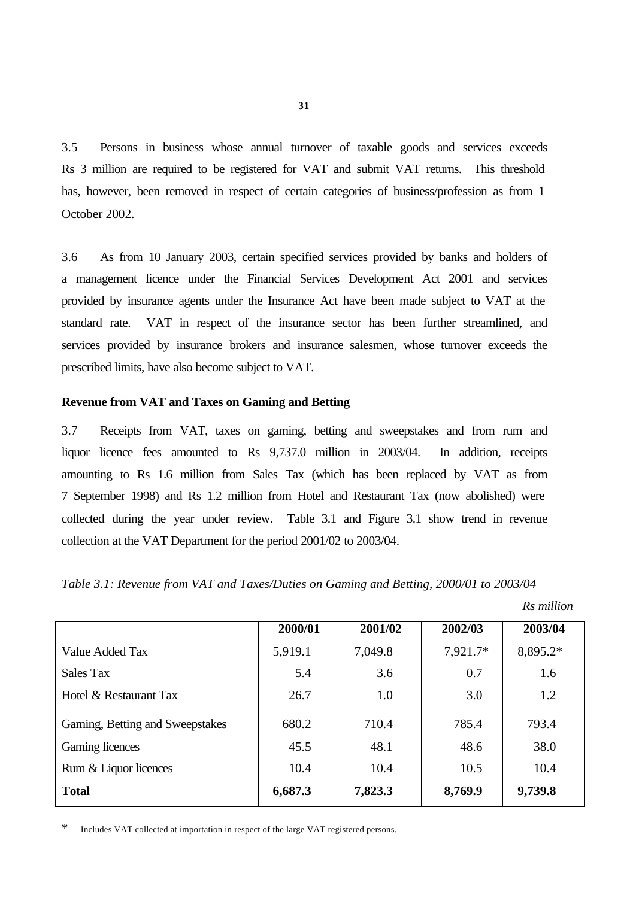3.5 Persons in business whose annual turnover of taxable goods and services exceeds Rs 3 million are required to be registered for VAT and submit VAT returns. This threshold has, however, been removed in respect of certain categories of business/profession as from 1 October 2002.

3.6 As from 10 January 2003, certain specified services provided by banks and holders of a management licence under the Financial Services Development Act 2001 and services provided by insurance agents under the Insurance Act have been made subject to VAT at the standard rate. VAT in respect of the insurance sector has been further streamlined, and services provided by insurance brokers and insurance salesmen, whose turnover exceeds the prescribed limits, have also become subject to VAT.

**Revenue from VAT and Taxes on Gaming and Betting**

3.7 Receipts from VAT, taxes on gaming, betting and sweepstakes and from rum and liquor licence fees amounted to Rs 9,737.0 million in 2003/04. In addition, receipts amounting to Rs 1.6 million from Sales Tax (which has been replaced by VAT as from 7 September 1998) and Rs 1.2 million from Hotel and Restaurant Tax (now abolished) were collected during the year under review. Table 3.1 and Figure 3.1 show trend in revenue collection at the VAT Department for the period 2001/02 to 2003/04.

*Table 3.1: Revenue from VAT and Taxes/Duties on Gaming and Betting, 2000/01 to 2003/04*

*Rs million*

| | 2000/01 | 2001/02 | 2002/03 | 2003/04 |
|---|---|---|---|---|
| Value Added Tax | 5,919.1 | 7,049.8 | 7,921.7* | 8,895.2* |
| Sales Tax | 5.4 | 3.6 | 0.7 | 1.6 |
| Hotel & Restaurant Tax | 26.7 | 1.0 | 3.0 | 1.2 |
| Gaming, Betting and Sweepstakes | 680.2 | 710.4 | 785.4 | 793.4 |
| Gaming licences | 45.5 | 48.1 | 48.6 | 38.0 |
| Rum & Liquor licences | 10.4 | 10.4 | 10.5 | 10.4 |
| **Total** | **6,687.3** | **7,823.3** | **8,769.9** | **9,739.8** |

\* Includes VAT collected at importation in respect of the large VAT registered persons.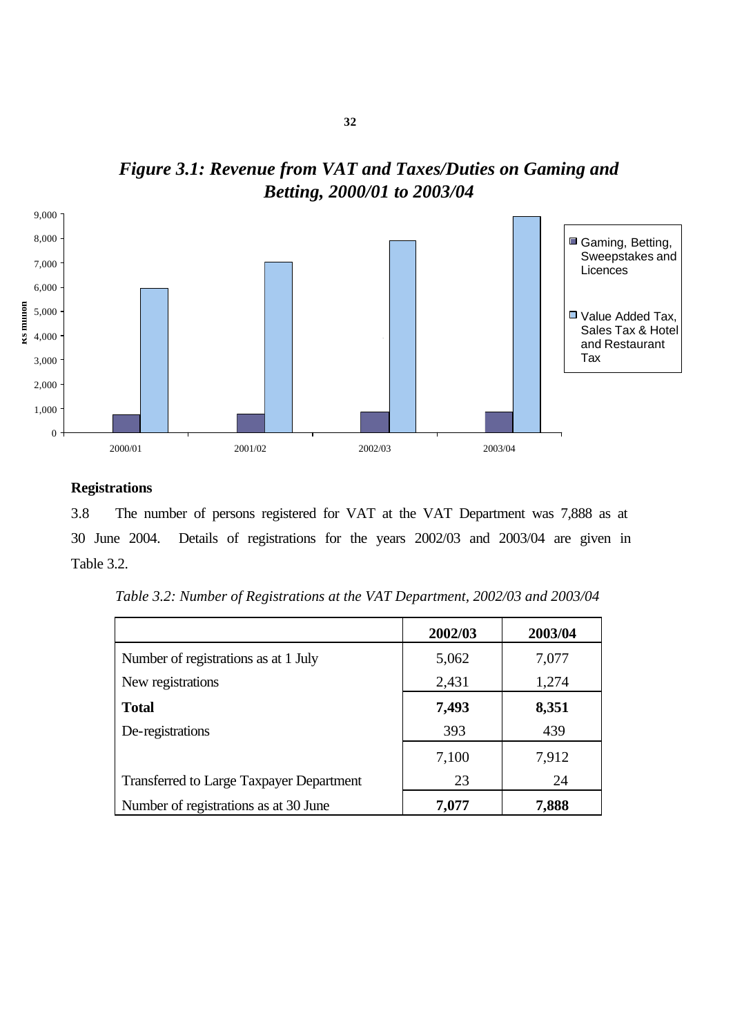*Figure 3.1: Revenue from VAT and Taxes/Duties on Gaming and Betting, 2000/01 to 2003/04*

## Registrations

3.8 The number of persons registered for VAT at the VAT Department was 7,888 as at 30 June 2004. Details of registrations for the years 2002/03 and 2003/04 are given in Table 3.2.

*Table 3.2: Number of Registrations at the VAT Department, 2002/03 and 2003/04*

| | 2002/03 | 2003/04 |
|---|---|---|
| Number of registrations as at 1 July | 5,062 | 7,077 |
| New registrations | 2,431 | 1,274 |
| **Total** | **7,493** | **8,351** |
| De-registrations | 393 | 439 |
| | 7,100 | 7,912 |
| Transferred to Large Taxpayer Department | 23 | 24 |
| Number of registrations as at 30 June | **7,077** | **7,888** |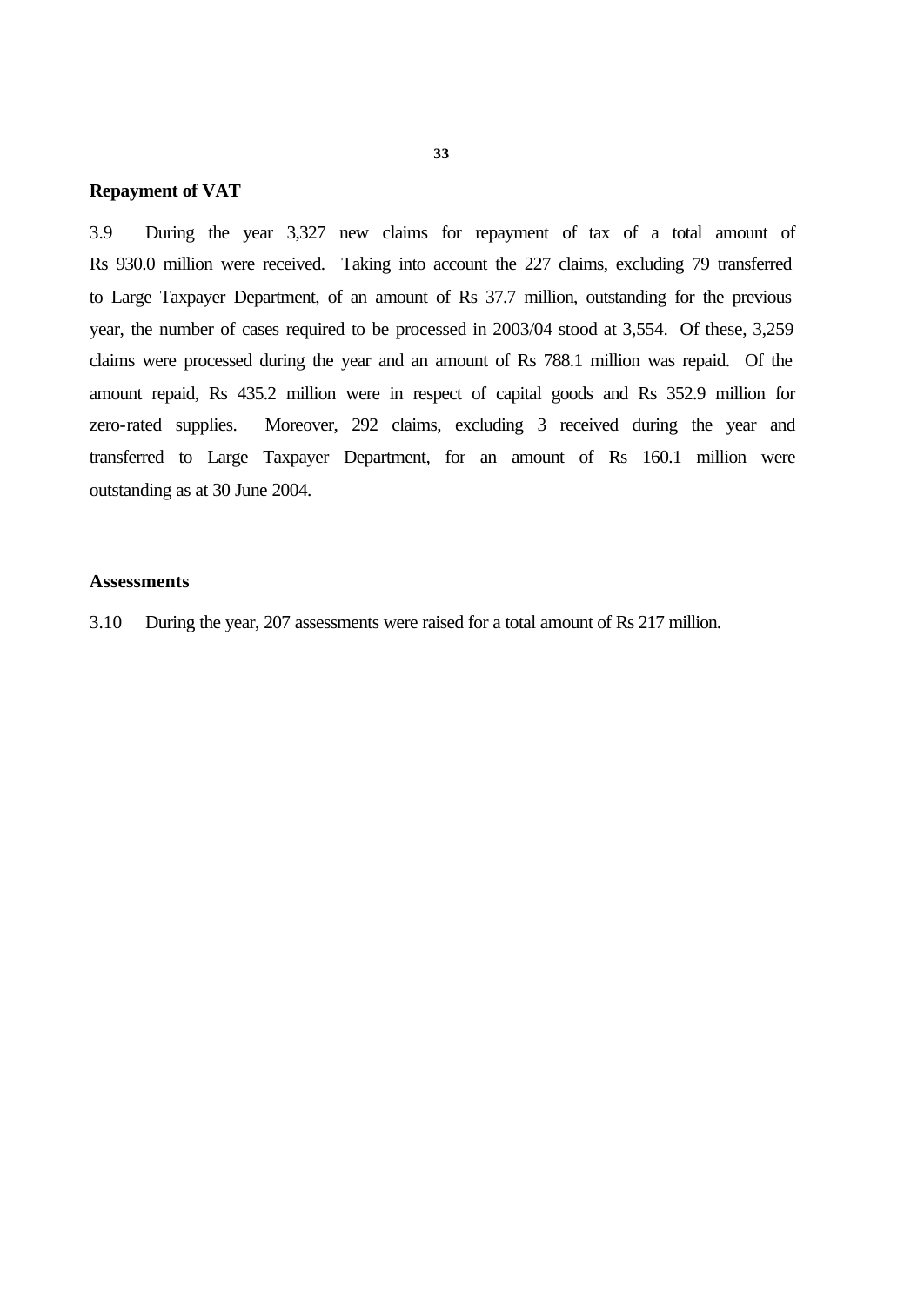**Repayment of VAT**

3.9 During the year 3,327 new claims for repayment of tax of a total amount of Rs 930.0 million were received. Taking into account the 227 claims, excluding 79 transferred to Large Taxpayer Department, of an amount of Rs 37.7 million, outstanding for the previous year, the number of cases required to be processed in 2003/04 stood at 3,554. Of these, 3,259 claims were processed during the year and an amount of Rs 788.1 million was repaid. Of the amount repaid, Rs 435.2 million were in respect of capital goods and Rs 352.9 million for zero-rated supplies. Moreover, 292 claims, excluding 3 received during the year and transferred to Large Taxpayer Department, for an amount of Rs 160.1 million were outstanding as at 30 June 2004.

**Assessments**

3.10 During the year, 207 assessments were raised for a total amount of Rs 217 million.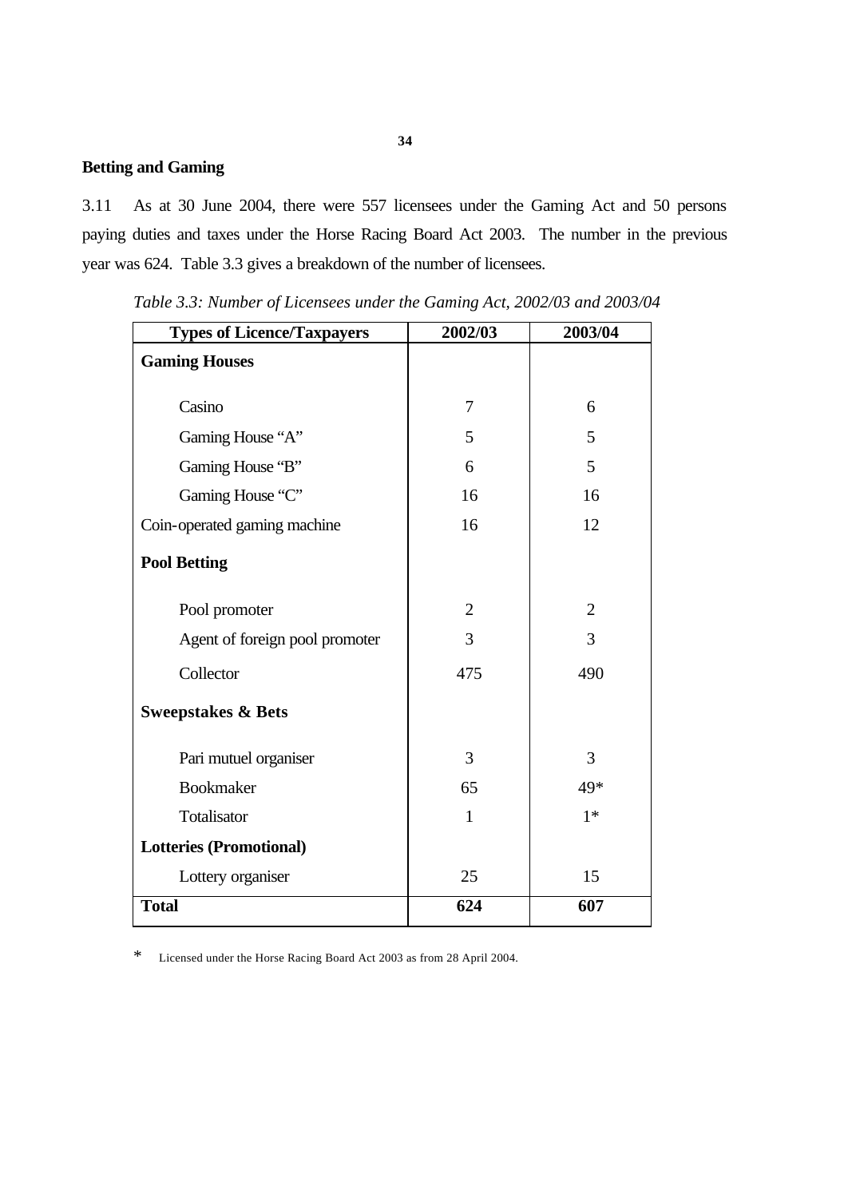## Betting and Gaming

3.11 As at 30 June 2004, there were 557 licensees under the Gaming Act and 50 persons paying duties and taxes under the Horse Racing Board Act 2003. The number in the previous year was 624. Table 3.3 gives a breakdown of the number of licensees.

*Table 3.3: Number of Licensees under the Gaming Act, 2002/03 and 2003/04*

| Types of Licence/Taxpayers | 2002/03 | 2003/04 |
|---|---|---|
| **Gaming Houses** | | |
| Casino | 7 | 6 |
| Gaming House “A” | 5 | 5 |
| Gaming House “B” | 6 | 5 |
| Gaming House “C” | 16 | 16 |
| Coin-operated gaming machine | 16 | 12 |
| **Pool Betting** | | |
| Pool promoter | 2 | 2 |
| Agent of foreign pool promoter | 3 | 3 |
| Collector | 475 | 490 |
| **Sweepstakes & Bets** | | |
| Pari mutuel organiser | 3 | 3 |
| Bookmaker | 65 | 49* |
| Totalisator | 1 | 1* |
| **Lotteries (Promotional)** | | |
| Lottery organiser | 25 | 15 |
| **Total** | **624** | **607** |

* Licensed under the Horse Racing Board Act 2003 as from 28 April 2004.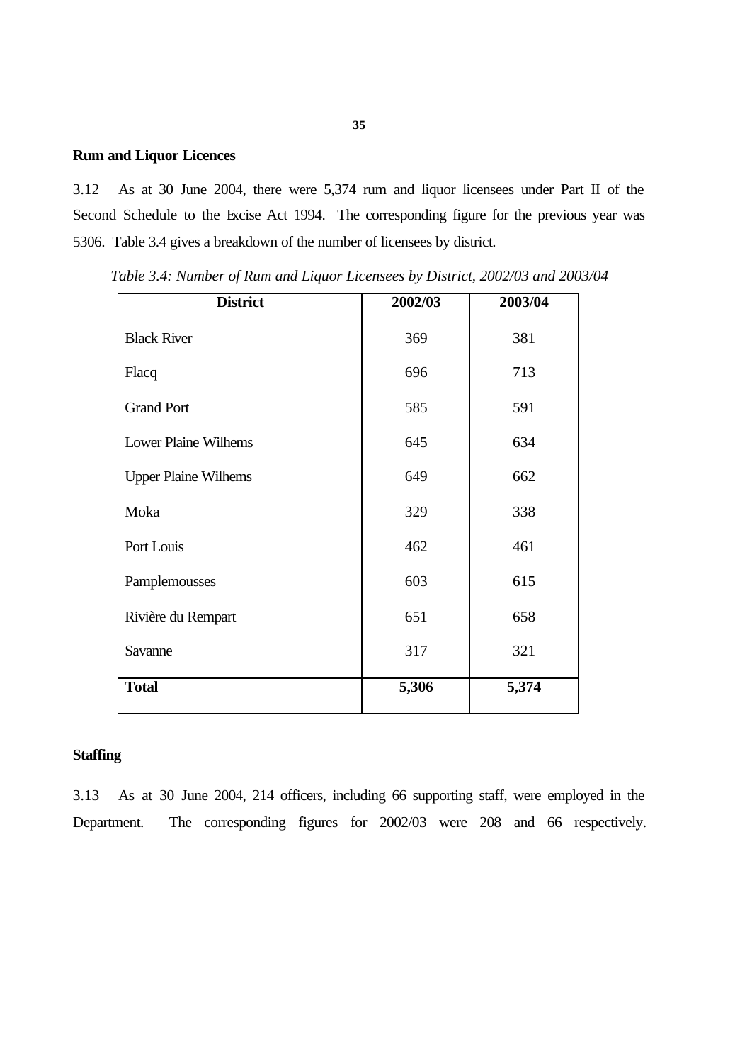## Rum and Liquor Licences

3.12 As at 30 June 2004, there were 5,374 rum and liquor licensees under Part II of the Second Schedule to the Excise Act 1994. The corresponding figure for the previous year was 5306. Table 3.4 gives a breakdown of the number of licensees by district.

*Table 3.4: Number of Rum and Liquor Licensees by District, 2002/03 and 2003/04*

| District | 2002/03 | 2003/04 |
|---|---|---|
| Black River | 369 | 381 |
| Flacq | 696 | 713 |
| Grand Port | 585 | 591 |
| Lower Plaine Wilhems | 645 | 634 |
| Upper Plaine Wilhems | 649 | 662 |
| Moka | 329 | 338 |
| Port Louis | 462 | 461 |
| Pamplemousses | 603 | 615 |
| Rivière du Rempart | 651 | 658 |
| Savanne | 317 | 321 |
| **Total** | **5,306** | **5,374** |

## Staffing

3.13 As at 30 June 2004, 214 officers, including 66 supporting staff, were employed in the Department. The corresponding figures for 2002/03 were 208 and 66 respectively.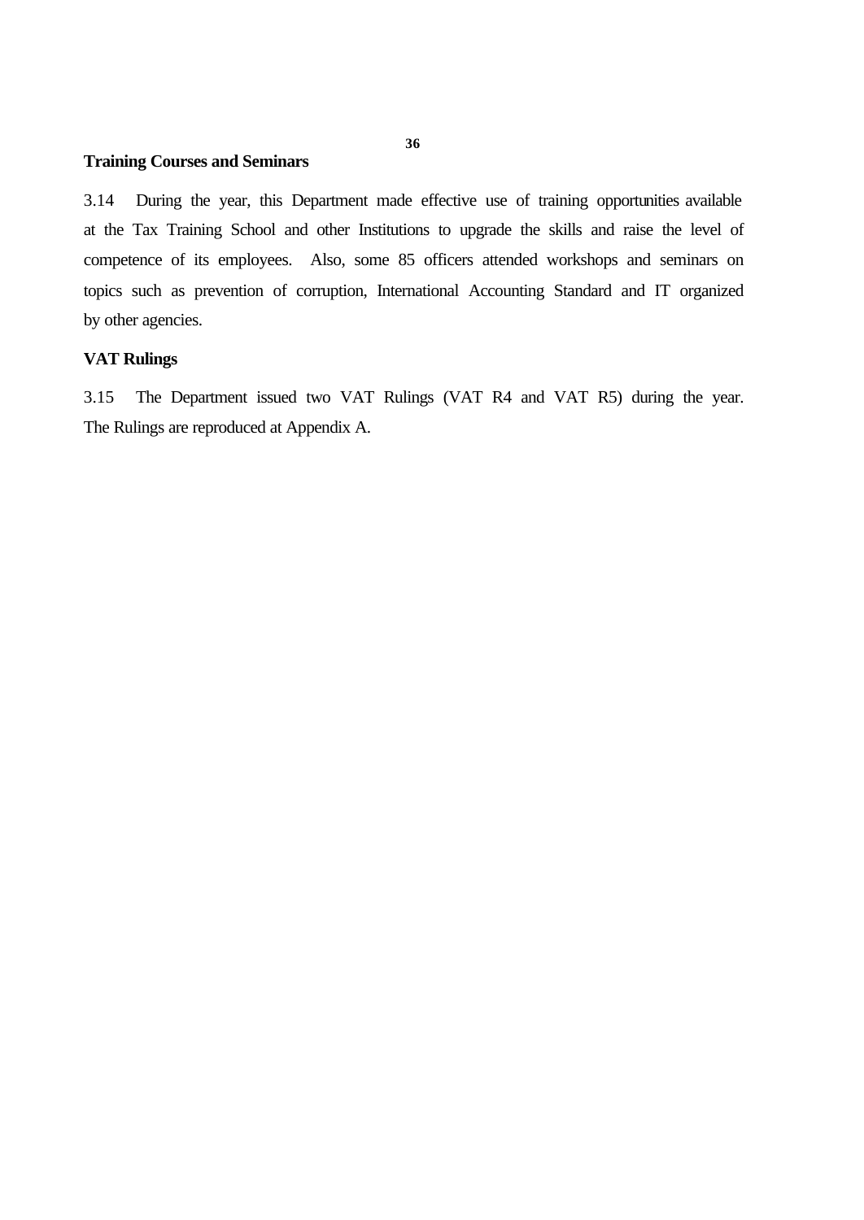**Training Courses and Seminars**

3.14 During the year, this Department made effective use of training opportunities available at the Tax Training School and other Institutions to upgrade the skills and raise the level of competence of its employees. Also, some 85 officers attended workshops and seminars on topics such as prevention of corruption, International Accounting Standard and IT organized by other agencies.

**VAT Rulings**

3.15 The Department issued two VAT Rulings (VAT R4 and VAT R5) during the year. The Rulings are reproduced at Appendix A.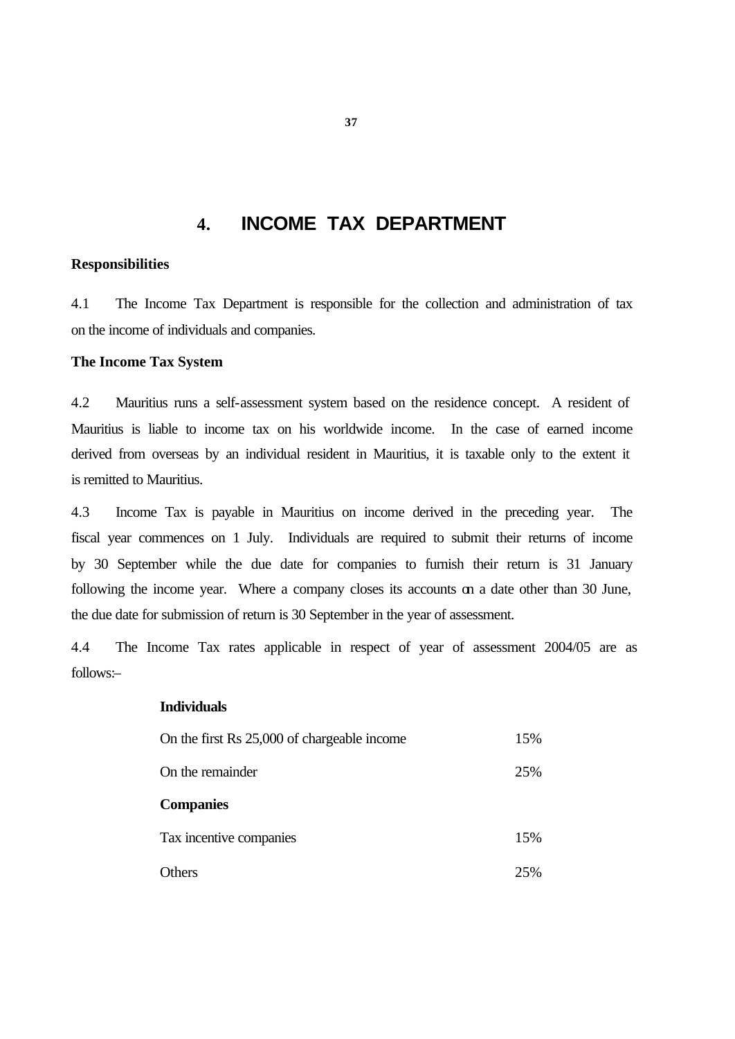# 4. INCOME TAX DEPARTMENT

**Responsibilities**

4.1 The Income Tax Department is responsible for the collection and administration of tax on the income of individuals and companies.

**The Income Tax System**

4.2 Mauritius runs a self-assessment system based on the residence concept. A resident of Mauritius is liable to income tax on his worldwide income. In the case of earned income derived from overseas by an individual resident in Mauritius, it is taxable only to the extent it is remitted to Mauritius.

4.3 Income Tax is payable in Mauritius on income derived in the preceding year. The fiscal year commences on 1 July. Individuals are required to submit their returns of income by 30 September while the due date for companies to furnish their return is 31 January following the income year. Where a company closes its accounts on a date other than 30 June, the due date for submission of return is 30 September in the year of assessment.

4.4 The Income Tax rates applicable in respect of year of assessment 2004/05 are as follows:–

| | |
|---|---|
| **Individuals** | |
| On the first Rs 25,000 of chargeable income | 15% |
| On the remainder | 25% |
| **Companies** | |
| Tax incentive companies | 15% |
| Others | 25% |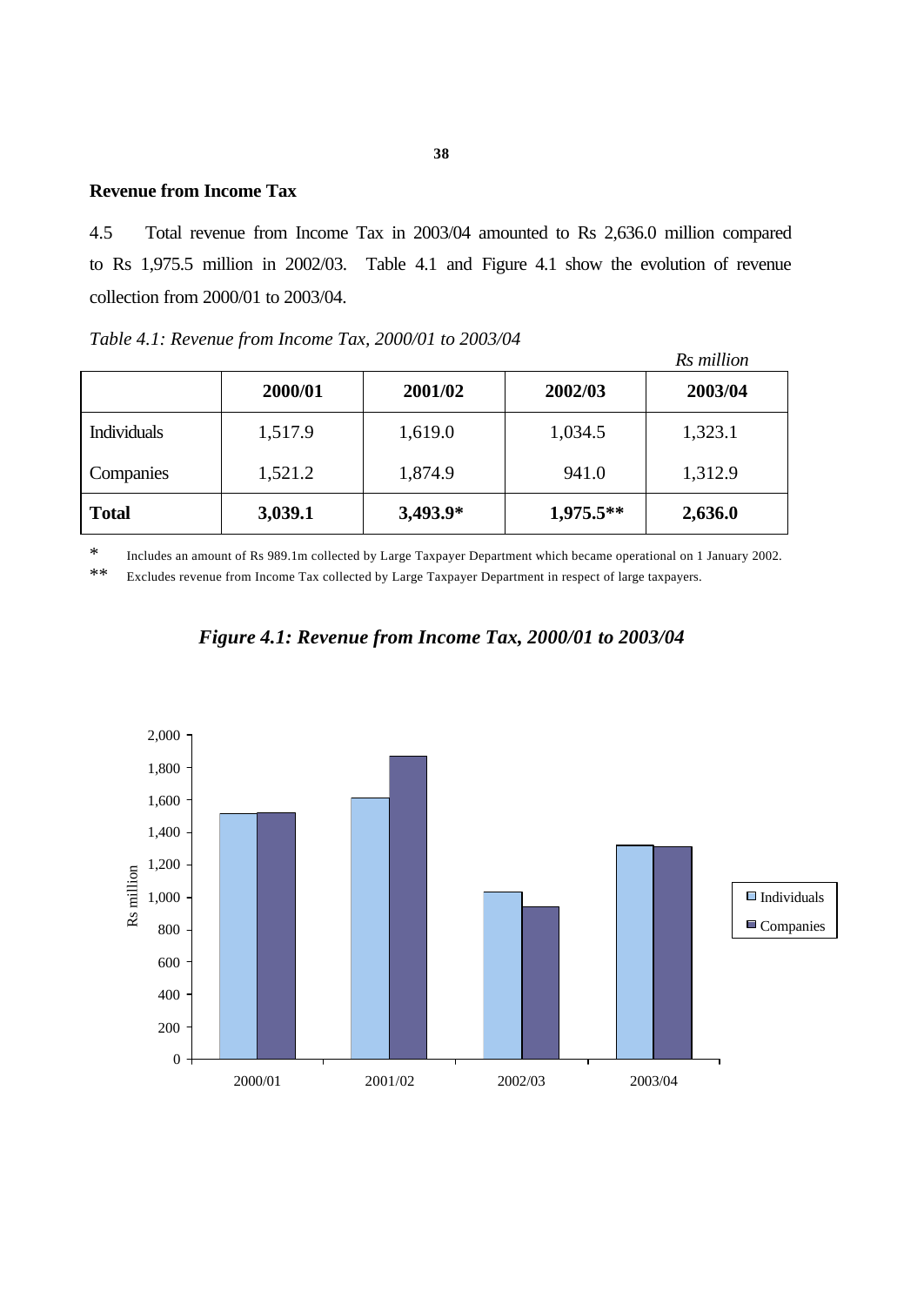## Revenue from Income Tax

4.5 Total revenue from Income Tax in 2003/04 amounted to Rs 2,636.0 million compared to Rs 1,975.5 million in 2002/03. Table 4.1 and Figure 4.1 show the evolution of revenue collection from 2000/01 to 2003/04.

*Table 4.1: Revenue from Income Tax, 2000/01 to 2003/04*

*Rs million*

| | 2000/01 | 2001/02 | 2002/03 | 2003/04 |
|---|---|---|---|---|
| Individuals | 1,517.9 | 1,619.0 | 1,034.5 | 1,323.1 |
| Companies | 1,521.2 | 1,874.9 | 941.0 | 1,312.9 |
| **Total** | **3,039.1** | **3,493.9*** | **1,975.5**** | **2,636.0** |

\* Includes an amount of Rs 989.1m collected by Large Taxpayer Department which became operational on 1 January 2002.

\*\* Excludes revenue from Income Tax collected by Large Taxpayer Department in respect of large taxpayers.

***Figure 4.1: Revenue from Income Tax, 2000/01 to 2003/04***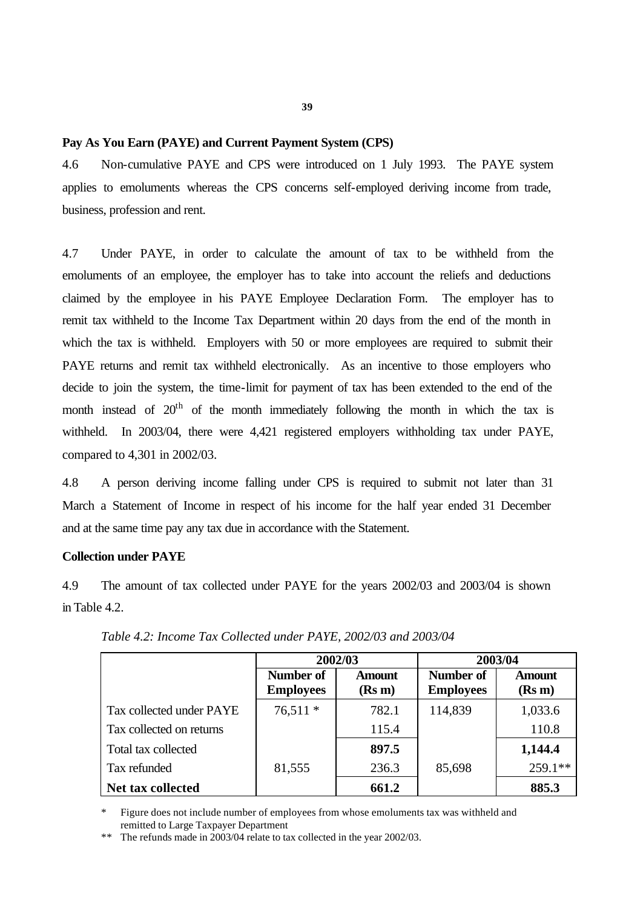**Pay As You Earn (PAYE) and Current Payment System (CPS)**

4.6 Non-cumulative PAYE and CPS were introduced on 1 July 1993. The PAYE system applies to emoluments whereas the CPS concerns self-employed deriving income from trade, business, profession and rent.

4.7 Under PAYE, in order to calculate the amount of tax to be withheld from the emoluments of an employee, the employer has to take into account the reliefs and deductions claimed by the employee in his PAYE Employee Declaration Form. The employer has to remit tax withheld to the Income Tax Department within 20 days from the end of the month in which the tax is withheld. Employers with 50 or more employees are required to submit their PAYE returns and remit tax withheld electronically. As an incentive to those employers who decide to join the system, the time-limit for payment of tax has been extended to the end of the month instead of 20th of the month immediately following the month in which the tax is withheld. In 2003/04, there were 4,421 registered employers withholding tax under PAYE, compared to 4,301 in 2002/03.

4.8 A person deriving income falling under CPS is required to submit not later than 31 March a Statement of Income in respect of his income for the half year ended 31 December and at the same time pay any tax due in accordance with the Statement.

**Collection under PAYE**

4.9 The amount of tax collected under PAYE for the years 2002/03 and 2003/04 is shown in Table 4.2.

*Table 4.2: Income Tax Collected under PAYE, 2002/03 and 2003/04*

| | 2002/03 | | 2003/04 | |
|---|---|---|---|---|
| | **Number of Employees** | **Amount (Rs m)** | **Number of Employees** | **Amount (Rs m)** |
| Tax collected under PAYE | 76,511 * | 782.1 | 114,839 | 1,033.6 |
| Tax collected on returns | | 115.4 | | 110.8 |
| Total tax collected | | **897.5** | | **1,144.4** |
| Tax refunded | 81,555 | 236.3 | 85,698 | 259.1** |
| **Net tax collected** | | **661.2** | | **885.3** |

\* Figure does not include number of employees from whose emoluments tax was withheld and remitted to Large Taxpayer Department

** The refunds made in 2003/04 relate to tax collected in the year 2002/03.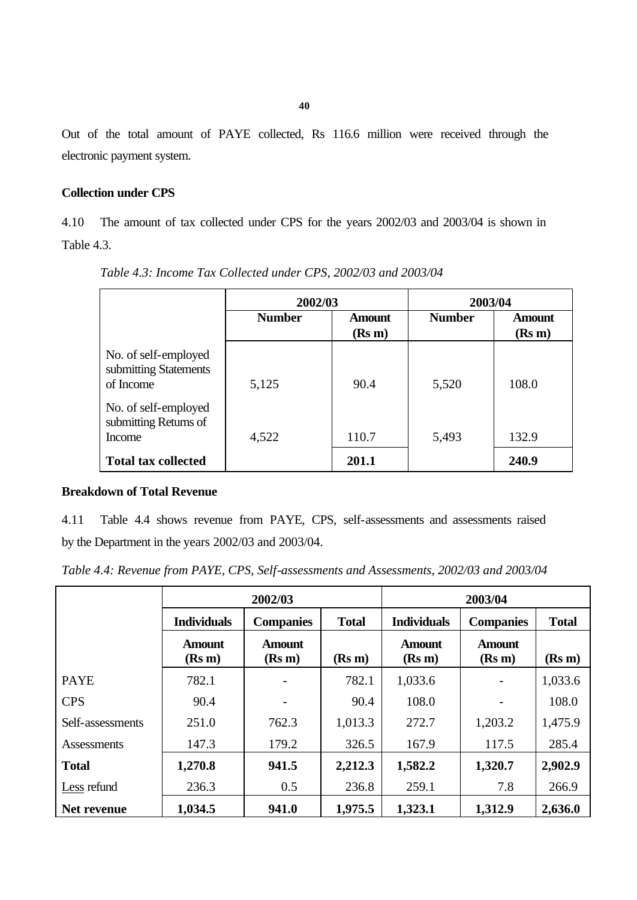Out of the total amount of PAYE collected, Rs 116.6 million were received through the electronic payment system.

### Collection under CPS

4.10 The amount of tax collected under CPS for the years 2002/03 and 2003/04 is shown in Table 4.3.

*Table 4.3: Income Tax Collected under CPS, 2002/03 and 2003/04*

| | 2002/03 | | 2003/04 | |
|---|---|---|---|---|
| | **Number** | **Amount (Rs m)** | **Number** | **Amount (Rs m)** |
| No. of self-employed submitting Statements of Income | 5,125 | 90.4 | 5,520 | 108.0 |
| No. of self-employed submitting Returns of Income | 4,522 | 110.7 | 5,493 | 132.9 |
| **Total tax collected** | | **201.1** | | **240.9** |

### Breakdown of Total Revenue

4.11 Table 4.4 shows revenue from PAYE, CPS, self-assessments and assessments raised by the Department in the years 2002/03 and 2003/04.

*Table 4.4: Revenue from PAYE, CPS, Self-assessments and Assessments, 2002/03 and 2003/04*

| | 2002/03 | | | 2003/04 | | |
|---|---|---|---|---|---|---|
| | **Individuals** | **Companies** | **Total** | **Individuals** | **Companies** | **Total** |
| | **Amount (Rs m)** | **Amount (Rs m)** | **(Rs m)** | **Amount (Rs m)** | **Amount (Rs m)** | **(Rs m)** |
| PAYE | 782.1 | - | 782.1 | 1,033.6 | - | 1,033.6 |
| CPS | 90.4 | - | 90.4 | 108.0 | - | 108.0 |
| Self-assessments | 251.0 | 762.3 | 1,013.3 | 272.7 | 1,203.2 | 1,475.9 |
| Assessments | 147.3 | 179.2 | 326.5 | 167.9 | 117.5 | 285.4 |
| **Total** | **1,270.8** | **941.5** | **2,212.3** | **1,582.2** | **1,320.7** | **2,902.9** |
| Less refund | 236.3 | 0.5 | 236.8 | 259.1 | 7.8 | 266.9 |
| **Net revenue** | **1,034.5** | **941.0** | **1,975.5** | **1,323.1** | **1,312.9** | **2,636.0** |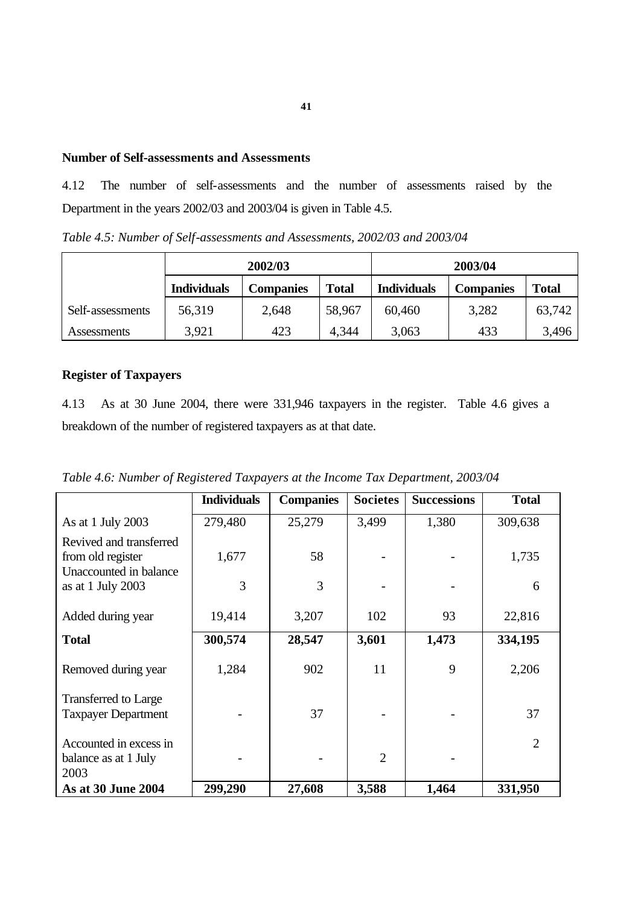### Number of Self-assessments and Assessments

4.12 The number of self-assessments and the number of assessments raised by the Department in the years 2002/03 and 2003/04 is given in Table 4.5.

*Table 4.5: Number of Self-assessments and Assessments, 2002/03 and 2003/04*

| | 2002/03 | | | 2003/04 | | |
|---|---|---|---|---|---|---|
| | **Individuals** | **Companies** | **Total** | **Individuals** | **Companies** | **Total** |
| Self-assessments | 56,319 | 2,648 | 58,967 | 60,460 | 3,282 | 63,742 |
| Assessments | 3,921 | 423 | 4,344 | 3,063 | 433 | 3,496 |

### Register of Taxpayers

4.13 As at 30 June 2004, there were 331,946 taxpayers in the register. Table 4.6 gives a breakdown of the number of registered taxpayers as at that date.

*Table 4.6: Number of Registered Taxpayers at the Income Tax Department, 2003/04*

| | **Individuals** | **Companies** | **Societes** | **Successions** | **Total** |
|---|---|---|---|---|---|
| As at 1 July 2003 | 279,480 | 25,279 | 3,499 | 1,380 | 309,638 |
| Revived and transferred from old register | 1,677 | 58 | - | - | 1,735 |
| Unaccounted in balance as at 1 July 2003 | 3 | 3 | - | - | 6 |
| Added during year | 19,414 | 3,207 | 102 | 93 | 22,816 |
| **Total** | **300,574** | **28,547** | **3,601** | **1,473** | **334,195** |
| Removed during year | 1,284 | 902 | 11 | 9 | 2,206 |
| Transferred to Large Taxpayer Department | - | 37 | - | - | 37 |
| Accounted in excess in balance as at 1 July 2003 | - | - | 2 | - | 2 |
| **As at 30 June 2004** | **299,290** | **27,608** | **3,588** | **1,464** | **331,950** |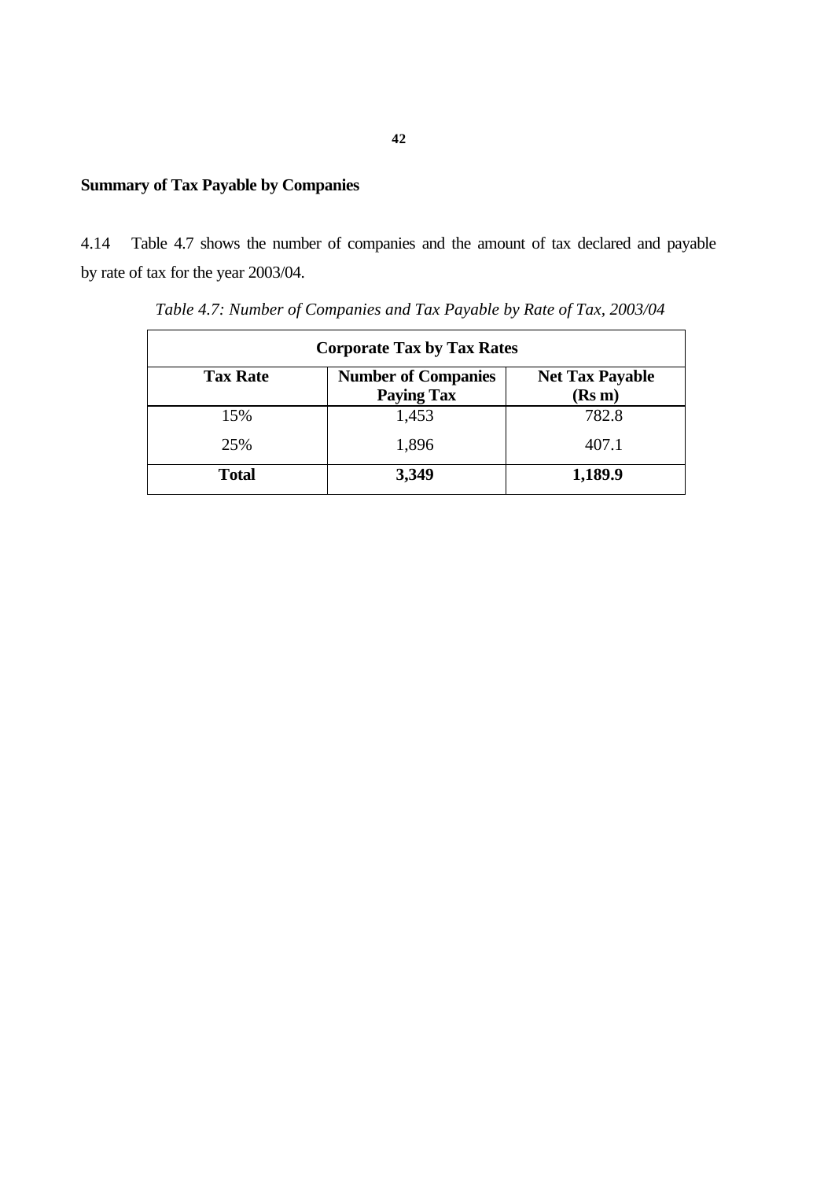**Summary of Tax Payable by Companies**

4.14 Table 4.7 shows the number of companies and the amount of tax declared and payable by rate of tax for the year 2003/04.

*Table 4.7: Number of Companies and Tax Payable by Rate of Tax, 2003/04*

| **Corporate Tax by Tax Rates** | | |
|---|---|---|
| **Tax Rate** | **Number of Companies Paying Tax** | **Net Tax Payable (Rs m)** |
| 15% | 1,453 | 782.8 |
| 25% | 1,896 | 407.1 |
| **Total** | **3,349** | **1,189.9** |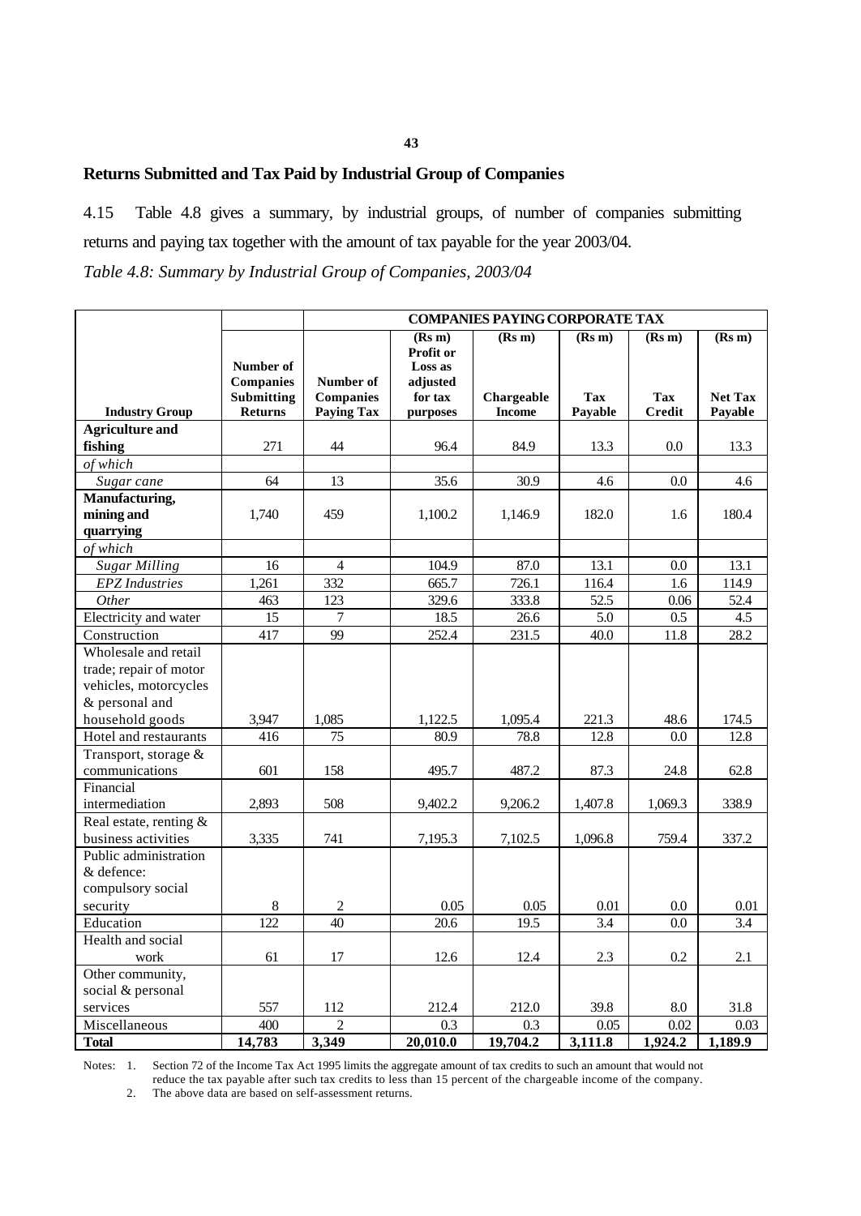## Returns Submitted and Tax Paid by Industrial Group of Companies

4.15 Table 4.8 gives a summary, by industrial groups, of number of companies submitting returns and paying tax together with the amount of tax payable for the year 2003/04.

*Table 4.8: Summary by Industrial Group of Companies, 2003/04*

| | | COMPANIES PAYING CORPORATE TAX | | | | | |
|---|---|---|---|---|---|---|---|
| **Industry Group** | **Number of Companies Submitting Returns** | **Number of Companies Paying Tax** | **(Rs m) Profit or Loss as adjusted for tax purposes** | **(Rs m) Chargeable Income** | **(Rs m) Tax Payable** | **(Rs m) Tax Credit** | **(Rs m) Net Tax Payable** |
| **Agriculture and fishing** | 271 | 44 | 96.4 | 84.9 | 13.3 | 0.0 | 13.3 |
| *of which* | | | | | | | |
| *Sugar cane* | 64 | 13 | 35.6 | 30.9 | 4.6 | 0.0 | 4.6 |
| **Manufacturing, mining and quarrying** | 1,740 | 459 | 1,100.2 | 1,146.9 | 182.0 | 1.6 | 180.4 |
| *of which* | | | | | | | |
| *Sugar Milling* | 16 | 4 | 104.9 | 87.0 | 13.1 | 0.0 | 13.1 |
| *EPZ Industries* | 1,261 | 332 | 665.7 | 726.1 | 116.4 | 1.6 | 114.9 |
| *Other* | 463 | 123 | 329.6 | 333.8 | 52.5 | 0.06 | 52.4 |
| Electricity and water | 15 | 7 | 18.5 | 26.6 | 5.0 | 0.5 | 4.5 |
| Construction | 417 | 99 | 252.4 | 231.5 | 40.0 | 11.8 | 28.2 |
| Wholesale and retail trade; repair of motor vehicles, motorcycles & personal and household goods | 3,947 | 1,085 | 1,122.5 | 1,095.4 | 221.3 | 48.6 | 174.5 |
| Hotel and restaurants | 416 | 75 | 80.9 | 78.8 | 12.8 | 0.0 | 12.8 |
| Transport, storage & communications | 601 | 158 | 495.7 | 487.2 | 87.3 | 24.8 | 62.8 |
| Financial intermediation | 2,893 | 508 | 9,402.2 | 9,206.2 | 1,407.8 | 1,069.3 | 338.9 |
| Real estate, renting & business activities | 3,335 | 741 | 7,195.3 | 7,102.5 | 1,096.8 | 759.4 | 337.2 |
| Public administration & defence: compulsory social security | 8 | 2 | 0.05 | 0.05 | 0.01 | 0.0 | 0.01 |
| Education | 122 | 40 | 20.6 | 19.5 | 3.4 | 0.0 | 3.4 |
| Health and social work | 61 | 17 | 12.6 | 12.4 | 2.3 | 0.2 | 2.1 |
| Other community, social & personal services | 557 | 112 | 212.4 | 212.0 | 39.8 | 8.0 | 31.8 |
| Miscellaneous | 400 | 2 | 0.3 | 0.3 | 0.05 | 0.02 | 0.03 |
| **Total** | **14,783** | **3,349** | **20,010.0** | **19,704.2** | **3,111.8** | **1,924.2** | **1,189.9** |

Notes: 1. Section 72 of the Income Tax Act 1995 limits the aggregate amount of tax credits to such an amount that would not reduce the tax payable after such tax credits to less than 15 percent of the chargeable income of the company.

2. The above data are based on self-assessment returns.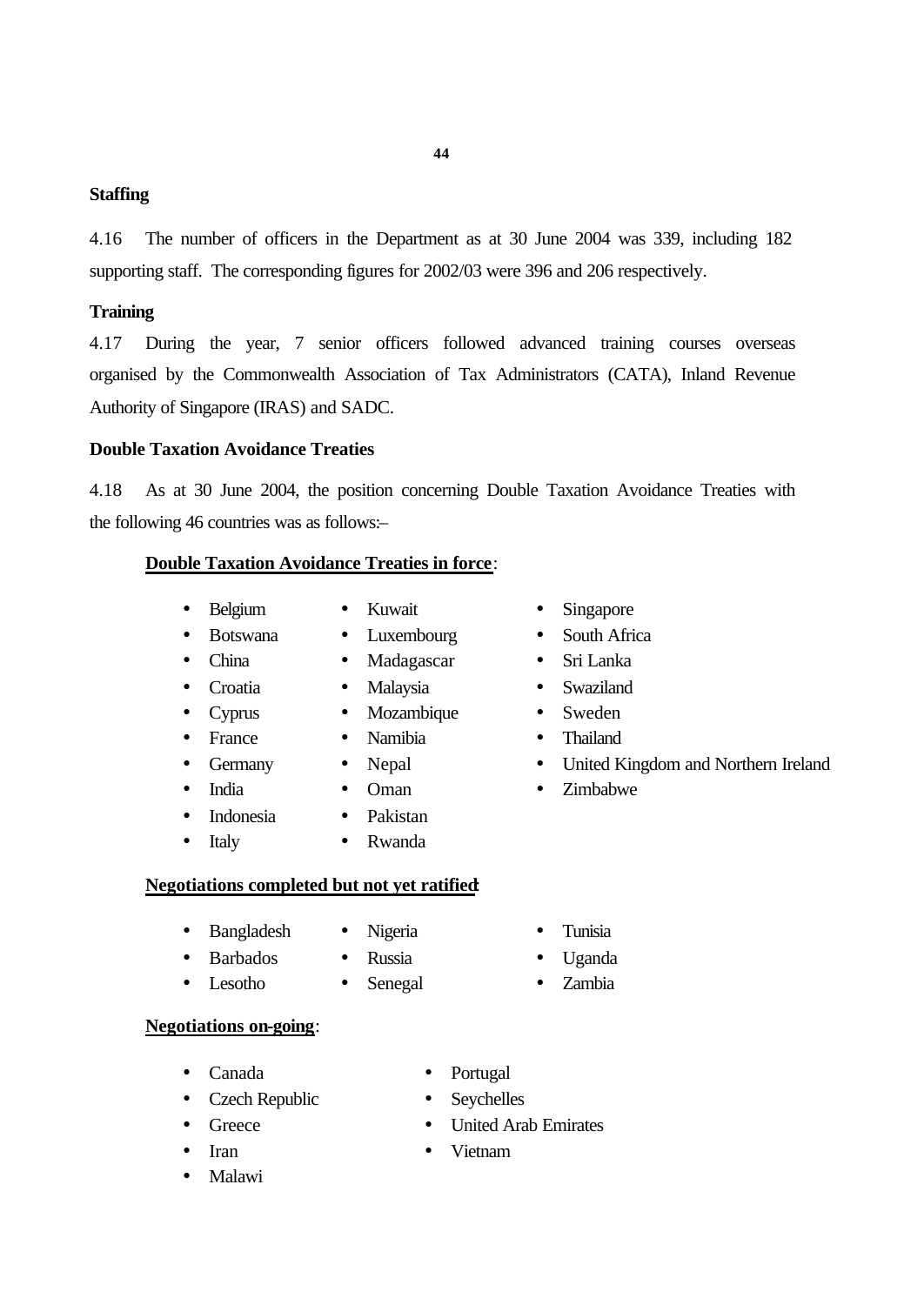**Staffing**

4.16 The number of officers in the Department as at 30 June 2004 was 339, including 182 supporting staff. The corresponding figures for 2002/03 were 396 and 206 respectively.

**Training**

4.17 During the year, 7 senior officers followed advanced training courses overseas organised by the Commonwealth Association of Tax Administrators (CATA), Inland Revenue Authority of Singapore (IRAS) and SADC.

**Double Taxation Avoidance Treaties**

4.18 As at 30 June 2004, the position concerning Double Taxation Avoidance Treaties with the following 46 countries was as follows:–

**Double Taxation Avoidance Treaties in force**:

- Belgium
- Botswana
- China
- Croatia
- Cyprus
- France
- Germany
- India
- Indonesia
- Italy
- Kuwait
- Luxembourg
- Madagascar
- Malaysia
- Mozambique
- Namibia
- Nepal
- Oman
- Pakistan
- Rwanda
- Singapore
- South Africa
- Sri Lanka
- Swaziland
- Sweden
- Thailand
- United Kingdom and Northern Ireland
- Zimbabwe

**Negotiations completed but not yet ratified**:

- Bangladesh
- Barbados
- Lesotho
- Nigeria
- Russia
- Senegal
- Tunisia
- Uganda
- Zambia

**Negotiations on-going**:

- Canada
- Czech Republic
- Greece
- Iran
- Malawi
- Portugal
- Seychelles
- United Arab Emirates
- Vietnam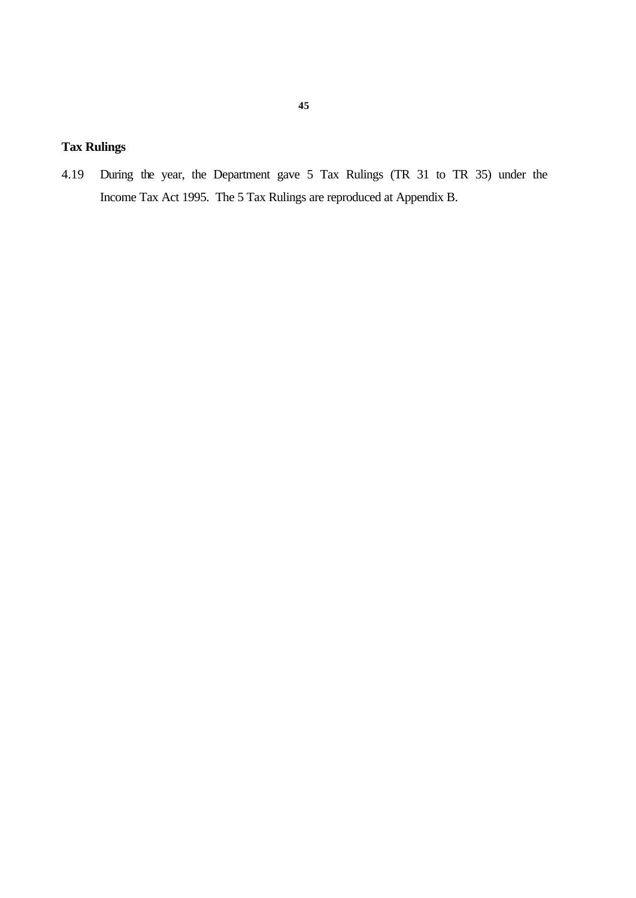**Tax Rulings**

4.19 During the year, the Department gave 5 Tax Rulings (TR 31 to TR 35) under the Income Tax Act 1995. The 5 Tax Rulings are reproduced at Appendix B.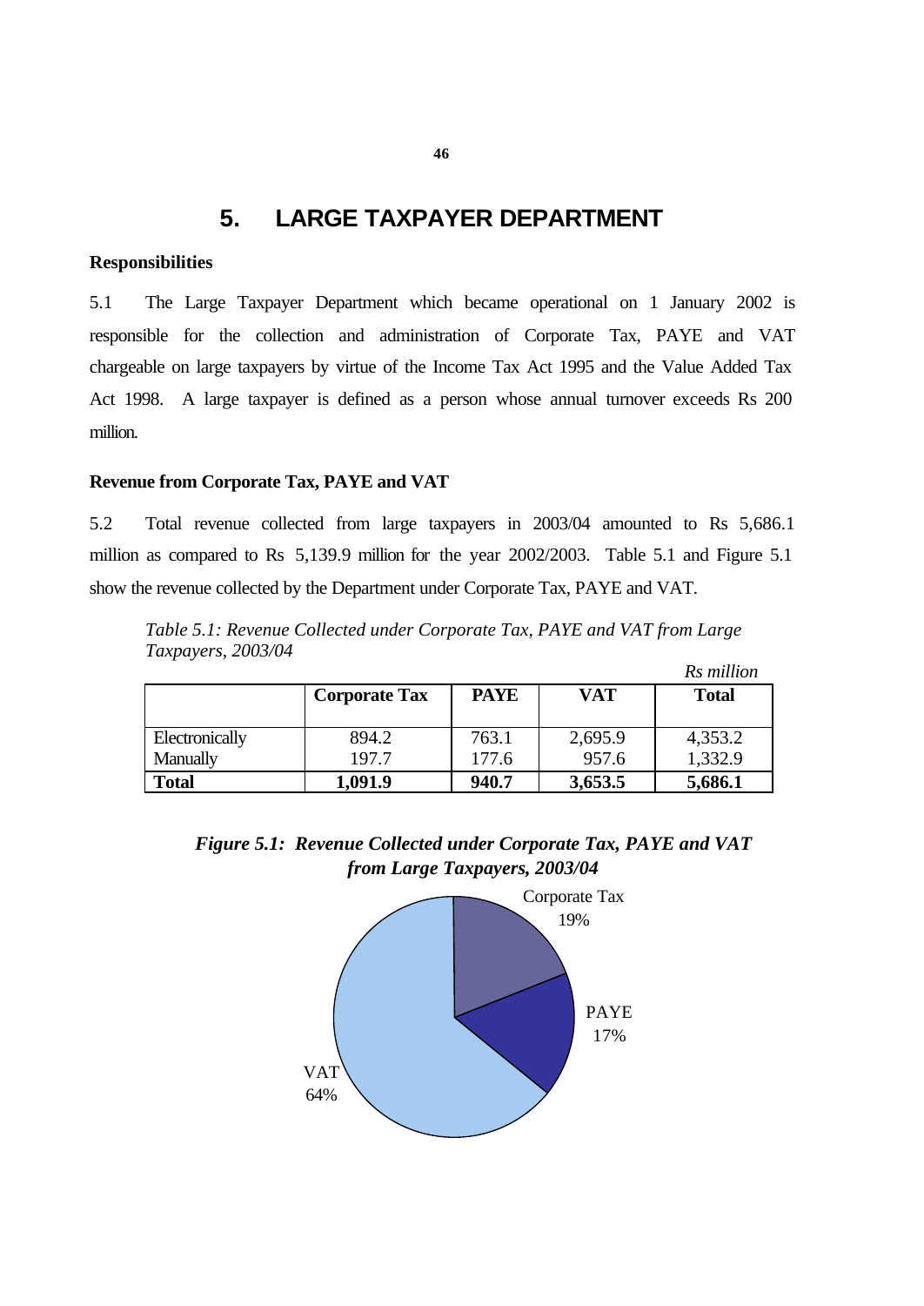# 5. LARGE TAXPAYER DEPARTMENT

**Responsibilities**

5.1 The Large Taxpayer Department which became operational on 1 January 2002 is responsible for the collection and administration of Corporate Tax, PAYE and VAT chargeable on large taxpayers by virtue of the Income Tax Act 1995 and the Value Added Tax Act 1998. A large taxpayer is defined as a person whose annual turnover exceeds Rs 200 million.

**Revenue from Corporate Tax, PAYE and VAT**

5.2 Total revenue collected from large taxpayers in 2003/04 amounted to Rs 5,686.1 million as compared to Rs 5,139.9 million for the year 2002/2003. Table 5.1 and Figure 5.1 show the revenue collected by the Department under Corporate Tax, PAYE and VAT.

*Table 5.1: Revenue Collected under Corporate Tax, PAYE and VAT from Large Taxpayers, 2003/04*

*Rs million*

| | Corporate Tax | PAYE | VAT | Total |
|---|---|---|---|---|
| Electronically | 894.2 | 763.1 | 2,695.9 | 4,353.2 |
| Manually | 197.7 | 177.6 | 957.6 | 1,332.9 |
| **Total** | **1,091.9** | **940.7** | **3,653.5** | **5,686.1** |

***Figure 5.1: Revenue Collected under Corporate Tax, PAYE and VAT from Large Taxpayers, 2003/04***

Corporate Tax 19%

PAYE 17%

VAT 64%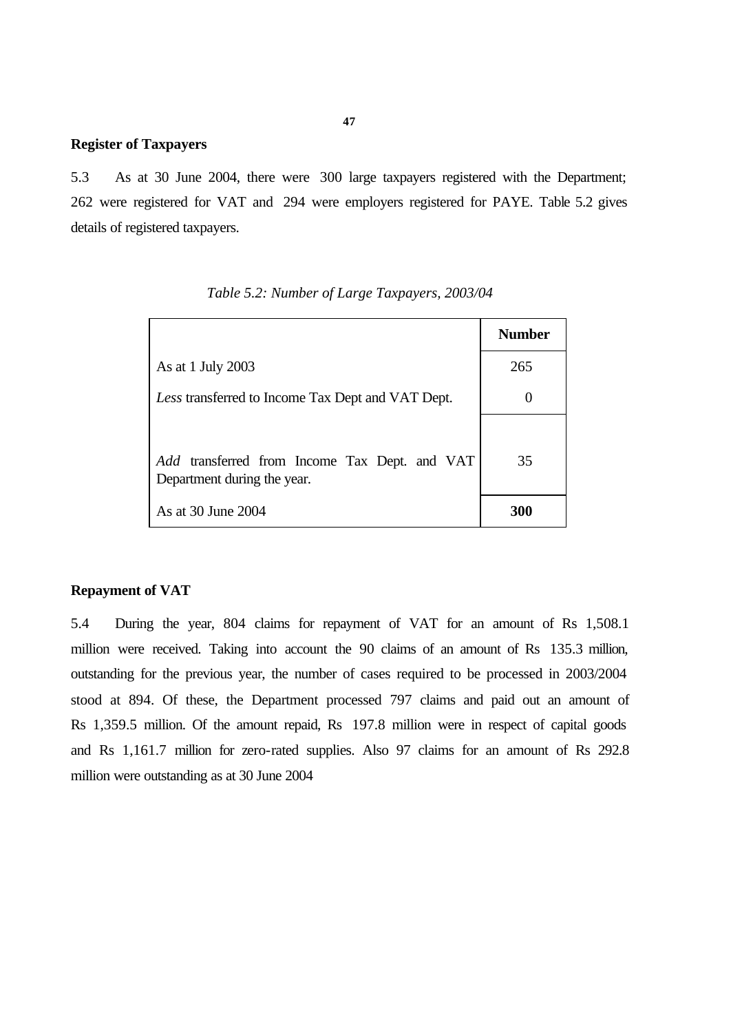## Register of Taxpayers

5.3 As at 30 June 2004, there were 300 large taxpayers registered with the Department; 262 were registered for VAT and 294 were employers registered for PAYE. Table 5.2 gives details of registered taxpayers.

*Table 5.2: Number of Large Taxpayers, 2003/04*

| | **Number** |
|---|---|
| As at 1 July 2003 | 265 |
| *Less* transferred to Income Tax Dept and VAT Dept. | 0 |
| *Add* transferred from Income Tax Dept. and VAT Department during the year. | 35 |
| As at 30 June 2004 | **300** |

## Repayment of VAT

5.4 During the year, 804 claims for repayment of VAT for an amount of Rs 1,508.1 million were received. Taking into account the 90 claims of an amount of Rs 135.3 million, outstanding for the previous year, the number of cases required to be processed in 2003/2004 stood at 894. Of these, the Department processed 797 claims and paid out an amount of Rs 1,359.5 million. Of the amount repaid, Rs 197.8 million were in respect of capital goods and Rs 1,161.7 million for zero-rated supplies. Also 97 claims for an amount of Rs 292.8 million were outstanding as at 30 June 2004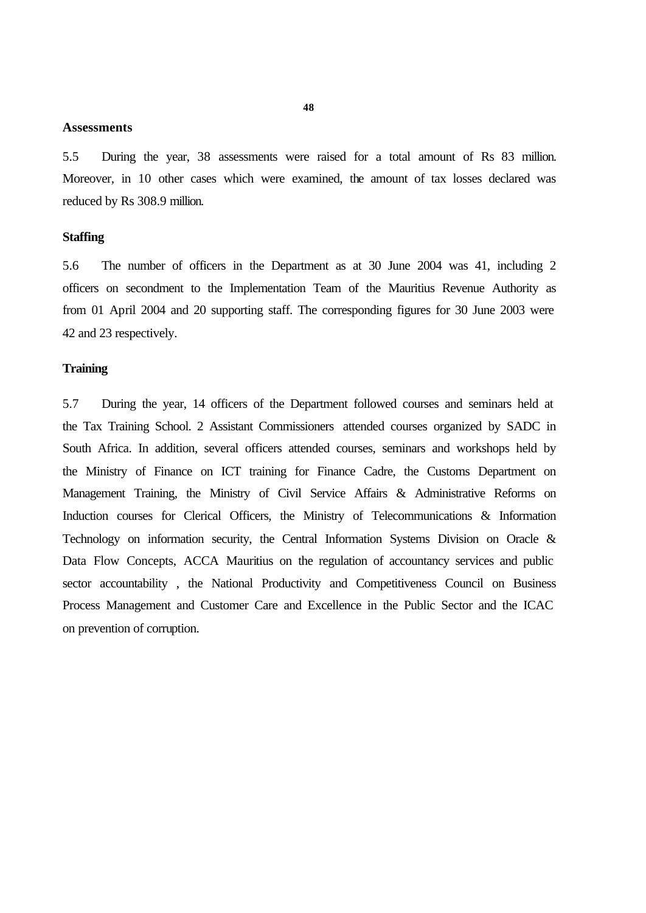**Assessments**

5.5 During the year, 38 assessments were raised for a total amount of Rs 83 million. Moreover, in 10 other cases which were examined, the amount of tax losses declared was reduced by Rs 308.9 million.

**Staffing**

5.6 The number of officers in the Department as at 30 June 2004 was 41, including 2 officers on secondment to the Implementation Team of the Mauritius Revenue Authority as from 01 April 2004 and 20 supporting staff. The corresponding figures for 30 June 2003 were 42 and 23 respectively.

**Training**

5.7 During the year, 14 officers of the Department followed courses and seminars held at the Tax Training School. 2 Assistant Commissioners attended courses organized by SADC in South Africa. In addition, several officers attended courses, seminars and workshops held by the Ministry of Finance on ICT training for Finance Cadre, the Customs Department on Management Training, the Ministry of Civil Service Affairs & Administrative Reforms on Induction courses for Clerical Officers, the Ministry of Telecommunications & Information Technology on information security, the Central Information Systems Division on Oracle & Data Flow Concepts, ACCA Mauritius on the regulation of accountancy services and public sector accountability , the National Productivity and Competitiveness Council on Business Process Management and Customer Care and Excellence in the Public Sector and the ICAC on prevention of corruption.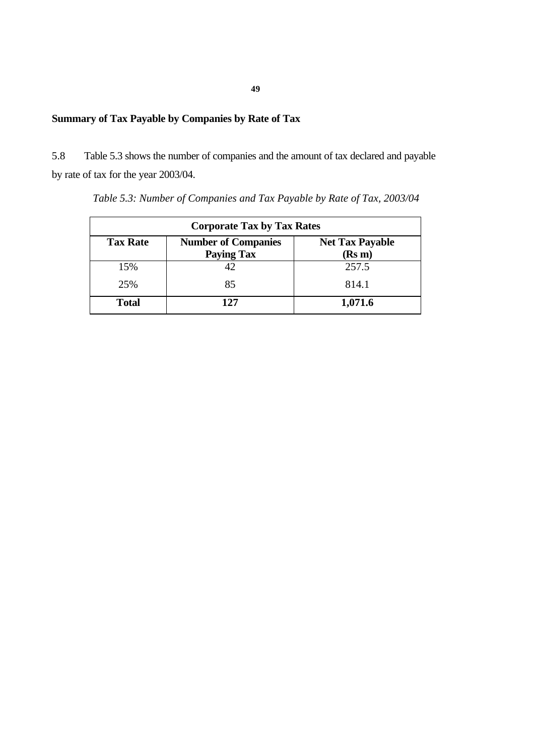## Summary of Tax Payable by Companies by Rate of Tax

5.8 Table 5.3 shows the number of companies and the amount of tax declared and payable by rate of tax for the year 2003/04.

*Table 5.3: Number of Companies and Tax Payable by Rate of Tax, 2003/04*

| Corporate Tax by Tax Rates | | |
|---|---|---|
| **Tax Rate** | **Number of Companies Paying Tax** | **Net Tax Payable (Rs m)** |
| 15% | 42 | 257.5 |
| 25% | 85 | 814.1 |
| **Total** | **127** | **1,071.6** |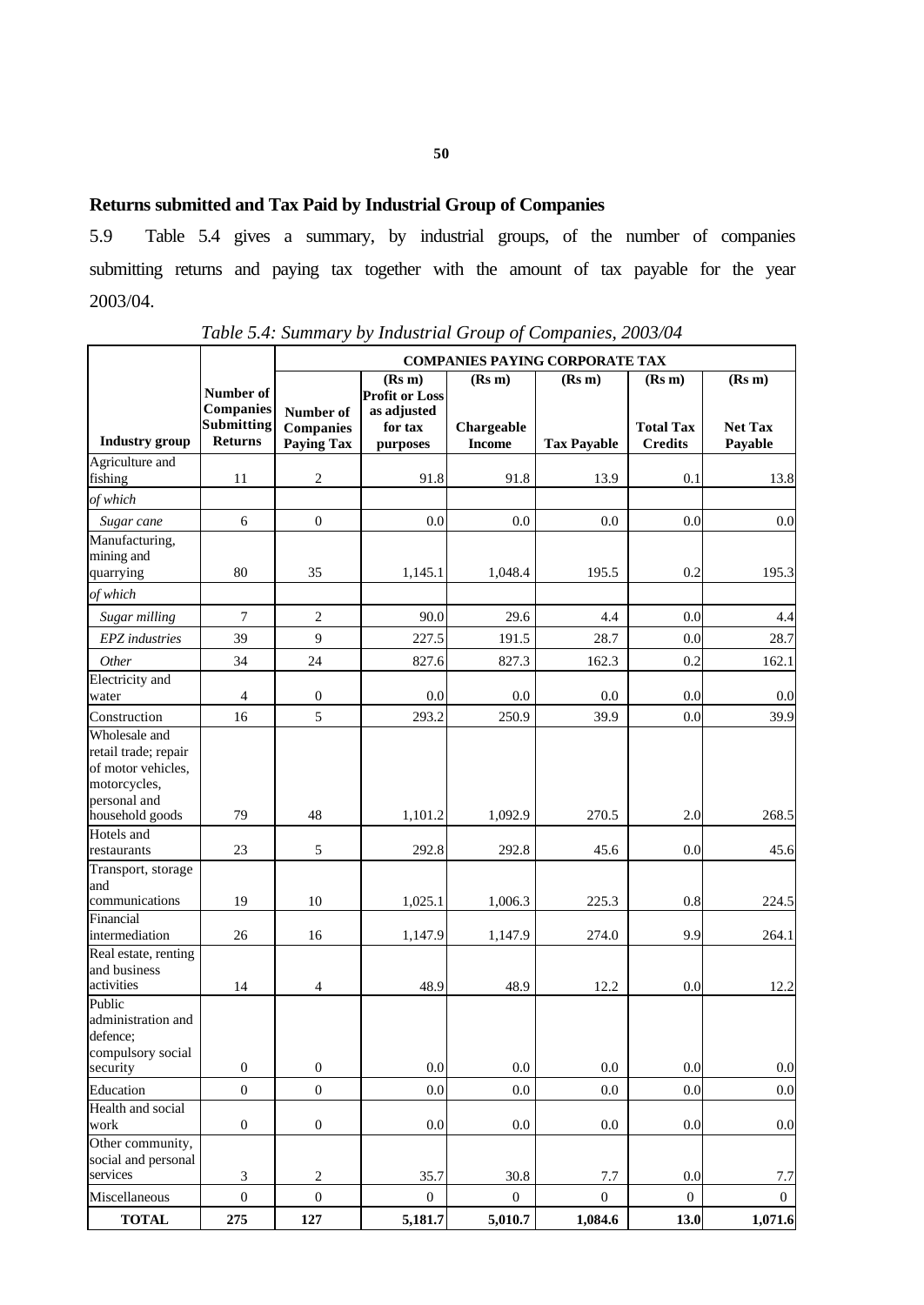## Returns submitted and Tax Paid by Industrial Group of Companies

5.9 Table 5.4 gives a summary, by industrial groups, of the number of companies submitting returns and paying tax together with the amount of tax payable for the year 2003/04.

*Table 5.4: Summary by Industrial Group of Companies, 2003/04*

| Industry group | Number of Companies Submitting Returns | COMPANIES PAYING CORPORATE TAX | | | | | |
|---|---|---|---|---|---|---|---|
| | | Number of Companies Paying Tax | (Rs m) Profit or Loss as adjusted for tax purposes | (Rs m) Chargeable Income | (Rs m) Tax Payable | (Rs m) Total Tax Credits | (Rs m) Net Tax Payable |
| Agriculture and fishing | 11 | 2 | 91.8 | 91.8 | 13.9 | 0.1 | 13.8 |
| *of which* | | | | | | | |
| *Sugar cane* | 6 | 0 | 0.0 | 0.0 | 0.0 | 0.0 | 0.0 |
| Manufacturing, mining and quarrying | 80 | 35 | 1,145.1 | 1,048.4 | 195.5 | 0.2 | 195.3 |
| *of which* | | | | | | | |
| *Sugar milling* | 7 | 2 | 90.0 | 29.6 | 4.4 | 0.0 | 4.4 |
| *EPZ industries* | 39 | 9 | 227.5 | 191.5 | 28.7 | 0.0 | 28.7 |
| *Other* | 34 | 24 | 827.6 | 827.3 | 162.3 | 0.2 | 162.1 |
| Electricity and water | 4 | 0 | 0.0 | 0.0 | 0.0 | 0.0 | 0.0 |
| Construction | 16 | 5 | 293.2 | 250.9 | 39.9 | 0.0 | 39.9 |
| Wholesale and retail trade; repair of motor vehicles, motorcycles, personal and household goods | 79 | 48 | 1,101.2 | 1,092.9 | 270.5 | 2.0 | 268.5 |
| Hotels and restaurants | 23 | 5 | 292.8 | 292.8 | 45.6 | 0.0 | 45.6 |
| Transport, storage and communications | 19 | 10 | 1,025.1 | 1,006.3 | 225.3 | 0.8 | 224.5 |
| Financial intermediation | 26 | 16 | 1,147.9 | 1,147.9 | 274.0 | 9.9 | 264.1 |
| Real estate, renting and business activities | 14 | 4 | 48.9 | 48.9 | 12.2 | 0.0 | 12.2 |
| Public administration and defence; compulsory social security | 0 | 0 | 0.0 | 0.0 | 0.0 | 0.0 | 0.0 |
| Education | 0 | 0 | 0.0 | 0.0 | 0.0 | 0.0 | 0.0 |
| Health and social work | 0 | 0 | 0.0 | 0.0 | 0.0 | 0.0 | 0.0 |
| Other community, social and personal services | 3 | 2 | 35.7 | 30.8 | 7.7 | 0.0 | 7.7 |
| Miscellaneous | 0 | 0 | 0 | 0 | 0 | 0 | 0 |
| **TOTAL** | **275** | **127** | **5,181.7** | **5,010.7** | **1,084.6** | **13.0** | **1,071.6** |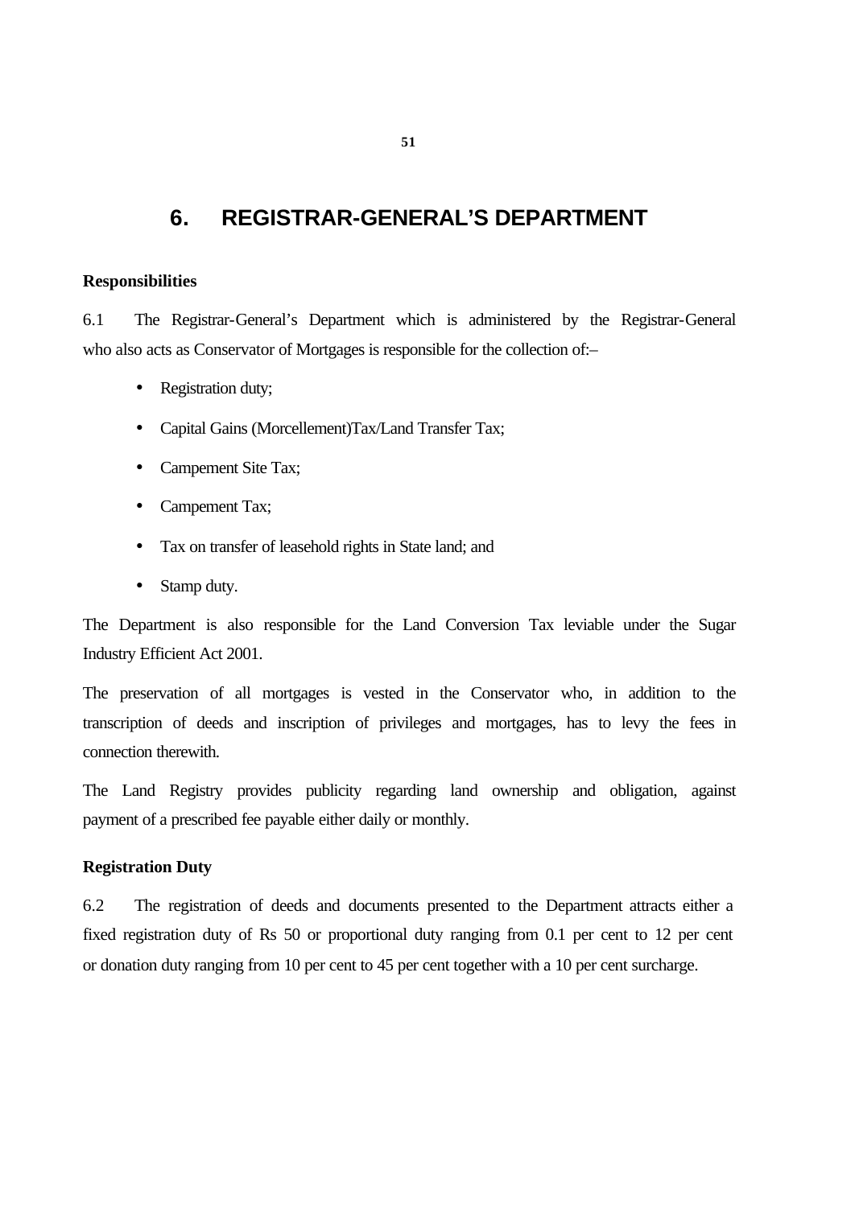# 6. REGISTRAR-GENERAL'S DEPARTMENT

**Responsibilities**

6.1 The Registrar-General's Department which is administered by the Registrar-General who also acts as Conservator of Mortgages is responsible for the collection of:–

- Registration duty;
- Capital Gains (Morcellement)Tax/Land Transfer Tax;
- Campement Site Tax;
- Campement Tax;
- Tax on transfer of leasehold rights in State land; and
- Stamp duty.

The Department is also responsible for the Land Conversion Tax leviable under the Sugar Industry Efficient Act 2001.

The preservation of all mortgages is vested in the Conservator who, in addition to the transcription of deeds and inscription of privileges and mortgages, has to levy the fees in connection therewith.

The Land Registry provides publicity regarding land ownership and obligation, against payment of a prescribed fee payable either daily or monthly.

**Registration Duty**

6.2 The registration of deeds and documents presented to the Department attracts either a fixed registration duty of Rs 50 or proportional duty ranging from 0.1 per cent to 12 per cent or donation duty ranging from 10 per cent to 45 per cent together with a 10 per cent surcharge.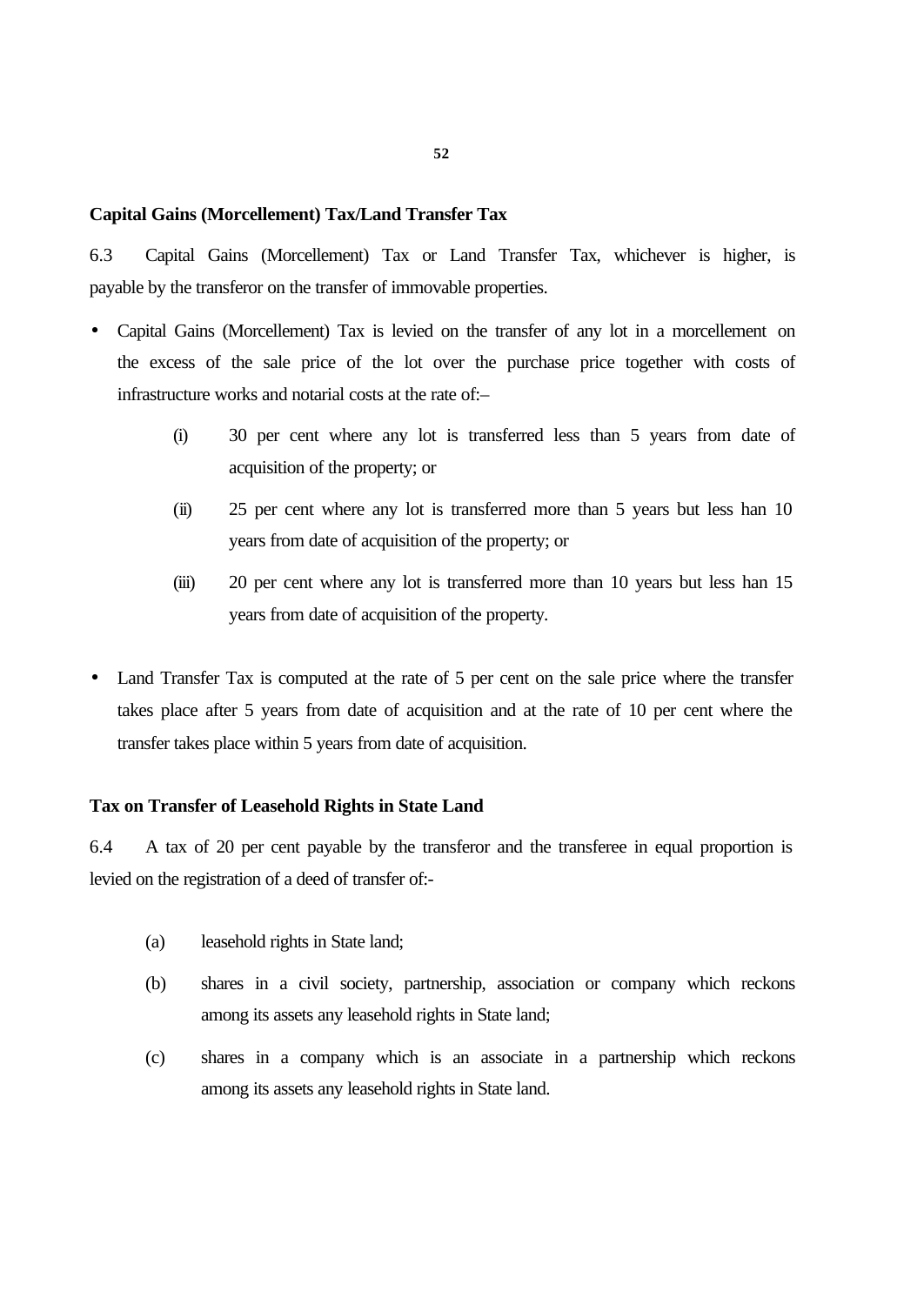**Capital Gains (Morcellement) Tax/Land Transfer Tax**

6.3 Capital Gains (Morcellement) Tax or Land Transfer Tax, whichever is higher, is payable by the transferor on the transfer of immovable properties.

- Capital Gains (Morcellement) Tax is levied on the transfer of any lot in a morcellement on the excess of the sale price of the lot over the purchase price together with costs of infrastructure works and notarial costs at the rate of:–

  (i) 30 per cent where any lot is transferred less than 5 years from date of acquisition of the property; or

  (ii) 25 per cent where any lot is transferred more than 5 years but less han 10 years from date of acquisition of the property; or

  (iii) 20 per cent where any lot is transferred more than 10 years but less han 15 years from date of acquisition of the property.

- Land Transfer Tax is computed at the rate of 5 per cent on the sale price where the transfer takes place after 5 years from date of acquisition and at the rate of 10 per cent where the transfer takes place within 5 years from date of acquisition.

**Tax on Transfer of Leasehold Rights in State Land**

6.4 A tax of 20 per cent payable by the transferor and the transferee in equal proportion is levied on the registration of a deed of transfer of:-

(a) leasehold rights in State land;

(b) shares in a civil society, partnership, association or company which reckons among its assets any leasehold rights in State land;

(c) shares in a company which is an associate in a partnership which reckons among its assets any leasehold rights in State land.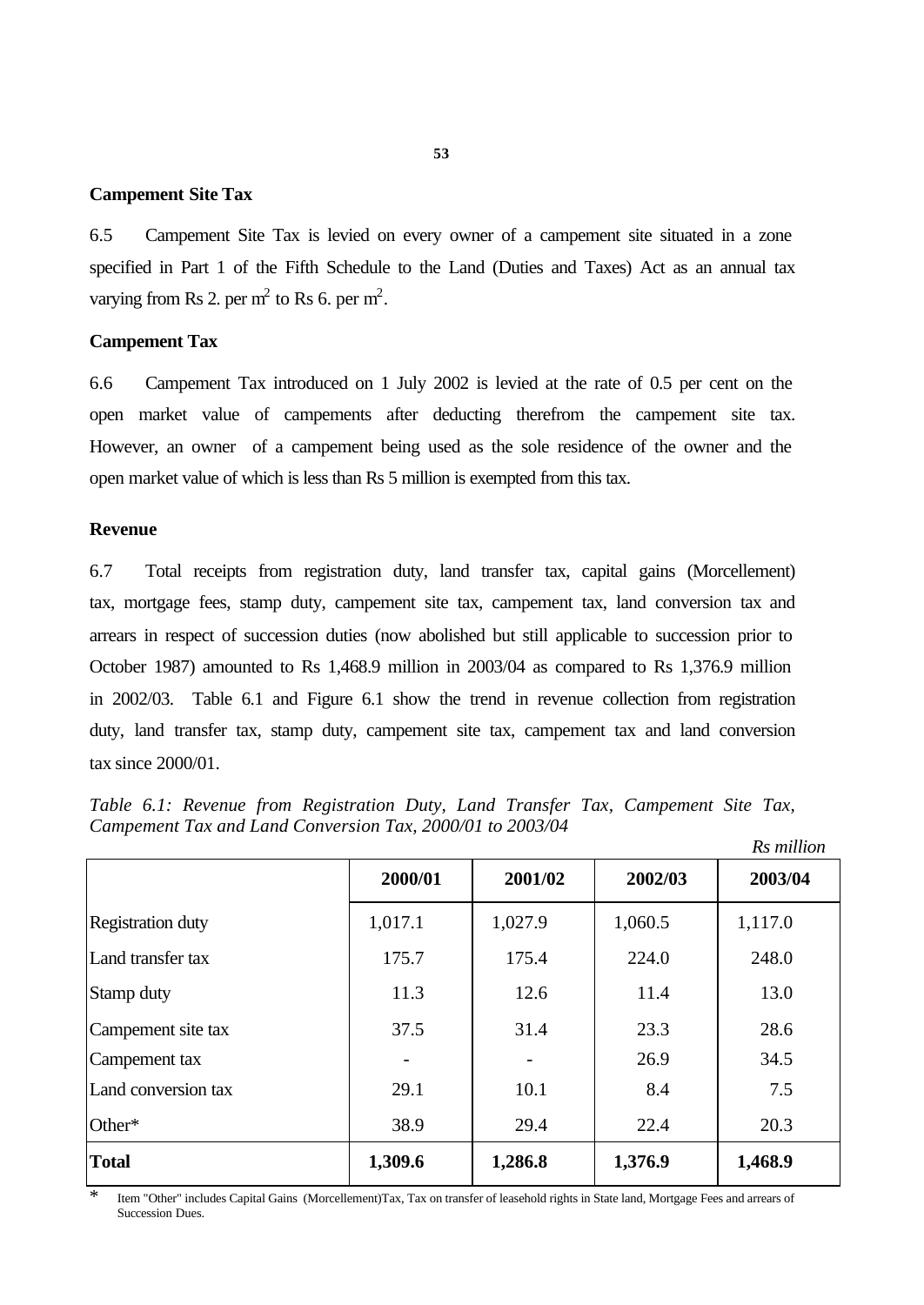### Campement Site Tax

6.5 Campement Site Tax is levied on every owner of a campement site situated in a zone specified in Part 1 of the Fifth Schedule to the Land (Duties and Taxes) Act as an annual tax varying from Rs 2. per $m^2$ to Rs 6. per $m^2$.

### Campement Tax

6.6 Campement Tax introduced on 1 July 2002 is levied at the rate of 0.5 per cent on the open market value of campements after deducting therefrom the campement site tax. However, an owner of a campement being used as the sole residence of the owner and the open market value of which is less than Rs 5 million is exempted from this tax.

### Revenue

6.7 Total receipts from registration duty, land transfer tax, capital gains (Morcellement) tax, mortgage fees, stamp duty, campement site tax, campement tax, land conversion tax and arrears in respect of succession duties (now abolished but still applicable to succession prior to October 1987) amounted to Rs 1,468.9 million in 2003/04 as compared to Rs 1,376.9 million in 2002/03. Table 6.1 and Figure 6.1 show the trend in revenue collection from registration duty, land transfer tax, stamp duty, campement site tax, campement tax and land conversion tax since 2000/01.

*Table 6.1: Revenue from Registration Duty, Land Transfer Tax, Campement Site Tax, Campement Tax and Land Conversion Tax, 2000/01 to 2003/04*

*Rs million*

| | 2000/01 | 2001/02 | 2002/03 | 2003/04 |
|---|---|---|---|---|
| Registration duty | 1,017.1 | 1,027.9 | 1,060.5 | 1,117.0 |
| Land transfer tax | 175.7 | 175.4 | 224.0 | 248.0 |
| Stamp duty | 11.3 | 12.6 | 11.4 | 13.0 |
| Campement site tax | 37.5 | 31.4 | 23.3 | 28.6 |
| Campement tax | - | - | 26.9 | 34.5 |
| Land conversion tax | 29.1 | 10.1 | 8.4 | 7.5 |
| Other* | 38.9 | 29.4 | 22.4 | 20.3 |
| **Total** | **1,309.6** | **1,286.8** | **1,376.9** | **1,468.9** |

\* Item "Other" includes Capital Gains (Morcellement)Tax, Tax on transfer of leasehold rights in State land, Mortgage Fees and arrears of Succession Dues.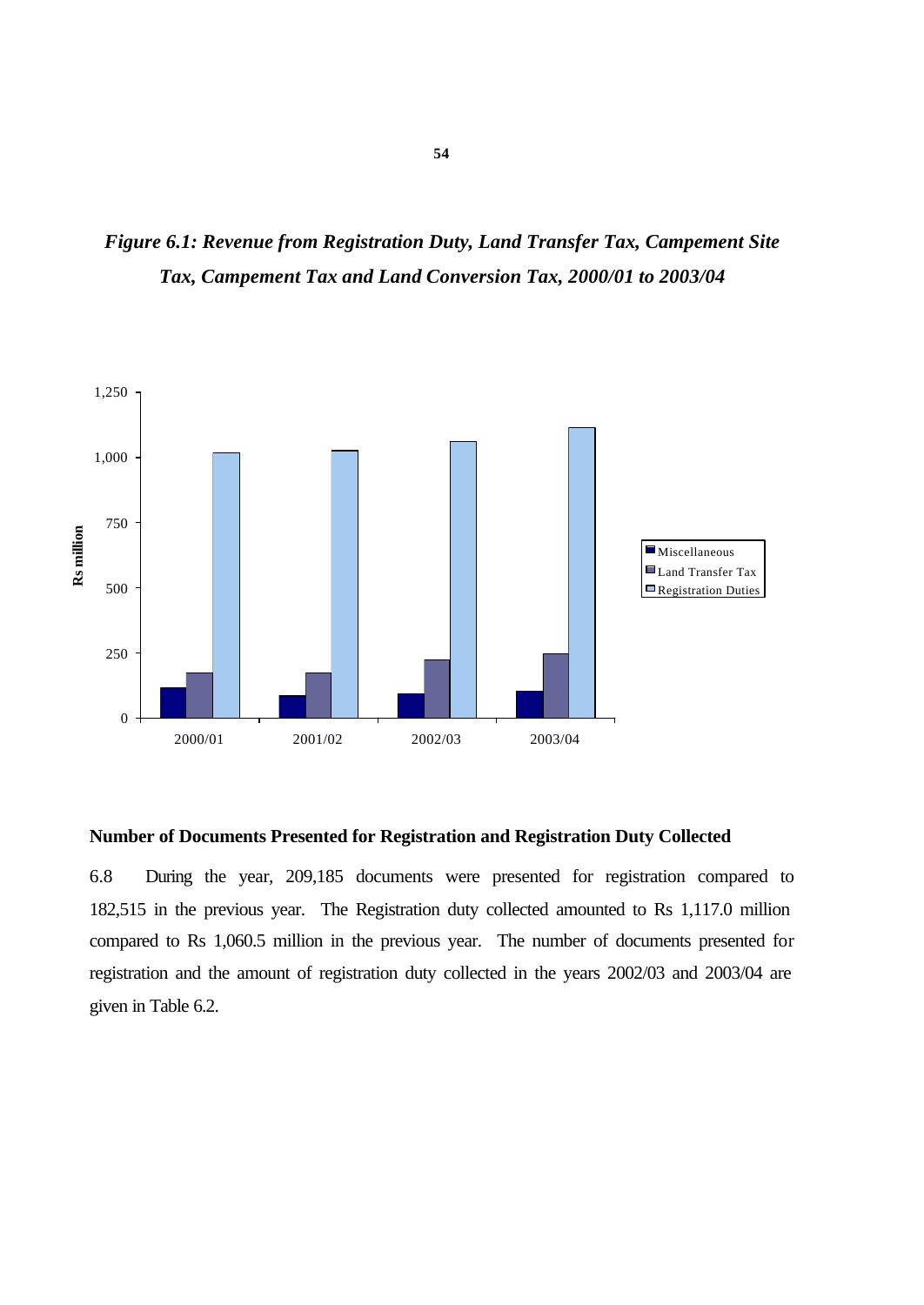*Figure 6.1: Revenue from Registration Duty, Land Transfer Tax, Campement Site Tax, Campement Tax and Land Conversion Tax, 2000/01 to 2003/04*

### Number of Documents Presented for Registration and Registration Duty Collected

6.8 During the year, 209,185 documents were presented for registration compared to 182,515 in the previous year. The Registration duty collected amounted to Rs 1,117.0 million compared to Rs 1,060.5 million in the previous year. The number of documents presented for registration and the amount of registration duty collected in the years 2002/03 and 2003/04 are given in Table 6.2.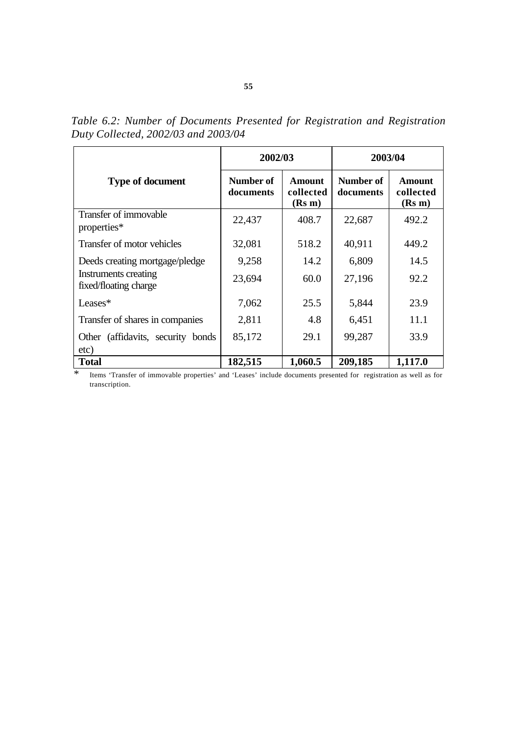*Table 6.2: Number of Documents Presented for Registration and Registration Duty Collected, 2002/03 and 2003/04*

| Type of document | 2002/03 | | 2003/04 | |
|---|---|---|---|---|
| | **Number of documents** | **Amount collected (Rs m)** | **Number of documents** | **Amount collected (Rs m)** |
| Transfer of immovable properties* | 22,437 | 408.7 | 22,687 | 492.2 |
| Transfer of motor vehicles | 32,081 | 518.2 | 40,911 | 449.2 |
| Deeds creating mortgage/pledge | 9,258 | 14.2 | 6,809 | 14.5 |
| Instruments creating fixed/floating charge | 23,694 | 60.0 | 27,196 | 92.2 |
| Leases* | 7,062 | 25.5 | 5,844 | 23.9 |
| Transfer of shares in companies | 2,811 | 4.8 | 6,451 | 11.1 |
| Other (affidavits, security bonds etc) | 85,172 | 29.1 | 99,287 | 33.9 |
| **Total** | **182,515** | **1,060.5** | **209,185** | **1,117.0** |

\* Items 'Transfer of immovable properties' and 'Leases' include documents presented for registration as well as for transcription.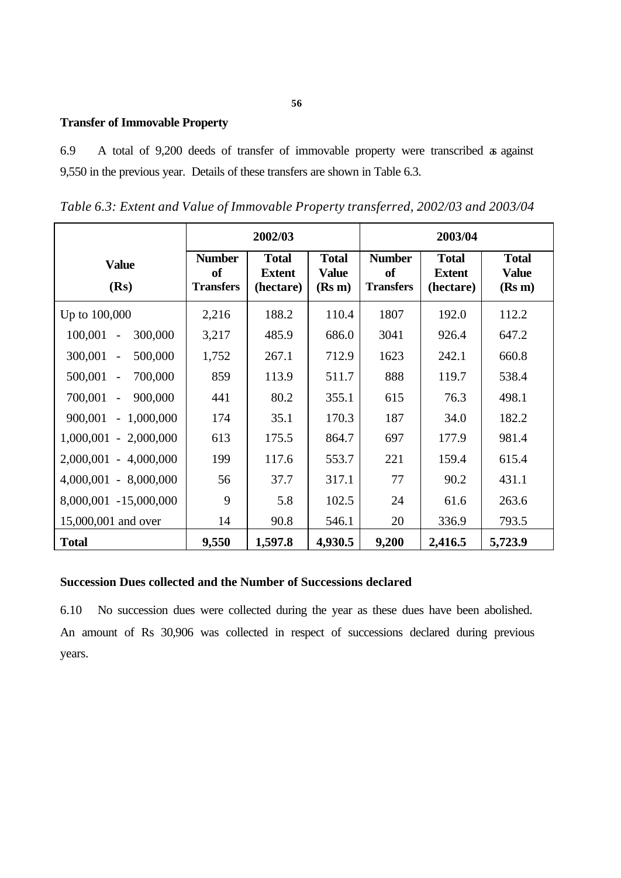**Transfer of Immovable Property**

6.9 A total of 9,200 deeds of transfer of immovable property were transcribed as against 9,550 in the previous year. Details of these transfers are shown in Table 6.3.

*Table 6.3: Extent and Value of Immovable Property transferred, 2002/03 and 2003/04*

| Value (Rs) | 2002/03 | | | 2003/04 | | |
|---|---|---|---|---|---|---|
| | **Number of Transfers** | **Total Extent (hectare)** | **Total Value (Rs m)** | **Number of Transfers** | **Total Extent (hectare)** | **Total Value (Rs m)** |
| Up to 100,000 | 2,216 | 188.2 | 110.4 | 1807 | 192.0 | 112.2 |
| 100,001 - 300,000 | 3,217 | 485.9 | 686.0 | 3041 | 926.4 | 647.2 |
| 300,001 - 500,000 | 1,752 | 267.1 | 712.9 | 1623 | 242.1 | 660.8 |
| 500,001 - 700,000 | 859 | 113.9 | 511.7 | 888 | 119.7 | 538.4 |
| 700,001 - 900,000 | 441 | 80.2 | 355.1 | 615 | 76.3 | 498.1 |
| 900,001 - 1,000,000 | 174 | 35.1 | 170.3 | 187 | 34.0 | 182.2 |
| 1,000,001 - 2,000,000 | 613 | 175.5 | 864.7 | 697 | 177.9 | 981.4 |
| 2,000,001 - 4,000,000 | 199 | 117.6 | 553.7 | 221 | 159.4 | 615.4 |
| 4,000,001 - 8,000,000 | 56 | 37.7 | 317.1 | 77 | 90.2 | 431.1 |
| 8,000,001 -15,000,000 | 9 | 5.8 | 102.5 | 24 | 61.6 | 263.6 |
| 15,000,001 and over | 14 | 90.8 | 546.1 | 20 | 336.9 | 793.5 |
| **Total** | **9,550** | **1,597.8** | **4,930.5** | **9,200** | **2,416.5** | **5,723.9** |

**Succession Dues collected and the Number of Successions declared**

6.10 No succession dues were collected during the year as these dues have been abolished. An amount of Rs 30,906 was collected in respect of successions declared during previous years.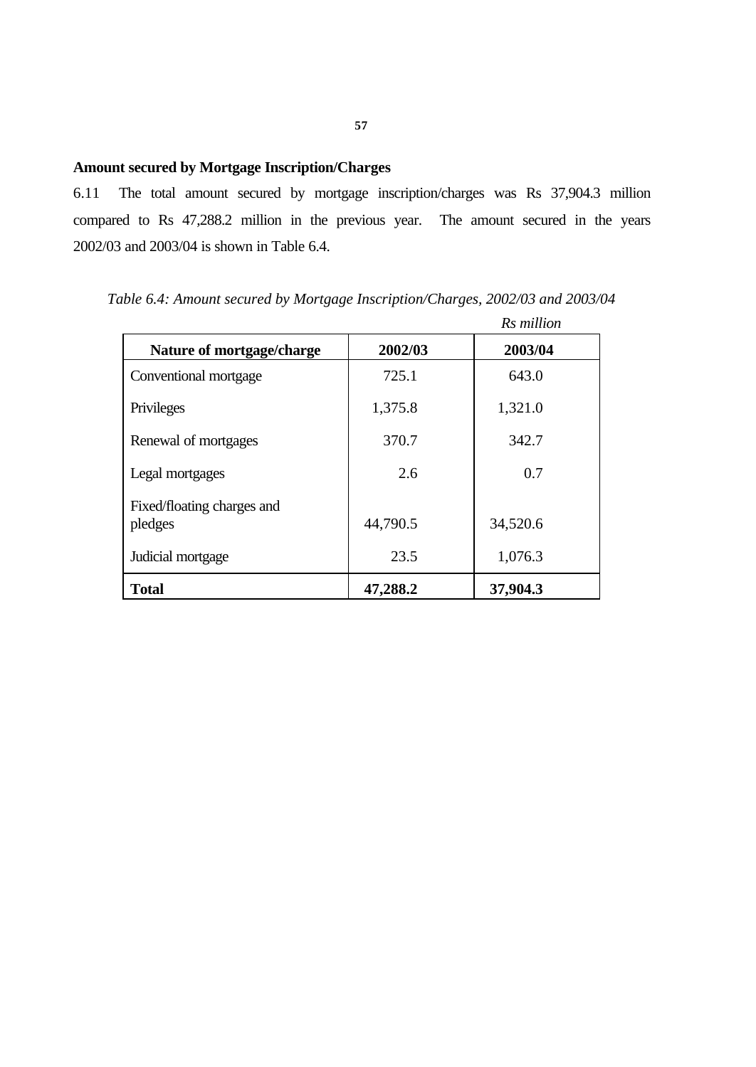**Amount secured by Mortgage Inscription/Charges**

6.11 The total amount secured by mortgage inscription/charges was Rs 37,904.3 million compared to Rs 47,288.2 million in the previous year. The amount secured in the years 2002/03 and 2003/04 is shown in Table 6.4.

*Table 6.4: Amount secured by Mortgage Inscription/Charges, 2002/03 and 2003/04*

*Rs million*

| Nature of mortgage/charge | 2002/03 | 2003/04 |
|---|---|---|
| Conventional mortgage | 725.1 | 643.0 |
| Privileges | 1,375.8 | 1,321.0 |
| Renewal of mortgages | 370.7 | 342.7 |
| Legal mortgages | 2.6 | 0.7 |
| Fixed/floating charges and pledges | 44,790.5 | 34,520.6 |
| Judicial mortgage | 23.5 | 1,076.3 |
| **Total** | **47,288.2** | **37,904.3** |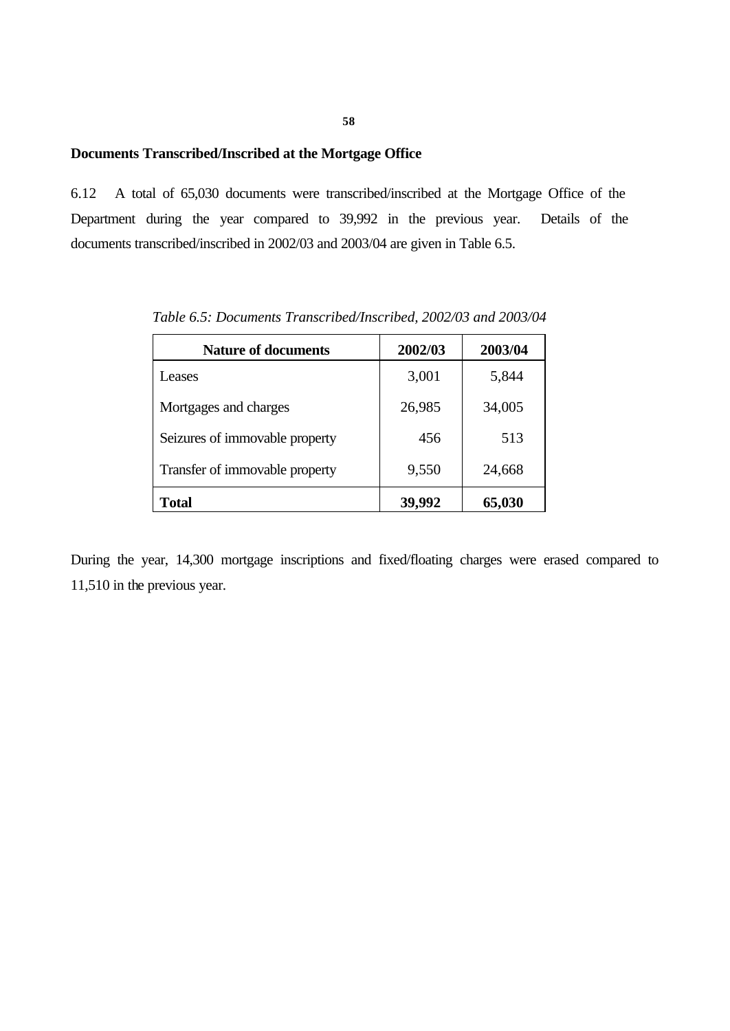## Documents Transcribed/Inscribed at the Mortgage Office

6.12 A total of 65,030 documents were transcribed/inscribed at the Mortgage Office of the Department during the year compared to 39,992 in the previous year. Details of the documents transcribed/inscribed in 2002/03 and 2003/04 are given in Table 6.5.

*Table 6.5: Documents Transcribed/Inscribed, 2002/03 and 2003/04*

| Nature of documents | 2002/03 | 2003/04 |
|---|---|---|
| Leases | 3,001 | 5,844 |
| Mortgages and charges | 26,985 | 34,005 |
| Seizures of immovable property | 456 | 513 |
| Transfer of immovable property | 9,550 | 24,668 |
| **Total** | **39,992** | **65,030** |

During the year, 14,300 mortgage inscriptions and fixed/floating charges were erased compared to 11,510 in the previous year.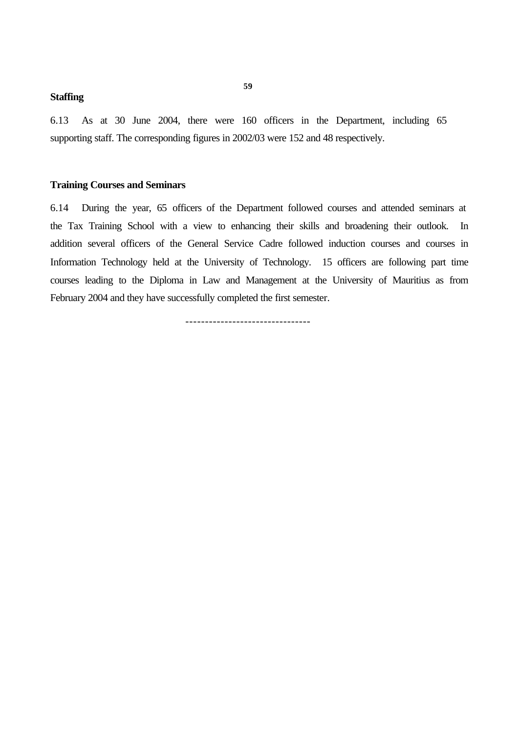**Staffing**

6.13 As at 30 June 2004, there were 160 officers in the Department, including 65 supporting staff. The corresponding figures in 2002/03 were 152 and 48 respectively.

**Training Courses and Seminars**

6.14 During the year, 65 officers of the Department followed courses and attended seminars at the Tax Training School with a view to enhancing their skills and broadening their outlook. In addition several officers of the General Service Cadre followed induction courses and courses in Information Technology held at the University of Technology. 15 officers are following part time courses leading to the Diploma in Law and Management at the University of Mauritius as from February 2004 and they have successfully completed the first semester.

-------------------------------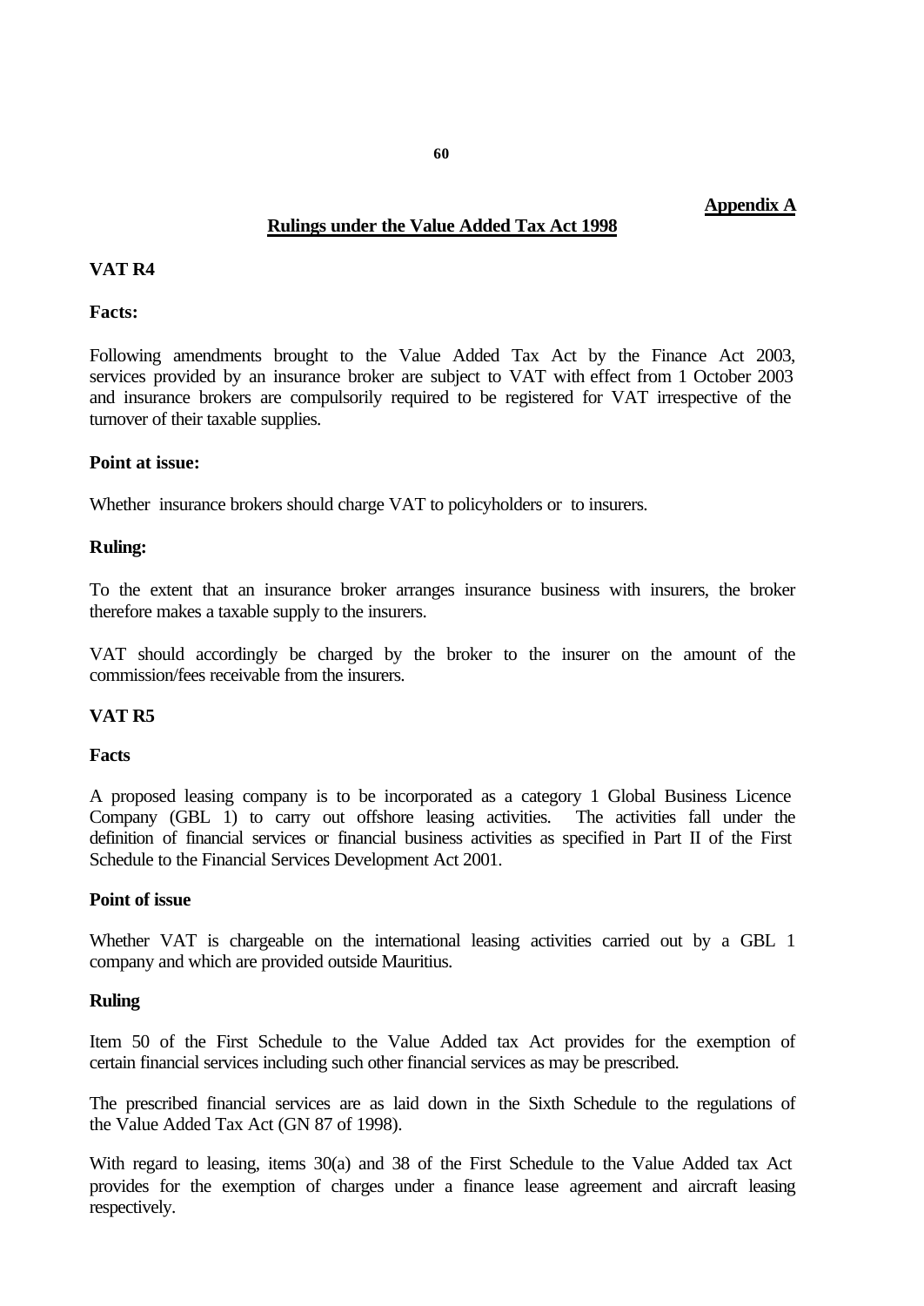**Appendix A**

## Rulings under the Value Added Tax Act 1998

### VAT R4

**Facts:**

Following amendments brought to the Value Added Tax Act by the Finance Act 2003, services provided by an insurance broker are subject to VAT with effect from 1 October 2003 and insurance brokers are compulsorily required to be registered for VAT irrespective of the turnover of their taxable supplies.

**Point at issue:**

Whether insurance brokers should charge VAT to policyholders or to insurers.

**Ruling:**

To the extent that an insurance broker arranges insurance business with insurers, the broker therefore makes a taxable supply to the insurers.

VAT should accordingly be charged by the broker to the insurer on the amount of the commission/fees receivable from the insurers.

### VAT R5

**Facts**

A proposed leasing company is to be incorporated as a category 1 Global Business Licence Company (GBL 1) to carry out offshore leasing activities. The activities fall under the definition of financial services or financial business activities as specified in Part II of the First Schedule to the Financial Services Development Act 2001.

**Point of issue**

Whether VAT is chargeable on the international leasing activities carried out by a GBL 1 company and which are provided outside Mauritius.

**Ruling**

Item 50 of the First Schedule to the Value Added tax Act provides for the exemption of certain financial services including such other financial services as may be prescribed.

The prescribed financial services are as laid down in the Sixth Schedule to the regulations of the Value Added Tax Act (GN 87 of 1998).

With regard to leasing, items 30(a) and 38 of the First Schedule to the Value Added tax Act provides for the exemption of charges under a finance lease agreement and aircraft leasing respectively.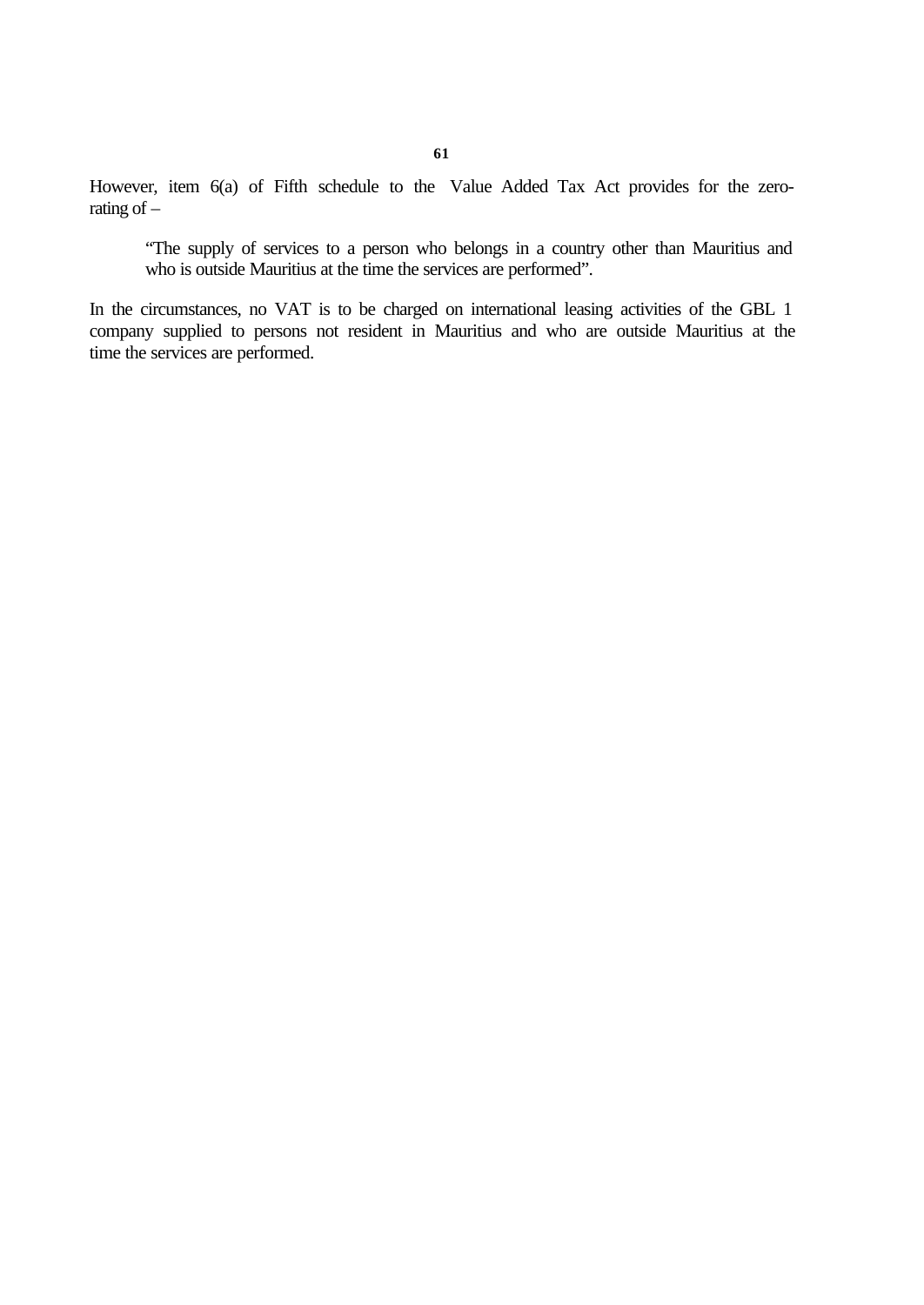However, item 6(a) of Fifth schedule to the Value Added Tax Act provides for the zero-rating of –

> "The supply of services to a person who belongs in a country other than Mauritius and who is outside Mauritius at the time the services are performed".

In the circumstances, no VAT is to be charged on international leasing activities of the GBL 1 company supplied to persons not resident in Mauritius and who are outside Mauritius at the time the services are performed.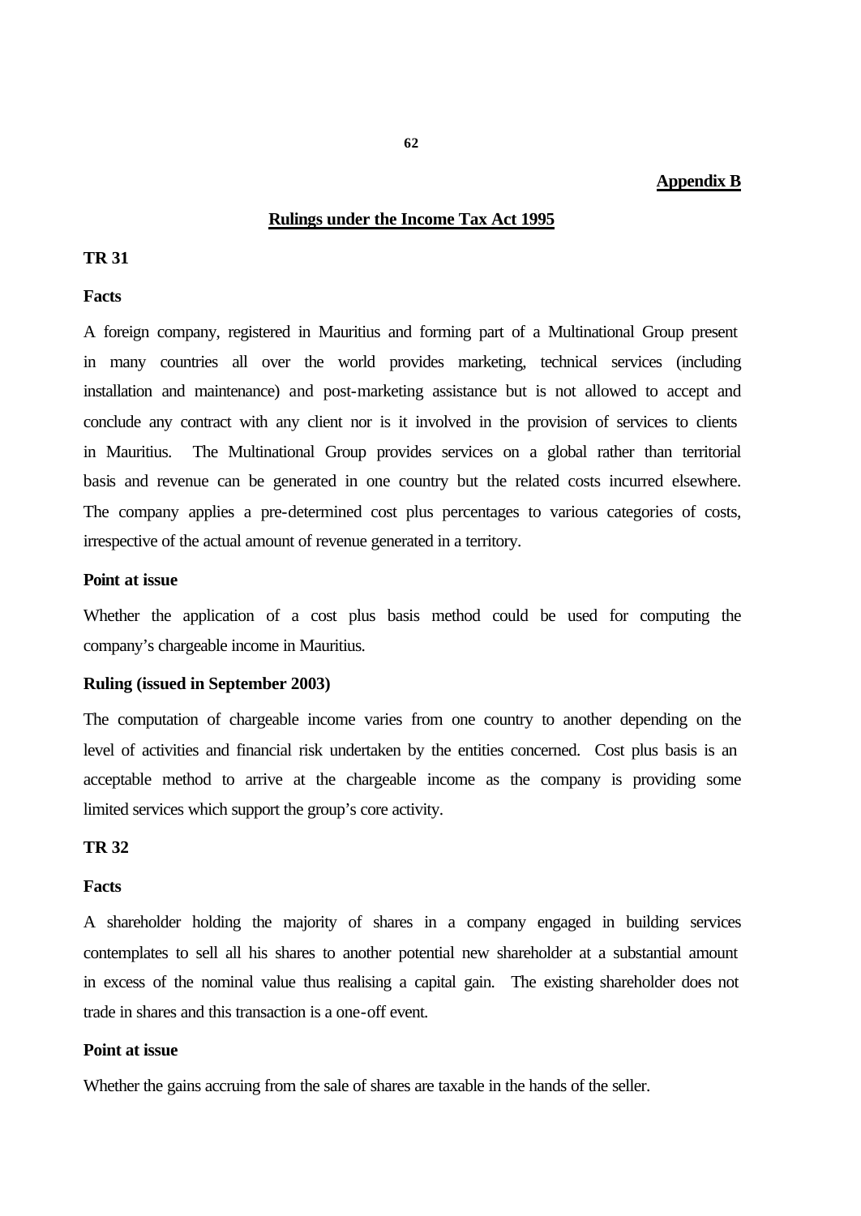**Appendix B**

## Rulings under the Income Tax Act 1995

### TR 31

**Facts**

A foreign company, registered in Mauritius and forming part of a Multinational Group present in many countries all over the world provides marketing, technical services (including installation and maintenance) and post-marketing assistance but is not allowed to accept and conclude any contract with any client nor is it involved in the provision of services to clients in Mauritius. The Multinational Group provides services on a global rather than territorial basis and revenue can be generated in one country but the related costs incurred elsewhere. The company applies a pre-determined cost plus percentages to various categories of costs, irrespective of the actual amount of revenue generated in a territory.

**Point at issue**

Whether the application of a cost plus basis method could be used for computing the company's chargeable income in Mauritius.

**Ruling (issued in September 2003)**

The computation of chargeable income varies from one country to another depending on the level of activities and financial risk undertaken by the entities concerned. Cost plus basis is an acceptable method to arrive at the chargeable income as the company is providing some limited services which support the group's core activity.

### TR 32

**Facts**

A shareholder holding the majority of shares in a company engaged in building services contemplates to sell all his shares to another potential new shareholder at a substantial amount in excess of the nominal value thus realising a capital gain. The existing shareholder does not trade in shares and this transaction is a one-off event.

**Point at issue**

Whether the gains accruing from the sale of shares are taxable in the hands of the seller.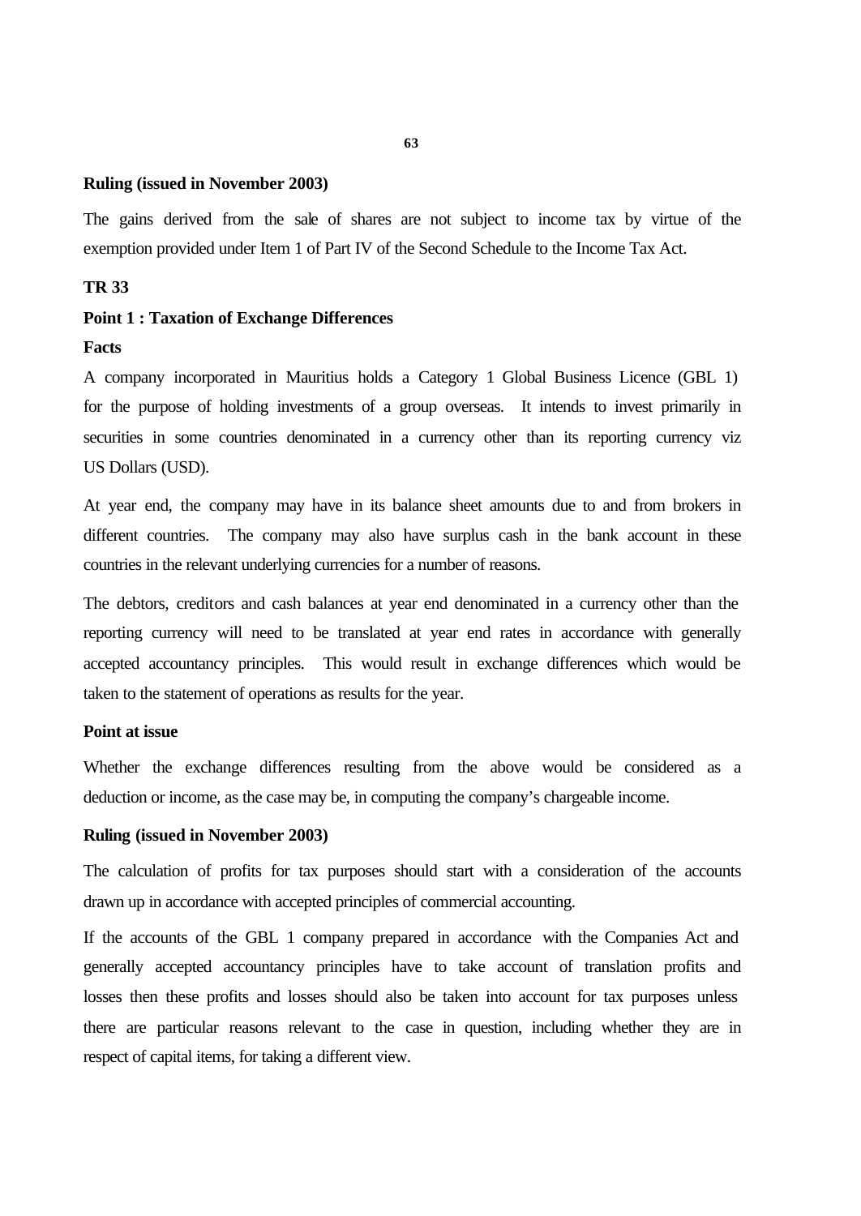**Ruling (issued in November 2003)**

The gains derived from the sale of shares are not subject to income tax by virtue of the exemption provided under Item 1 of Part IV of the Second Schedule to the Income Tax Act.

**TR 33**

**Point 1 : Taxation of Exchange Differences**

**Facts**

A company incorporated in Mauritius holds a Category 1 Global Business Licence (GBL 1) for the purpose of holding investments of a group overseas. It intends to invest primarily in securities in some countries denominated in a currency other than its reporting currency viz US Dollars (USD).

At year end, the company may have in its balance sheet amounts due to and from brokers in different countries. The company may also have surplus cash in the bank account in these countries in the relevant underlying currencies for a number of reasons.

The debtors, creditors and cash balances at year end denominated in a currency other than the reporting currency will need to be translated at year end rates in accordance with generally accepted accountancy principles. This would result in exchange differences which would be taken to the statement of operations as results for the year.

**Point at issue**

Whether the exchange differences resulting from the above would be considered as a deduction or income, as the case may be, in computing the company's chargeable income.

**Ruling (issued in November 2003)**

The calculation of profits for tax purposes should start with a consideration of the accounts drawn up in accordance with accepted principles of commercial accounting.

If the accounts of the GBL 1 company prepared in accordance with the Companies Act and generally accepted accountancy principles have to take account of translation profits and losses then these profits and losses should also be taken into account for tax purposes unless there are particular reasons relevant to the case in question, including whether they are in respect of capital items, for taking a different view.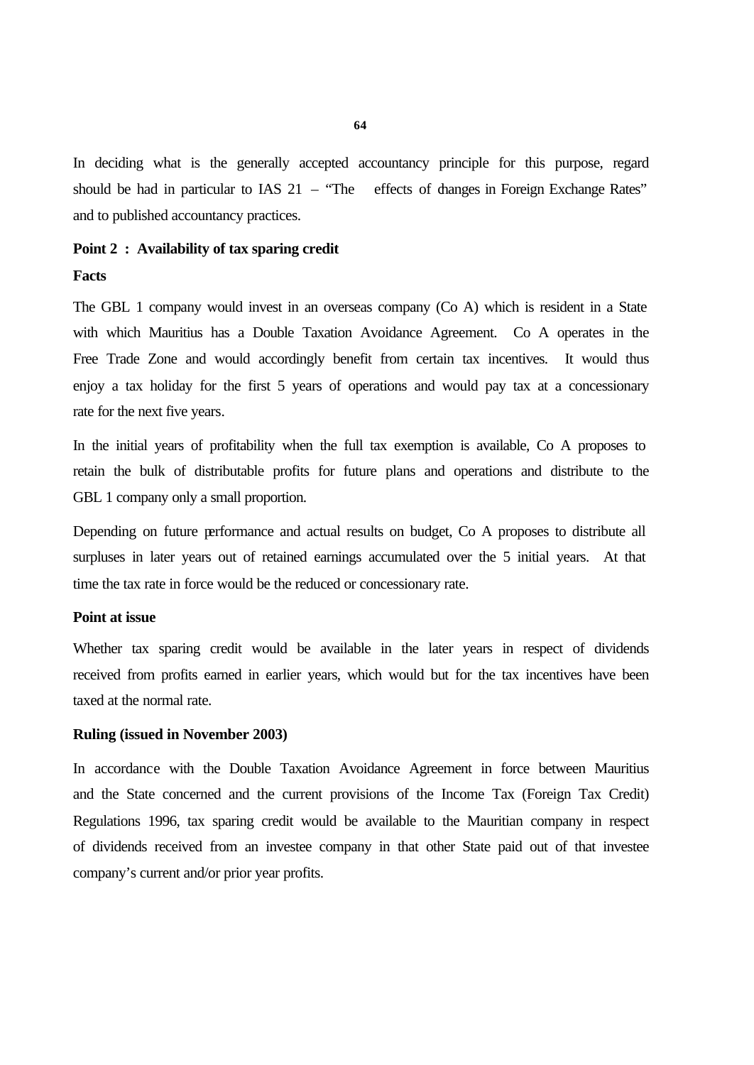In deciding what is the generally accepted accountancy principle for this purpose, regard should be had in particular to IAS 21 – "The effects of changes in Foreign Exchange Rates" and to published accountancy practices.

**Point 2 : Availability of tax sparing credit**

**Facts**

The GBL 1 company would invest in an overseas company (Co A) which is resident in a State with which Mauritius has a Double Taxation Avoidance Agreement. Co A operates in the Free Trade Zone and would accordingly benefit from certain tax incentives. It would thus enjoy a tax holiday for the first 5 years of operations and would pay tax at a concessionary rate for the next five years.

In the initial years of profitability when the full tax exemption is available, Co A proposes to retain the bulk of distributable profits for future plans and operations and distribute to the GBL 1 company only a small proportion.

Depending on future performance and actual results on budget, Co A proposes to distribute all surpluses in later years out of retained earnings accumulated over the 5 initial years. At that time the tax rate in force would be the reduced or concessionary rate.

**Point at issue**

Whether tax sparing credit would be available in the later years in respect of dividends received from profits earned in earlier years, which would but for the tax incentives have been taxed at the normal rate.

**Ruling (issued in November 2003)**

In accordance with the Double Taxation Avoidance Agreement in force between Mauritius and the State concerned and the current provisions of the Income Tax (Foreign Tax Credit) Regulations 1996, tax sparing credit would be available to the Mauritian company in respect of dividends received from an investee company in that other State paid out of that investee company's current and/or prior year profits.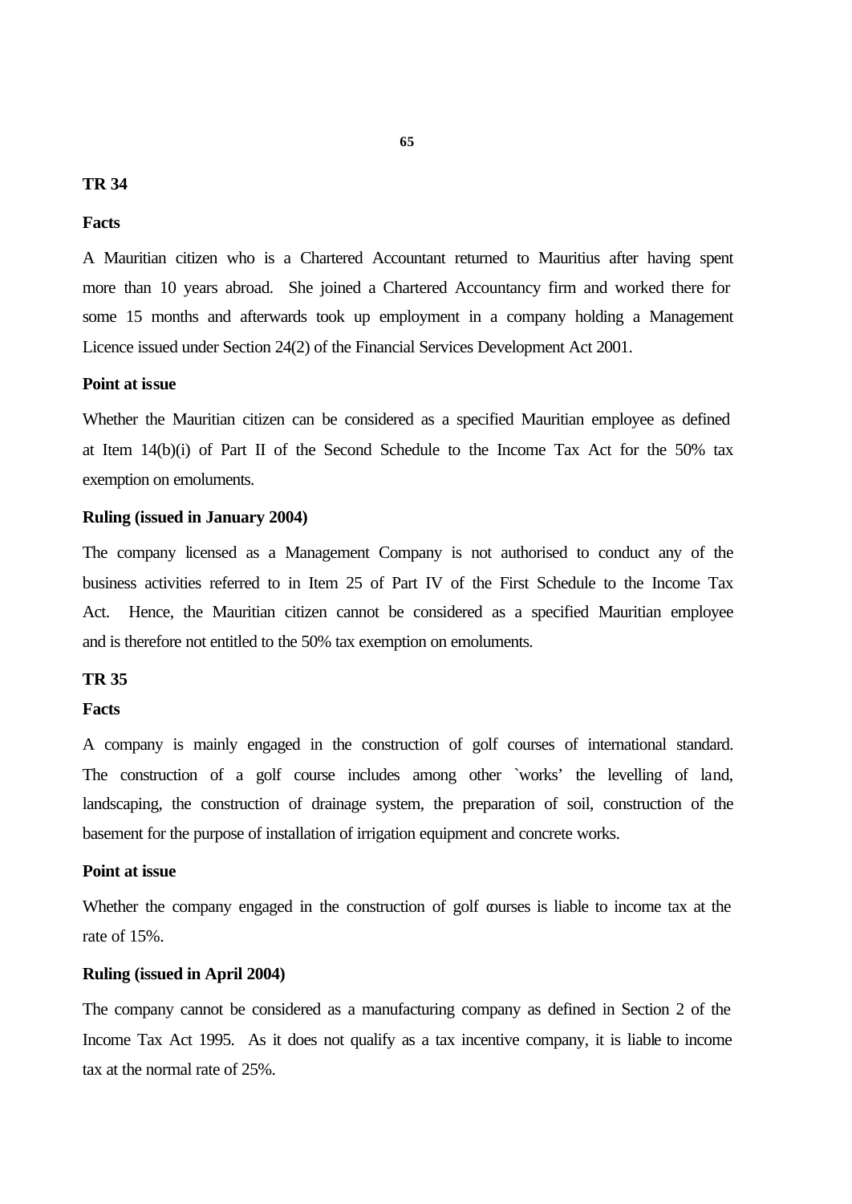**TR 34**

**Facts**

A Mauritian citizen who is a Chartered Accountant returned to Mauritius after having spent more than 10 years abroad. She joined a Chartered Accountancy firm and worked there for some 15 months and afterwards took up employment in a company holding a Management Licence issued under Section 24(2) of the Financial Services Development Act 2001.

**Point at issue**

Whether the Mauritian citizen can be considered as a specified Mauritian employee as defined at Item 14(b)(i) of Part II of the Second Schedule to the Income Tax Act for the 50% tax exemption on emoluments.

**Ruling (issued in January 2004)**

The company licensed as a Management Company is not authorised to conduct any of the business activities referred to in Item 25 of Part IV of the First Schedule to the Income Tax Act. Hence, the Mauritian citizen cannot be considered as a specified Mauritian employee and is therefore not entitled to the 50% tax exemption on emoluments.

**TR 35**

**Facts**

A company is mainly engaged in the construction of golf courses of international standard. The construction of a golf course includes among other `works' the levelling of land, landscaping, the construction of drainage system, the preparation of soil, construction of the basement for the purpose of installation of irrigation equipment and concrete works.

**Point at issue**

Whether the company engaged in the construction of golf courses is liable to income tax at the rate of 15%.

**Ruling (issued in April 2004)**

The company cannot be considered as a manufacturing company as defined in Section 2 of the Income Tax Act 1995. As it does not qualify as a tax incentive company, it is liable to income tax at the normal rate of 25%.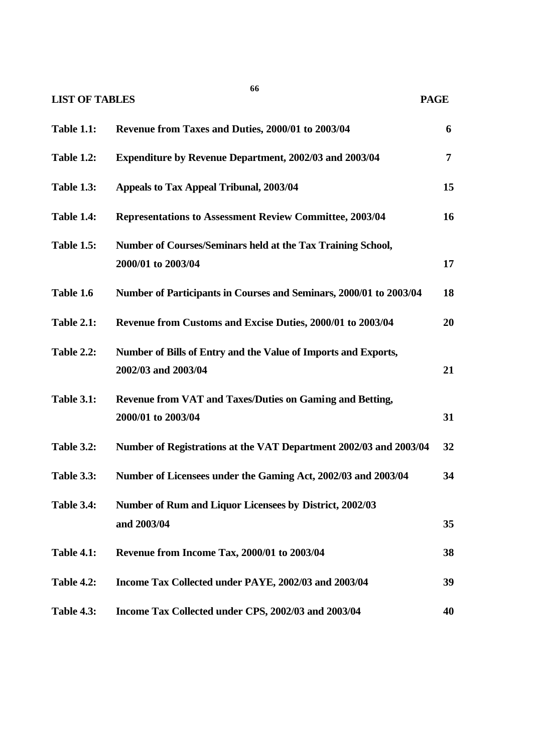**LIST OF TABLES** **PAGE**

| | | |
|---|---|---|
| **Table 1.1:** | **Revenue from Taxes and Duties, 2000/01 to 2003/04** | **6** |
| **Table 1.2:** | **Expenditure by Revenue Department, 2002/03 and 2003/04** | **7** |
| **Table 1.3:** | **Appeals to Tax Appeal Tribunal, 2003/04** | **15** |
| **Table 1.4:** | **Representations to Assessment Review Committee, 2003/04** | **16** |
| **Table 1.5:** | **Number of Courses/Seminars held at the Tax Training School, 2000/01 to 2003/04** | **17** |
| **Table 1.6** | **Number of Participants in Courses and Seminars, 2000/01 to 2003/04** | **18** |
| **Table 2.1:** | **Revenue from Customs and Excise Duties, 2000/01 to 2003/04** | **20** |
| **Table 2.2:** | **Number of Bills of Entry and the Value of Imports and Exports, 2002/03 and 2003/04** | **21** |
| **Table 3.1:** | **Revenue from VAT and Taxes/Duties on Gaming and Betting, 2000/01 to 2003/04** | **31** |
| **Table 3.2:** | **Number of Registrations at the VAT Department 2002/03 and 2003/04** | **32** |
| **Table 3.3:** | **Number of Licensees under the Gaming Act, 2002/03 and 2003/04** | **34** |
| **Table 3.4:** | **Number of Rum and Liquor Licensees by District, 2002/03 and 2003/04** | **35** |
| **Table 4.1:** | **Revenue from Income Tax, 2000/01 to 2003/04** | **38** |
| **Table 4.2:** | **Income Tax Collected under PAYE, 2002/03 and 2003/04** | **39** |
| **Table 4.3:** | **Income Tax Collected under CPS, 2002/03 and 2003/04** | **40** |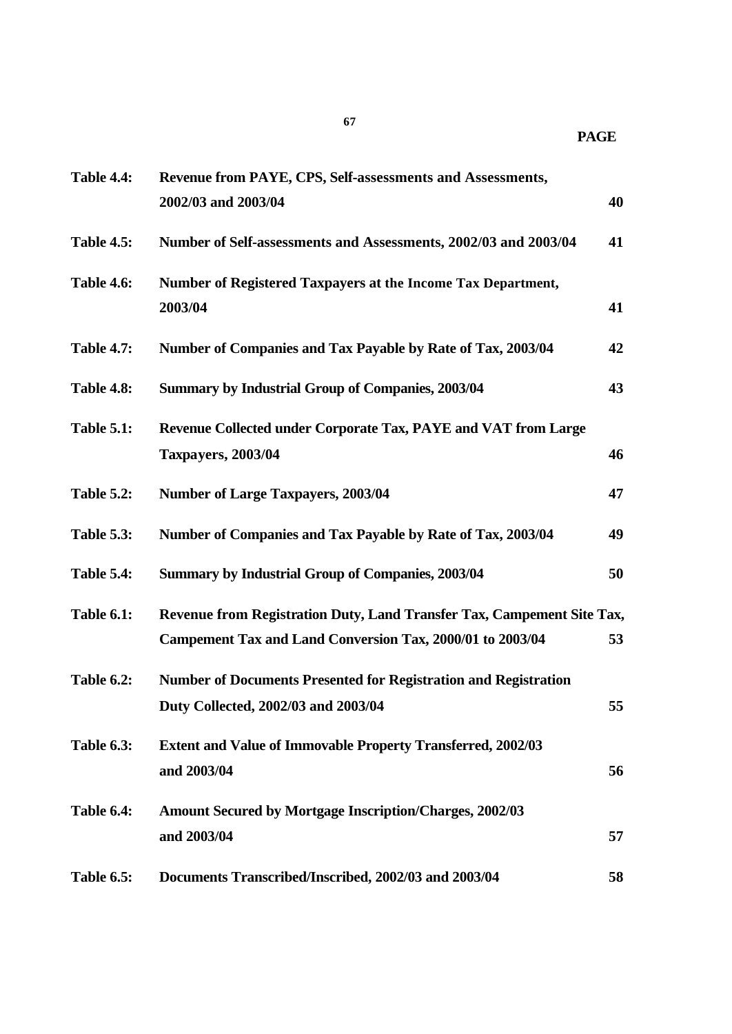| | | PAGE |
|---|---|---|
| **Table 4.4:** | **Revenue from PAYE, CPS, Self-assessments and Assessments, 2002/03 and 2003/04** | **40** |
| **Table 4.5:** | **Number of Self-assessments and Assessments, 2002/03 and 2003/04** | **41** |
| **Table 4.6:** | **Number of Registered Taxpayers at the Income Tax Department, 2003/04** | **41** |
| **Table 4.7:** | **Number of Companies and Tax Payable by Rate of Tax, 2003/04** | **42** |
| **Table 4.8:** | **Summary by Industrial Group of Companies, 2003/04** | **43** |
| **Table 5.1:** | **Revenue Collected under Corporate Tax, PAYE and VAT from Large Taxpayers, 2003/04** | **46** |
| **Table 5.2:** | **Number of Large Taxpayers, 2003/04** | **47** |
| **Table 5.3:** | **Number of Companies and Tax Payable by Rate of Tax, 2003/04** | **49** |
| **Table 5.4:** | **Summary by Industrial Group of Companies, 2003/04** | **50** |
| **Table 6.1:** | **Revenue from Registration Duty, Land Transfer Tax, Campement Site Tax, Campement Tax and Land Conversion Tax, 2000/01 to 2003/04** | **53** |
| **Table 6.2:** | **Number of Documents Presented for Registration and Registration Duty Collected, 2002/03 and 2003/04** | **55** |
| **Table 6.3:** | **Extent and Value of Immovable Property Transferred, 2002/03 and 2003/04** | **56** |
| **Table 6.4:** | **Amount Secured by Mortgage Inscription/Charges, 2002/03 and 2003/04** | **57** |
| **Table 6.5:** | **Documents Transcribed/Inscribed, 2002/03 and 2003/04** | **58** |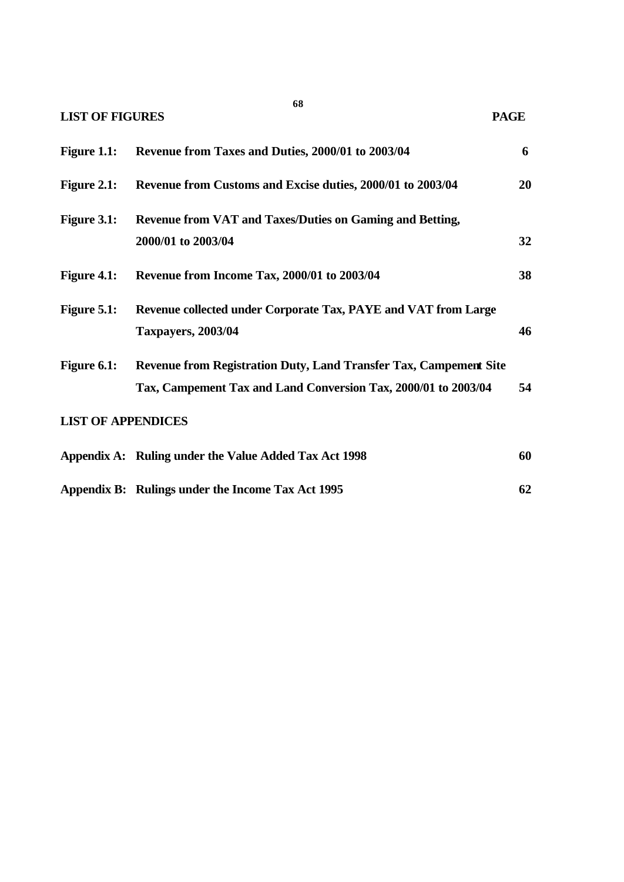## LIST OF FIGURES

| | | PAGE |
|---|---|---|
| **Figure 1.1:** | **Revenue from Taxes and Duties, 2000/01 to 2003/04** | **6** |
| **Figure 2.1:** | **Revenue from Customs and Excise duties, 2000/01 to 2003/04** | **20** |
| **Figure 3.1:** | **Revenue from VAT and Taxes/Duties on Gaming and Betting, 2000/01 to 2003/04** | **32** |
| **Figure 4.1:** | **Revenue from Income Tax, 2000/01 to 2003/04** | **38** |
| **Figure 5.1:** | **Revenue collected under Corporate Tax, PAYE and VAT from Large Taxpayers, 2003/04** | **46** |
| **Figure 6.1:** | **Revenue from Registration Duty, Land Transfer Tax, Campement Site Tax, Campement Tax and Land Conversion Tax, 2000/01 to 2003/04** | **54** |

## LIST OF APPENDICES

| | | |
|---|---|---|
| **Appendix A:** | **Ruling under the Value Added Tax Act 1998** | **60** |
| **Appendix B:** | **Rulings under the Income Tax Act 1995** | **62** |